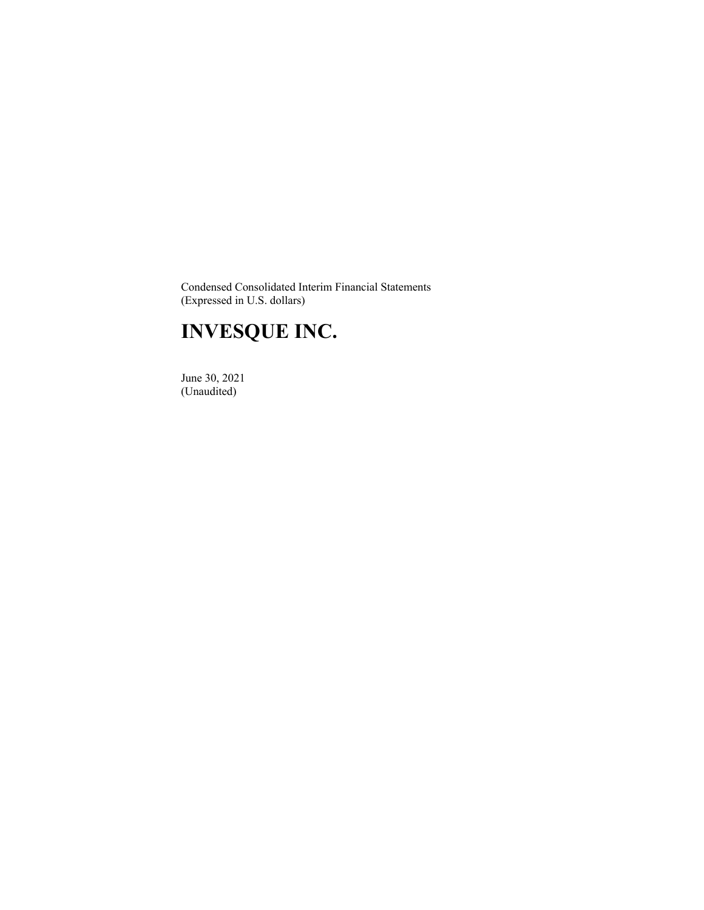Condensed Consolidated Interim Financial Statements
(Expressed in U.S. dollars)

# INVESQUE INC.

June 30, 2021
(Unaudited)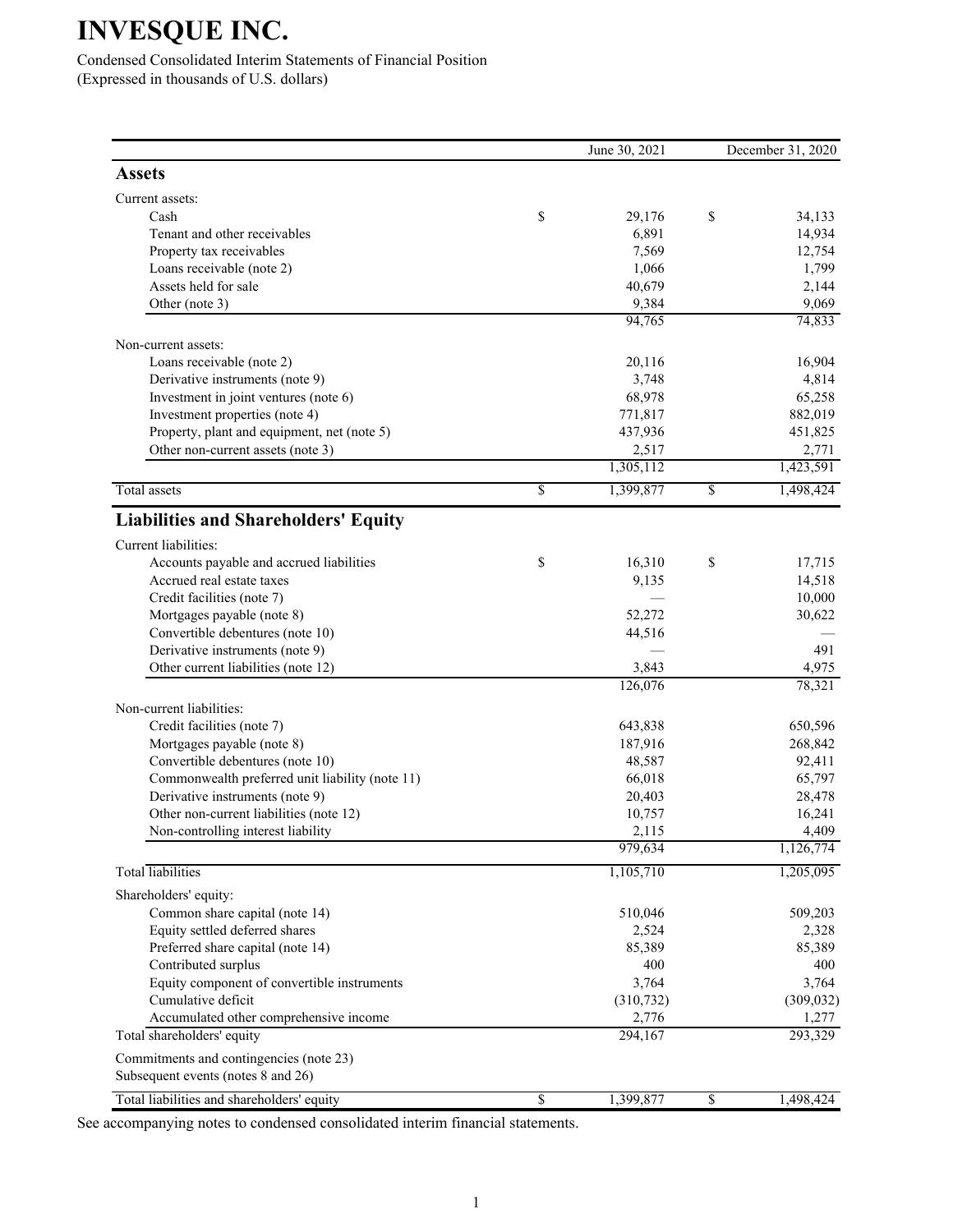# INVESQUE INC.

Condensed Consolidated Interim Statements of Financial Position
(Expressed in thousands of U.S. dollars)

| | June 30, 2021 | December 31, 2020 |
|---|---|---|
| **Assets** | | |
| Current assets: | | |
| Cash | $ 29,176 | $ 34,133 |
| Tenant and other receivables | 6,891 | 14,934 |
| Property tax receivables | 7,569 | 12,754 |
| Loans receivable (note 2) | 1,066 | 1,799 |
| Assets held for sale | 40,679 | 2,144 |
| Other (note 3) | 9,384 | 9,069 |
| | 94,765 | 74,833 |
| Non-current assets: | | |
| Loans receivable (note 2) | 20,116 | 16,904 |
| Derivative instruments (note 9) | 3,748 | 4,814 |
| Investment in joint ventures (note 6) | 68,978 | 65,258 |
| Investment properties (note 4) | 771,817 | 882,019 |
| Property, plant and equipment, net (note 5) | 437,936 | 451,825 |
| Other non-current assets (note 3) | 2,517 | 2,771 |
| | 1,305,112 | 1,423,591 |
| Total assets | $ 1,399,877 | $ 1,498,424 |
| **Liabilities and Shareholders' Equity** | | |
| Current liabilities: | | |
| Accounts payable and accrued liabilities | $ 16,310 | $ 17,715 |
| Accrued real estate taxes | 9,135 | 14,518 |
| Credit facilities (note 7) | — | 10,000 |
| Mortgages payable (note 8) | 52,272 | 30,622 |
| Convertible debentures (note 10) | 44,516 | — |
| Derivative instruments (note 9) | — | 491 |
| Other current liabilities (note 12) | 3,843 | 4,975 |
| | 126,076 | 78,321 |
| Non-current liabilities: | | |
| Credit facilities (note 7) | 643,838 | 650,596 |
| Mortgages payable (note 8) | 187,916 | 268,842 |
| Convertible debentures (note 10) | 48,587 | 92,411 |
| Commonwealth preferred unit liability (note 11) | 66,018 | 65,797 |
| Derivative instruments (note 9) | 20,403 | 28,478 |
| Other non-current liabilities (note 12) | 10,757 | 16,241 |
| Non-controlling interest liability | 2,115 | 4,409 |
| | 979,634 | 1,126,774 |
| Total liabilities | 1,105,710 | 1,205,095 |
| Shareholders' equity: | | |
| Common share capital (note 14) | 510,046 | 509,203 |
| Equity settled deferred shares | 2,524 | 2,328 |
| Preferred share capital (note 14) | 85,389 | 85,389 |
| Contributed surplus | 400 | 400 |
| Equity component of convertible instruments | 3,764 | 3,764 |
| Cumulative deficit | (310,732) | (309,032) |
| Accumulated other comprehensive income | 2,776 | 1,277 |
| Total shareholders' equity | 294,167 | 293,329 |
| Commitments and contingencies (note 23) | | |
| Subsequent events (notes 8 and 26) | | |
| Total liabilities and shareholders' equity | $ 1,399,877 | $ 1,498,424 |

See accompanying notes to condensed consolidated interim financial statements.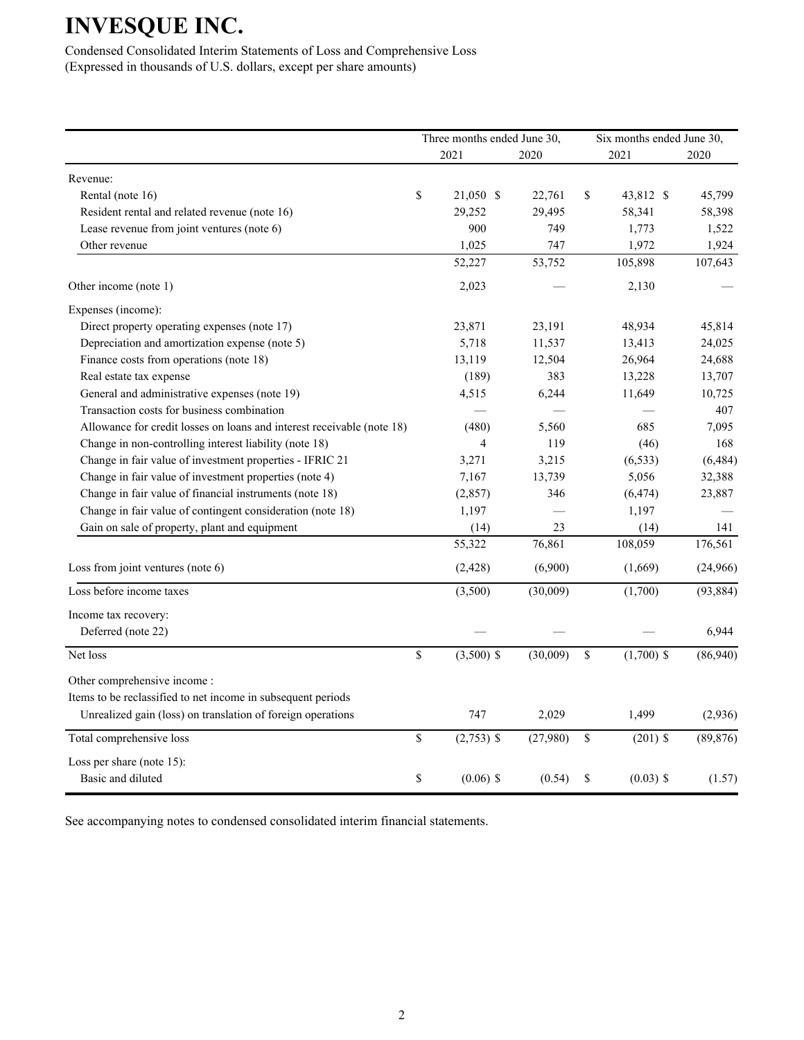# INVESQUE INC.

Condensed Consolidated Interim Statements of Loss and Comprehensive Loss
(Expressed in thousands of U.S. dollars, except per share amounts)

| | Three months ended June 30, | | Six months ended June 30, | |
|---|---|---|---|---|
| | 2021 | 2020 | 2021 | 2020 |
| Revenue: | | | | |
| Rental (note 16) | $ 21,050 | $ 22,761 | $ 43,812 | $ 45,799 |
| Resident rental and related revenue (note 16) | 29,252 | 29,495 | 58,341 | 58,398 |
| Lease revenue from joint ventures (note 6) | 900 | 749 | 1,773 | 1,522 |
| Other revenue | 1,025 | 747 | 1,972 | 1,924 |
| | 52,227 | 53,752 | 105,898 | 107,643 |
| Other income (note 1) | 2,023 | — | 2,130 | — |
| Expenses (income): | | | | |
| Direct property operating expenses (note 17) | 23,871 | 23,191 | 48,934 | 45,814 |
| Depreciation and amortization expense (note 5) | 5,718 | 11,537 | 13,413 | 24,025 |
| Finance costs from operations (note 18) | 13,119 | 12,504 | 26,964 | 24,688 |
| Real estate tax expense | (189) | 383 | 13,228 | 13,707 |
| General and administrative expenses (note 19) | 4,515 | 6,244 | 11,649 | 10,725 |
| Transaction costs for business combination | — | — | — | 407 |
| Allowance for credit losses on loans and interest receivable (note 18) | (480) | 5,560 | 685 | 7,095 |
| Change in non-controlling interest liability (note 18) | 4 | 119 | (46) | 168 |
| Change in fair value of investment properties - IFRIC 21 | 3,271 | 3,215 | (6,533) | (6,484) |
| Change in fair value of investment properties (note 4) | 7,167 | 13,739 | 5,056 | 32,388 |
| Change in fair value of financial instruments (note 18) | (2,857) | 346 | (6,474) | 23,887 |
| Change in fair value of contingent consideration (note 18) | 1,197 | — | 1,197 | — |
| Gain on sale of property, plant and equipment | (14) | 23 | (14) | 141 |
| | 55,322 | 76,861 | 108,059 | 176,561 |
| Loss from joint ventures (note 6) | (2,428) | (6,900) | (1,669) | (24,966) |
| Loss before income taxes | (3,500) | (30,009) | (1,700) | (93,884) |
| Income tax recovery: | | | | |
| Deferred (note 22) | — | — | — | 6,944 |
| Net loss | $ (3,500) | $ (30,009) | $ (1,700) | $ (86,940) |
| Other comprehensive income : | | | | |
| Items to be reclassified to net income in subsequent periods | | | | |
| Unrealized gain (loss) on translation of foreign operations | 747 | 2,029 | 1,499 | (2,936) |
| Total comprehensive loss | $ (2,753) | $ (27,980) | $ (201) | $ (89,876) |
| Loss per share (note 15): | | | | |
| Basic and diluted | $ (0.06) | $ (0.54) | $ (0.03) | $ (1.57) |

See accompanying notes to condensed consolidated interim financial statements.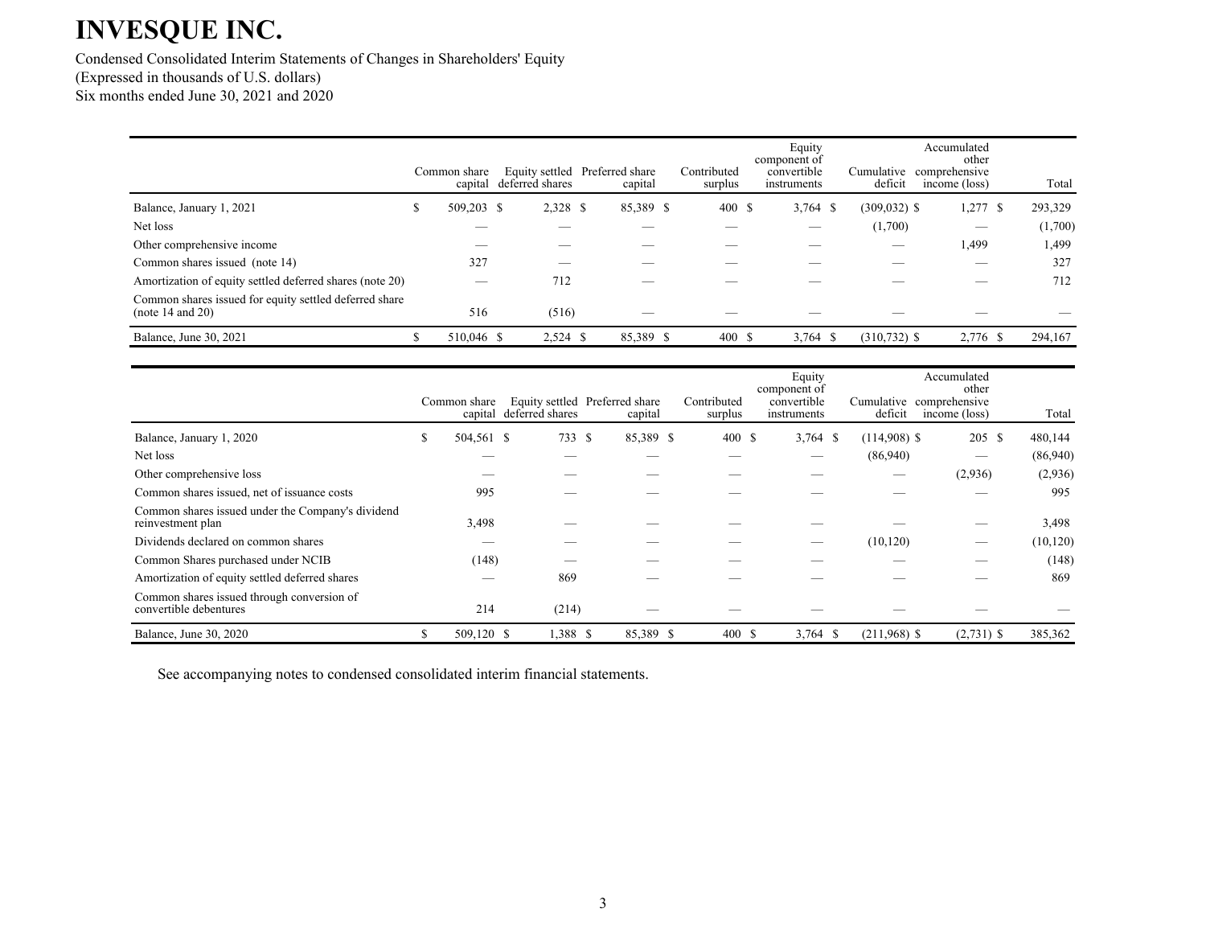# INVESQUE INC.

Condensed Consolidated Interim Statements of Changes in Shareholders' Equity
(Expressed in thousands of U.S. dollars)
Six months ended June 30, 2021 and 2020

| | Common share capital | Equity settled deferred shares | Preferred share capital | Contributed surplus | Equity component of convertible instruments | Cumulative deficit | Accumulated other comprehensive income (loss) | Total |
|---|---|---|---|---|---|---|---|---|
| Balance, January 1, 2021 | $ 509,203 | $ 2,328 | $ 85,389 | $ 400 | $ 3,764 | $ (309,032) | $ 1,277 | $ 293,329 |
| Net loss | — | — | — | — | — | (1,700) | — | (1,700) |
| Other comprehensive income | — | — | — | — | — | — | 1,499 | 1,499 |
| Common shares issued (note 14) | 327 | — | — | — | — | — | — | 327 |
| Amortization of equity settled deferred shares (note 20) | — | 712 | — | — | — | — | — | 712 |
| Common shares issued for equity settled deferred share (note 14 and 20) | 516 | (516) | — | — | — | — | — | — |
| Balance, June 30, 2021 | $ 510,046 | $ 2,524 | $ 85,389 | $ 400 | $ 3,764 | $ (310,732) | $ 2,776 | $ 294,167 |

| | Common share capital | Equity settled deferred shares | Preferred share capital | Contributed surplus | Equity component of convertible instruments | Cumulative deficit | Accumulated other comprehensive income (loss) | Total |
|---|---|---|---|---|---|---|---|---|
| Balance, January 1, 2020 | $ 504,561 | $ 733 | $ 85,389 | $ 400 | $ 3,764 | $ (114,908) | $ 205 | $ 480,144 |
| Net loss | — | — | — | — | — | (86,940) | — | (86,940) |
| Other comprehensive loss | — | — | — | — | — | — | (2,936) | (2,936) |
| Common shares issued, net of issuance costs | 995 | — | — | — | — | — | — | 995 |
| Common shares issued under the Company's dividend reinvestment plan | 3,498 | — | — | — | — | — | — | 3,498 |
| Dividends declared on common shares | — | — | — | — | — | (10,120) | — | (10,120) |
| Common Shares purchased under NCIB | (148) | — | — | — | — | — | — | (148) |
| Amortization of equity settled deferred shares | — | 869 | — | — | — | — | — | 869 |
| Common shares issued through conversion of convertible debentures | 214 | (214) | — | — | — | — | — | — |
| Balance, June 30, 2020 | $ 509,120 | $ 1,388 | $ 85,389 | $ 400 | $ 3,764 | $ (211,968) | $ (2,731) | $ 385,362 |

See accompanying notes to condensed consolidated interim financial statements.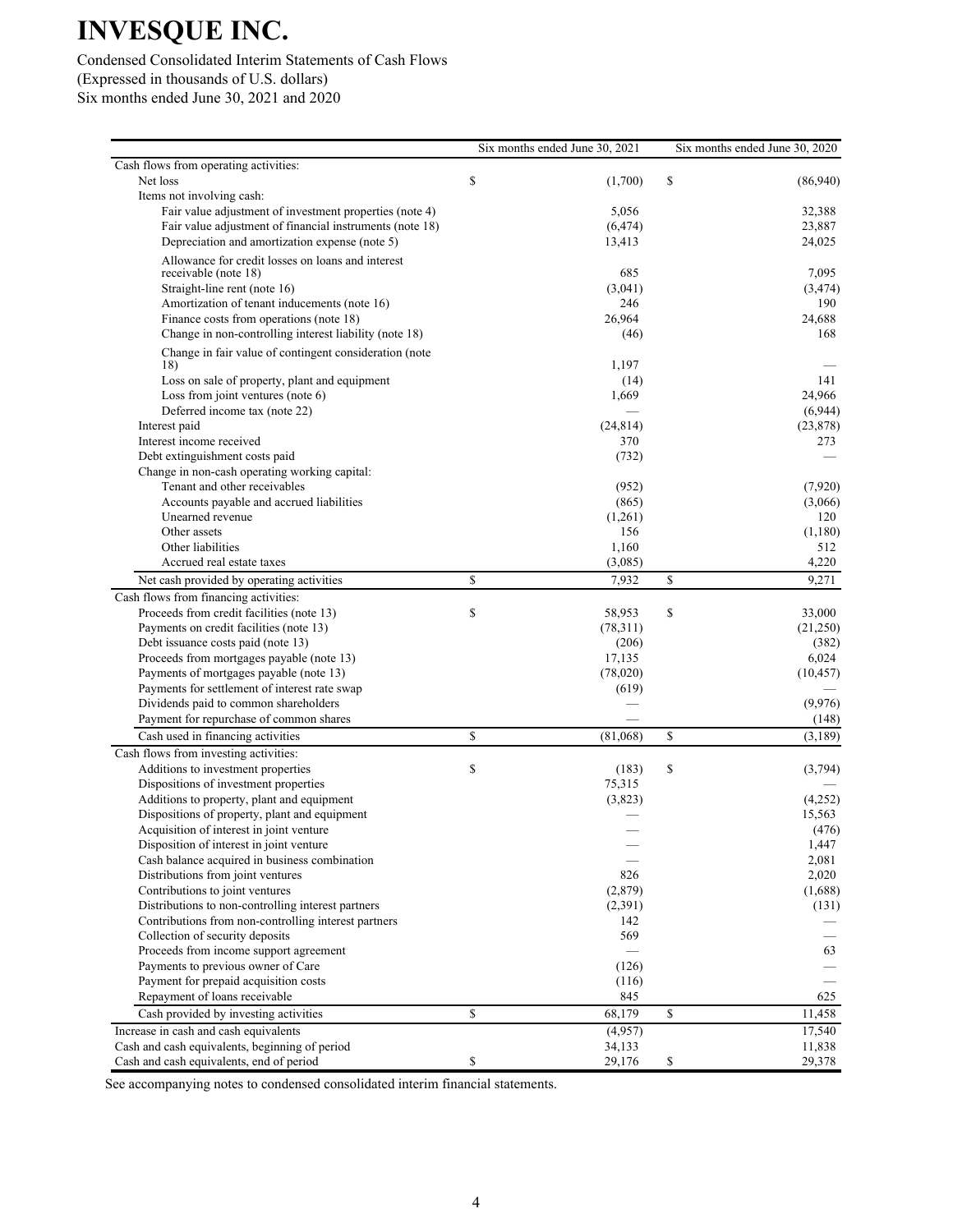# INVESQUE INC.

Condensed Consolidated Interim Statements of Cash Flows
(Expressed in thousands of U.S. dollars)
Six months ended June 30, 2021 and 2020

| | Six months ended June 30, 2021 | Six months ended June 30, 2020 |
|---|---|---|
| Cash flows from operating activities: | | |
| Net loss | $ (1,700) | $ (86,940) |
| Items not involving cash: | | |
| Fair value adjustment of investment properties (note 4) | 5,056 | 32,388 |
| Fair value adjustment of financial instruments (note 18) | (6,474) | 23,887 |
| Depreciation and amortization expense (note 5) | 13,413 | 24,025 |
| Allowance for credit losses on loans and interest receivable (note 18) | 685 | 7,095 |
| Straight-line rent (note 16) | (3,041) | (3,474) |
| Amortization of tenant inducements (note 16) | 246 | 190 |
| Finance costs from operations (note 18) | 26,964 | 24,688 |
| Change in non-controlling interest liability (note 18) | (46) | 168 |
| Change in fair value of contingent consideration (note 18) | 1,197 | — |
| Loss on sale of property, plant and equipment | (14) | 141 |
| Loss from joint ventures (note 6) | 1,669 | 24,966 |
| Deferred income tax (note 22) | — | (6,944) |
| Interest paid | (24,814) | (23,878) |
| Interest income received | 370 | 273 |
| Debt extinguishment costs paid | (732) | — |
| Change in non-cash operating working capital: | | |
| Tenant and other receivables | (952) | (7,920) |
| Accounts payable and accrued liabilities | (865) | (3,066) |
| Unearned revenue | (1,261) | 120 |
| Other assets | 156 | (1,180) |
| Other liabilities | 1,160 | 512 |
| Accrued real estate taxes | (3,085) | 4,220 |
| Net cash provided by operating activities | $ 7,932 | $ 9,271 |
| Cash flows from financing activities: | | |
| Proceeds from credit facilities (note 13) | $ 58,953 | $ 33,000 |
| Payments on credit facilities (note 13) | (78,311) | (21,250) |
| Debt issuance costs paid (note 13) | (206) | (382) |
| Proceeds from mortgages payable (note 13) | 17,135 | 6,024 |
| Payments of mortgages payable (note 13) | (78,020) | (10,457) |
| Payments for settlement of interest rate swap | (619) | — |
| Dividends paid to common shareholders | — | (9,976) |
| Payment for repurchase of common shares | — | (148) |
| Cash used in financing activities | $ (81,068) | $ (3,189) |
| Cash flows from investing activities: | | |
| Additions to investment properties | $ (183) | $ (3,794) |
| Dispositions of investment properties | 75,315 | — |
| Additions to property, plant and equipment | (3,823) | (4,252) |
| Dispositions of property, plant and equipment | — | 15,563 |
| Acquisition of interest in joint venture | — | (476) |
| Disposition of interest in joint venture | — | 1,447 |
| Cash balance acquired in business combination | — | 2,081 |
| Distributions from joint ventures | 826 | 2,020 |
| Contributions to joint ventures | (2,879) | (1,688) |
| Distributions to non-controlling interest partners | (2,391) | (131) |
| Contributions from non-controlling interest partners | 142 | — |
| Collection of security deposits | 569 | — |
| Proceeds from income support agreement | — | 63 |
| Payments to previous owner of Care | (126) | — |
| Payment for prepaid acquisition costs | (116) | — |
| Repayment of loans receivable | 845 | 625 |
| Cash provided by investing activities | $ 68,179 | $ 11,458 |
| Increase in cash and cash equivalents | (4,957) | 17,540 |
| Cash and cash equivalents, beginning of period | 34,133 | 11,838 |
| Cash and cash equivalents, end of period | $ 29,176 | $ 29,378 |

See accompanying notes to condensed consolidated interim financial statements.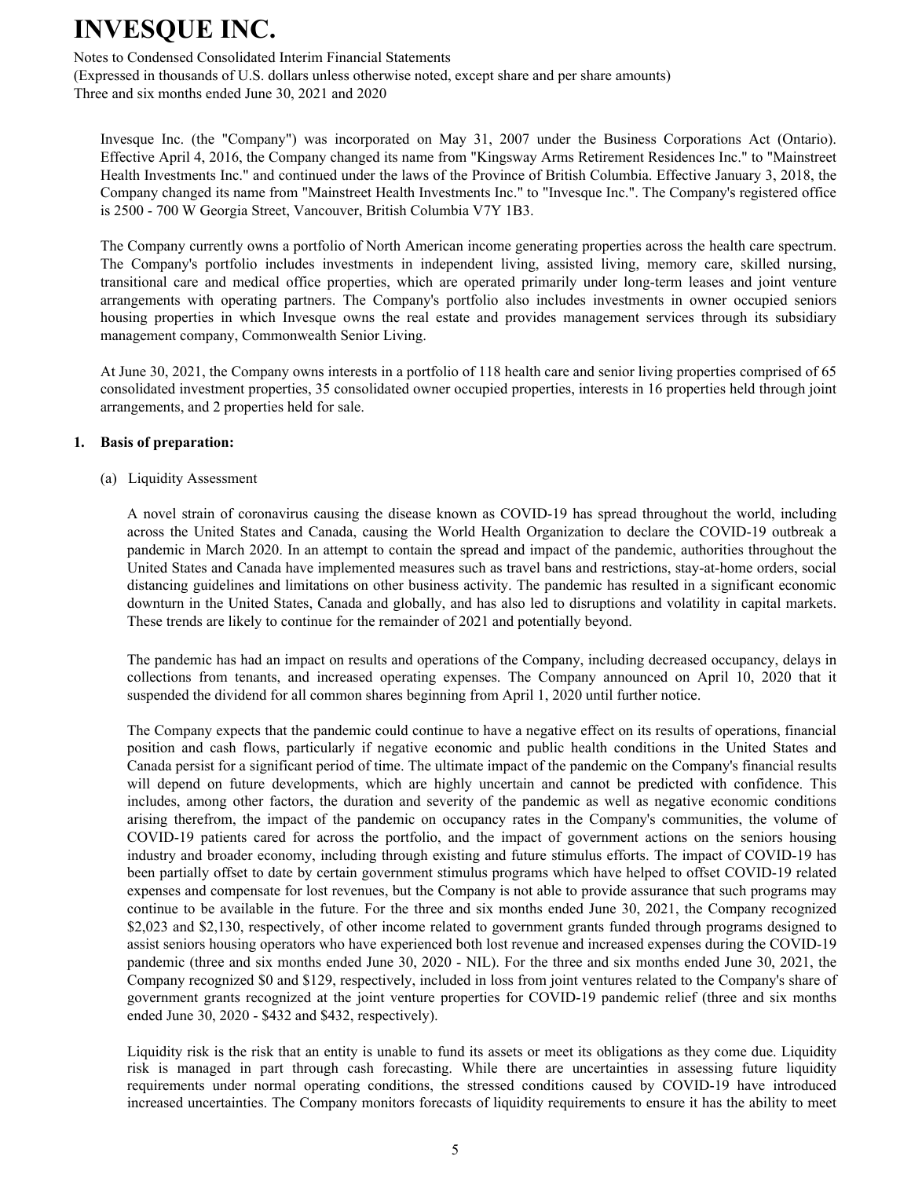Invesque Inc. (the "Company") was incorporated on May 31, 2007 under the Business Corporations Act (Ontario). Effective April 4, 2016, the Company changed its name from "Kingsway Arms Retirement Residences Inc." to "Mainstreet Health Investments Inc." and continued under the laws of the Province of British Columbia. Effective January 3, 2018, the Company changed its name from "Mainstreet Health Investments Inc." to "Invesque Inc.". The Company's registered office is 2500 - 700 W Georgia Street, Vancouver, British Columbia V7Y 1B3.

The Company currently owns a portfolio of North American income generating properties across the health care spectrum. The Company's portfolio includes investments in independent living, assisted living, memory care, skilled nursing, transitional care and medical office properties, which are operated primarily under long-term leases and joint venture arrangements with operating partners. The Company's portfolio also includes investments in owner occupied seniors housing properties in which Invesque owns the real estate and provides management services through its subsidiary management company, Commonwealth Senior Living.

At June 30, 2021, the Company owns interests in a portfolio of 118 health care and senior living properties comprised of 65 consolidated investment properties, 35 consolidated owner occupied properties, interests in 16 properties held through joint arrangements, and 2 properties held for sale.

## 1. Basis of preparation:

### (a) Liquidity Assessment

A novel strain of coronavirus causing the disease known as COVID-19 has spread throughout the world, including across the United States and Canada, causing the World Health Organization to declare the COVID-19 outbreak a pandemic in March 2020. In an attempt to contain the spread and impact of the pandemic, authorities throughout the United States and Canada have implemented measures such as travel bans and restrictions, stay-at-home orders, social distancing guidelines and limitations on other business activity. The pandemic has resulted in a significant economic downturn in the United States, Canada and globally, and has also led to disruptions and volatility in capital markets. These trends are likely to continue for the remainder of 2021 and potentially beyond.

The pandemic has had an impact on results and operations of the Company, including decreased occupancy, delays in collections from tenants, and increased operating expenses. The Company announced on April 10, 2020 that it suspended the dividend for all common shares beginning from April 1, 2020 until further notice.

The Company expects that the pandemic could continue to have a negative effect on its results of operations, financial position and cash flows, particularly if negative economic and public health conditions in the United States and Canada persist for a significant period of time. The ultimate impact of the pandemic on the Company's financial results will depend on future developments, which are highly uncertain and cannot be predicted with confidence. This includes, among other factors, the duration and severity of the pandemic as well as negative economic conditions arising therefrom, the impact of the pandemic on occupancy rates in the Company's communities, the volume of COVID-19 patients cared for across the portfolio, and the impact of government actions on the seniors housing industry and broader economy, including through existing and future stimulus efforts. The impact of COVID-19 has been partially offset to date by certain government stimulus programs which have helped to offset COVID-19 related expenses and compensate for lost revenues, but the Company is not able to provide assurance that such programs may continue to be available in the future. For the three and six months ended June 30, 2021, the Company recognized $2,023 and $2,130, respectively, of other income related to government grants funded through programs designed to assist seniors housing operators who have experienced both lost revenue and increased expenses during the COVID-19 pandemic (three and six months ended June 30, 2020 - NIL). For the three and six months ended June 30, 2021, the Company recognized $0 and $129, respectively, included in loss from joint ventures related to the Company's share of government grants recognized at the joint venture properties for COVID-19 pandemic relief (three and six months ended June 30, 2020 - $432 and $432, respectively).

Liquidity risk is the risk that an entity is unable to fund its assets or meet its obligations as they come due. Liquidity risk is managed in part through cash forecasting. While there are uncertainties in assessing future liquidity requirements under normal operating conditions, the stressed conditions caused by COVID-19 have introduced increased uncertainties. The Company monitors forecasts of liquidity requirements to ensure it has the ability to meet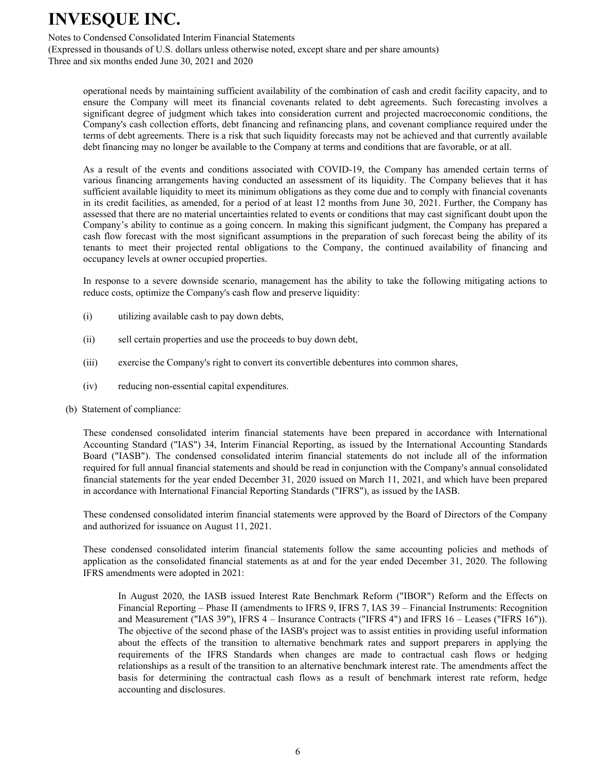operational needs by maintaining sufficient availability of the combination of cash and credit facility capacity, and to ensure the Company will meet its financial covenants related to debt agreements. Such forecasting involves a significant degree of judgment which takes into consideration current and projected macroeconomic conditions, the Company's cash collection efforts, debt financing and refinancing plans, and covenant compliance required under the terms of debt agreements. There is a risk that such liquidity forecasts may not be achieved and that currently available debt financing may no longer be available to the Company at terms and conditions that are favorable, or at all.

As a result of the events and conditions associated with COVID-19, the Company has amended certain terms of various financing arrangements having conducted an assessment of its liquidity. The Company believes that it has sufficient available liquidity to meet its minimum obligations as they come due and to comply with financial covenants in its credit facilities, as amended, for a period of at least 12 months from June 30, 2021. Further, the Company has assessed that there are no material uncertainties related to events or conditions that may cast significant doubt upon the Company's ability to continue as a going concern. In making this significant judgment, the Company has prepared a cash flow forecast with the most significant assumptions in the preparation of such forecast being the ability of its tenants to meet their projected rental obligations to the Company, the continued availability of financing and occupancy levels at owner occupied properties.

In response to a severe downside scenario, management has the ability to take the following mitigating actions to reduce costs, optimize the Company's cash flow and preserve liquidity:

(i) utilizing available cash to pay down debts,

(ii) sell certain properties and use the proceeds to buy down debt,

(iii) exercise the Company's right to convert its convertible debentures into common shares,

(iv) reducing non-essential capital expenditures.

(b) Statement of compliance:

These condensed consolidated interim financial statements have been prepared in accordance with International Accounting Standard ("IAS") 34, Interim Financial Reporting, as issued by the International Accounting Standards Board ("IASB"). The condensed consolidated interim financial statements do not include all of the information required for full annual financial statements and should be read in conjunction with the Company's annual consolidated financial statements for the year ended December 31, 2020 issued on March 11, 2021, and which have been prepared in accordance with International Financial Reporting Standards ("IFRS"), as issued by the IASB.

These condensed consolidated interim financial statements were approved by the Board of Directors of the Company and authorized for issuance on August 11, 2021.

These condensed consolidated interim financial statements follow the same accounting policies and methods of application as the consolidated financial statements as at and for the year ended December 31, 2020. The following IFRS amendments were adopted in 2021:

In August 2020, the IASB issued Interest Rate Benchmark Reform ("IBOR") Reform and the Effects on Financial Reporting – Phase II (amendments to IFRS 9, IFRS 7, IAS 39 – Financial Instruments: Recognition and Measurement ("IAS 39"), IFRS 4 – Insurance Contracts ("IFRS 4") and IFRS 16 – Leases ("IFRS 16")). The objective of the second phase of the IASB's project was to assist entities in providing useful information about the effects of the transition to alternative benchmark rates and support preparers in applying the requirements of the IFRS Standards when changes are made to contractual cash flows or hedging relationships as a result of the transition to an alternative benchmark interest rate. The amendments affect the basis for determining the contractual cash flows as a result of benchmark interest rate reform, hedge accounting and disclosures.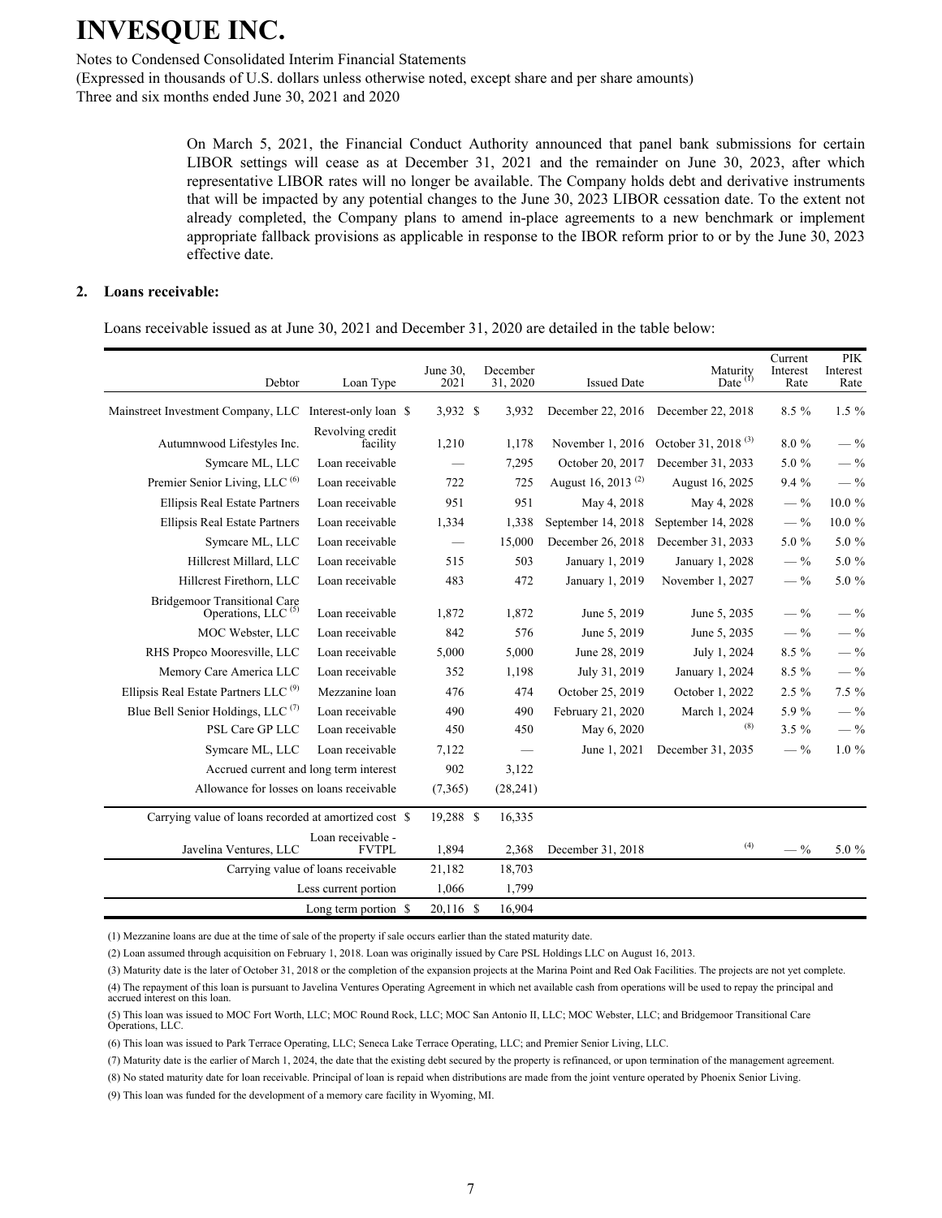On March 5, 2021, the Financial Conduct Authority announced that panel bank submissions for certain LIBOR settings will cease as at December 31, 2021 and the remainder on June 30, 2023, after which representative LIBOR rates will no longer be available. The Company holds debt and derivative instruments that will be impacted by any potential changes to the June 30, 2023 LIBOR cessation date. To the extent not already completed, the Company plans to amend in-place agreements to a new benchmark or implement appropriate fallback provisions as applicable in response to the IBOR reform prior to or by the June 30, 2023 effective date.

## 2. Loans receivable:

Loans receivable issued as at June 30, 2021 and December 31, 2020 are detailed in the table below:

| Debtor | Loan Type | June 30, 2021 | December 31, 2020 | Issued Date | Maturity Date [(1)] | Current Interest Rate | PIK Interest Rate |
|---|---|---|---|---|---|---|---|
| Mainstreet Investment Company, LLC | Interest-only loan | $ 3,932 | $ 3,932 | December 22, 2016 | December 22, 2018 | 8.5 % | 1.5 % |
| Autumnwood Lifestyles Inc. | Revolving credit facility | 1,210 | 1,178 | November 1, 2016 | October 31, 2018 [(3)] | 8.0 % | — % |
| Symcare ML, LLC | Loan receivable | — | 7,295 | October 20, 2017 | December 31, 2033 | 5.0 % | — % |
| Premier Senior Living, LLC [(6)] | Loan receivable | 722 | 725 | August 16, 2013 [(2)] | August 16, 2025 | 9.4 % | — % |
| Ellipsis Real Estate Partners | Loan receivable | 951 | 951 | May 4, 2018 | May 4, 2028 | — % | 10.0 % |
| Ellipsis Real Estate Partners | Loan receivable | 1,334 | 1,338 | September 14, 2018 | September 14, 2028 | — % | 10.0 % |
| Symcare ML, LLC | Loan receivable | — | 15,000 | December 26, 2018 | December 31, 2033 | 5.0 % | 5.0 % |
| Hillcrest Millard, LLC | Loan receivable | 515 | 503 | January 1, 2019 | January 1, 2028 | — % | 5.0 % |
| Hillcrest Firethorn, LLC | Loan receivable | 483 | 472 | January 1, 2019 | November 1, 2027 | — % | 5.0 % |
| Bridgemoor Transitional Care Operations, LLC [(5)] | Loan receivable | 1,872 | 1,872 | June 5, 2019 | June 5, 2035 | — % | — % |
| MOC Webster, LLC | Loan receivable | 842 | 576 | June 5, 2019 | June 5, 2035 | — % | — % |
| RHS Propco Mooresville, LLC | Loan receivable | 5,000 | 5,000 | June 28, 2019 | July 1, 2024 | 8.5 % | — % |
| Memory Care America LLC | Loan receivable | 352 | 1,198 | July 31, 2019 | January 1, 2024 | 8.5 % | — % |
| Ellipsis Real Estate Partners LLC [(9)] | Mezzanine loan | 476 | 474 | October 25, 2019 | October 1, 2022 | 2.5 % | 7.5 % |
| Blue Bell Senior Holdings, LLC [(7)] | Loan receivable | 490 | 490 | February 21, 2020 | March 1, 2024 | 5.9 % | — % |
| PSL Care GP LLC | Loan receivable | 450 | 450 | May 6, 2020 | [(8)] | 3.5 % | — % |
| Symcare ML, LLC | Loan receivable | 7,122 | — | June 1, 2021 | December 31, 2035 | — % | 1.0 % |
| | Accrued current and long term interest | 902 | 3,122 | | | | |
| | Allowance for losses on loans receivable | (7,365) | (28,241) | | | | |
| | Carrying value of loans recorded at amortized cost | $ 19,288 | $ 16,335 | | | | |
| Javelina Ventures, LLC | Loan receivable - FVTPL | 1,894 | 2,368 | December 31, 2018 | [(4)] | — % | 5.0 % |
| | Carrying value of loans receivable | 21,182 | 18,703 | | | | |
| | Less current portion | 1,066 | 1,799 | | | | |
| | Long term portion | $ 20,116 | $ 16,904 | | | | |

(1) Mezzanine loans are due at the time of sale of the property if sale occurs earlier than the stated maturity date.

(2) Loan assumed through acquisition on February 1, 2018. Loan was originally issued by Care PSL Holdings LLC on August 16, 2013.

(3) Maturity date is the later of October 31, 2018 or the completion of the expansion projects at the Marina Point and Red Oak Facilities. The projects are not yet complete.

(4) The repayment of this loan is pursuant to Javelina Ventures Operating Agreement in which net available cash from operations will be used to repay the principal and accrued interest on this loan.

(5) This loan was issued to MOC Fort Worth, LLC; MOC Round Rock, LLC; MOC San Antonio II, LLC; MOC Webster, LLC; and Bridgemoor Transitional Care Operations, LLC.

(6) This loan was issued to Park Terrace Operating, LLC; Seneca Lake Terrace Operating, LLC; and Premier Senior Living, LLC.

(7) Maturity date is the earlier of March 1, 2024, the date that the existing debt secured by the property is refinanced, or upon termination of the management agreement.

(8) No stated maturity date for loan receivable. Principal of loan is repaid when distributions are made from the joint venture operated by Phoenix Senior Living.

(9) This loan was funded for the development of a memory care facility in Wyoming, MI.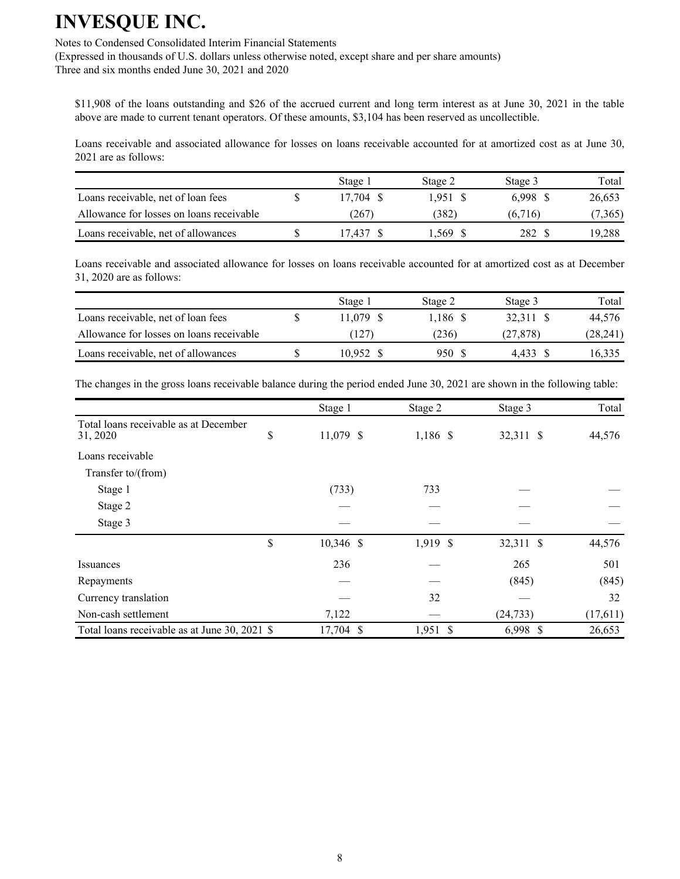$11,908 of the loans outstanding and $26 of the accrued current and long term interest as at June 30, 2021 in the table above are made to current tenant operators. Of these amounts, $3,104 has been reserved as uncollectible.

Loans receivable and associated allowance for losses on loans receivable accounted for at amortized cost as at June 30, 2021 are as follows:

| | Stage 1 | Stage 2 | Stage 3 | Total |
|---|---|---|---|---|
| Loans receivable, net of loan fees | $ 17,704 | $ 1,951 | $ 6,998 | $ 26,653 |
| Allowance for losses on loans receivable | (267) | (382) | (6,716) | (7,365) |
| Loans receivable, net of allowances | $ 17,437 | $ 1,569 | $ 282 | $ 19,288 |

Loans receivable and associated allowance for losses on loans receivable accounted for at amortized cost as at December 31, 2020 are as follows:

| | Stage 1 | Stage 2 | Stage 3 | Total |
|---|---|---|---|---|
| Loans receivable, net of loan fees | $ 11,079 | $ 1,186 | $ 32,311 | $ 44,576 |
| Allowance for losses on loans receivable | (127) | (236) | (27,878) | (28,241) |
| Loans receivable, net of allowances | $ 10,952 | $ 950 | $ 4,433 | $ 16,335 |

The changes in the gross loans receivable balance during the period ended June 30, 2021 are shown in the following table:

| | Stage 1 | Stage 2 | Stage 3 | Total |
|---|---|---|---|---|
| Total loans receivable as at December 31, 2020 | $ 11,079 | $ 1,186 | $ 32,311 | $ 44,576 |
| Loans receivable | | | | |
| Transfer to/(from) | | | | |
| Stage 1 | (733) | 733 | — | — |
| Stage 2 | — | — | — | — |
| Stage 3 | — | — | — | — |
| | $ 10,346 | $ 1,919 | $ 32,311 | $ 44,576 |
| Issuances | 236 | — | 265 | 501 |
| Repayments | — | — | (845) | (845) |
| Currency translation | — | 32 | — | 32 |
| Non-cash settlement | 7,122 | — | (24,733) | (17,611) |
| Total loans receivable as at June 30, 2021 | $ 17,704 | $ 1,951 | $ 6,998 | $ 26,653 |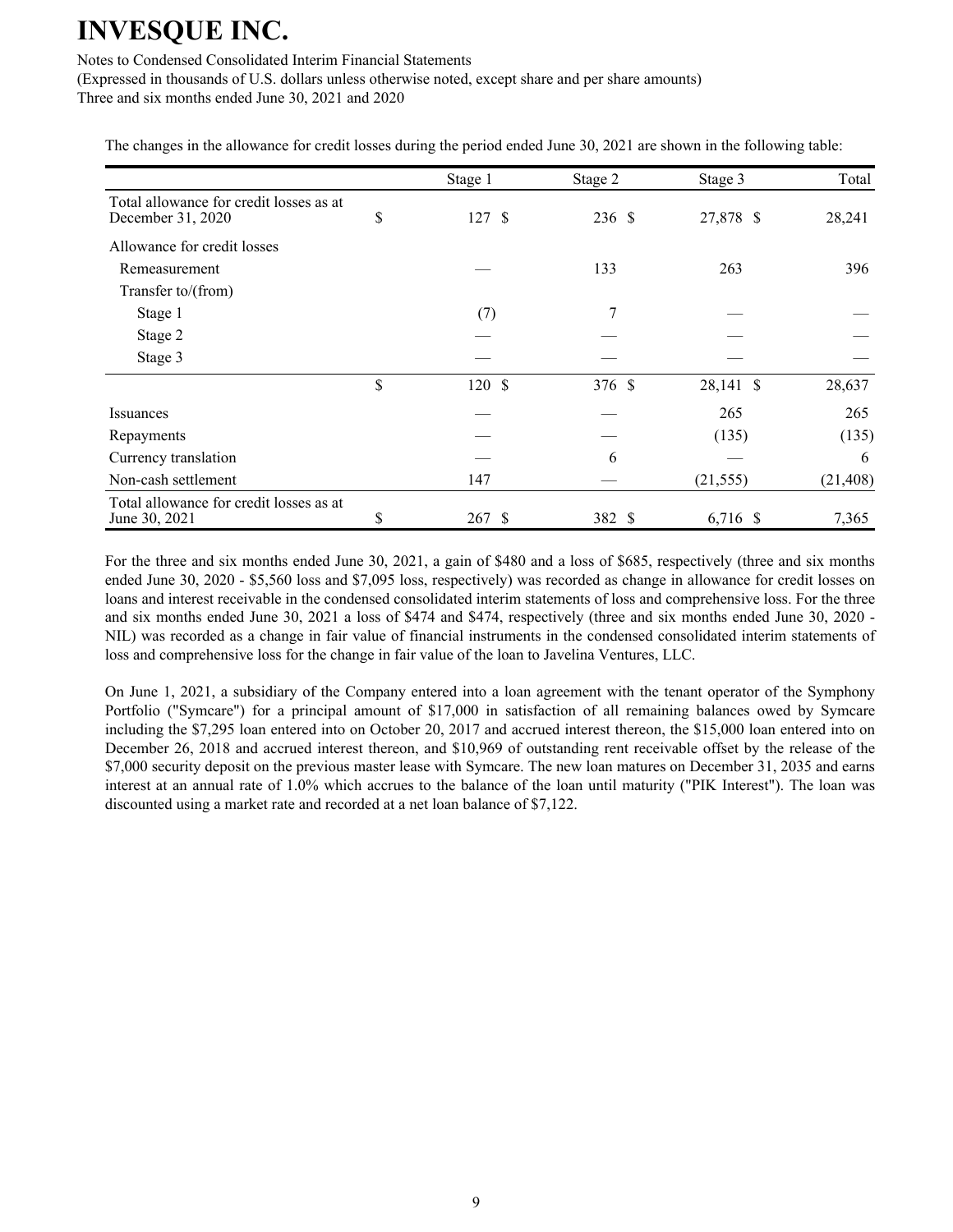The changes in the allowance for credit losses during the period ended June 30, 2021 are shown in the following table:

| | Stage 1 | Stage 2 | Stage 3 | Total |
|---|---|---|---|---|
| Total allowance for credit losses as at December 31, 2020 | $ 127 | $ 236 | $ 27,878 | $ 28,241 |
| Allowance for credit losses | | | | |
| Remeasurement | — | 133 | 263 | 396 |
| Transfer to/(from) | | | | |
| Stage 1 | (7) | 7 | — | — |
| Stage 2 | — | — | — | — |
| Stage 3 | — | — | — | — |
| | $ 120 | $ 376 | $ 28,141 | $ 28,637 |
| Issuances | — | — | 265 | 265 |
| Repayments | — | — | (135) | (135) |
| Currency translation | — | 6 | — | 6 |
| Non-cash settlement | 147 | — | (21,555) | (21,408) |
| Total allowance for credit losses as at June 30, 2021 | $ 267 | $ 382 | $ 6,716 | $ 7,365 |

For the three and six months ended June 30, 2021, a gain of $480 and a loss of $685, respectively (three and six months ended June 30, 2020 - $5,560 loss and $7,095 loss, respectively) was recorded as change in allowance for credit losses on loans and interest receivable in the condensed consolidated interim statements of loss and comprehensive loss. For the three and six months ended June 30, 2021 a loss of $474 and $474, respectively (three and six months ended June 30, 2020 - NIL) was recorded as a change in fair value of financial instruments in the condensed consolidated interim statements of loss and comprehensive loss for the change in fair value of the loan to Javelina Ventures, LLC.

On June 1, 2021, a subsidiary of the Company entered into a loan agreement with the tenant operator of the Symphony Portfolio ("Symcare") for a principal amount of $17,000 in satisfaction of all remaining balances owed by Symcare including the $7,295 loan entered into on October 20, 2017 and accrued interest thereon, the $15,000 loan entered into on December 26, 2018 and accrued interest thereon, and $10,969 of outstanding rent receivable offset by the release of the $7,000 security deposit on the previous master lease with Symcare. The new loan matures on December 31, 2035 and earns interest at an annual rate of 1.0% which accrues to the balance of the loan until maturity ("PIK Interest"). The loan was discounted using a market rate and recorded at a net loan balance of $7,122.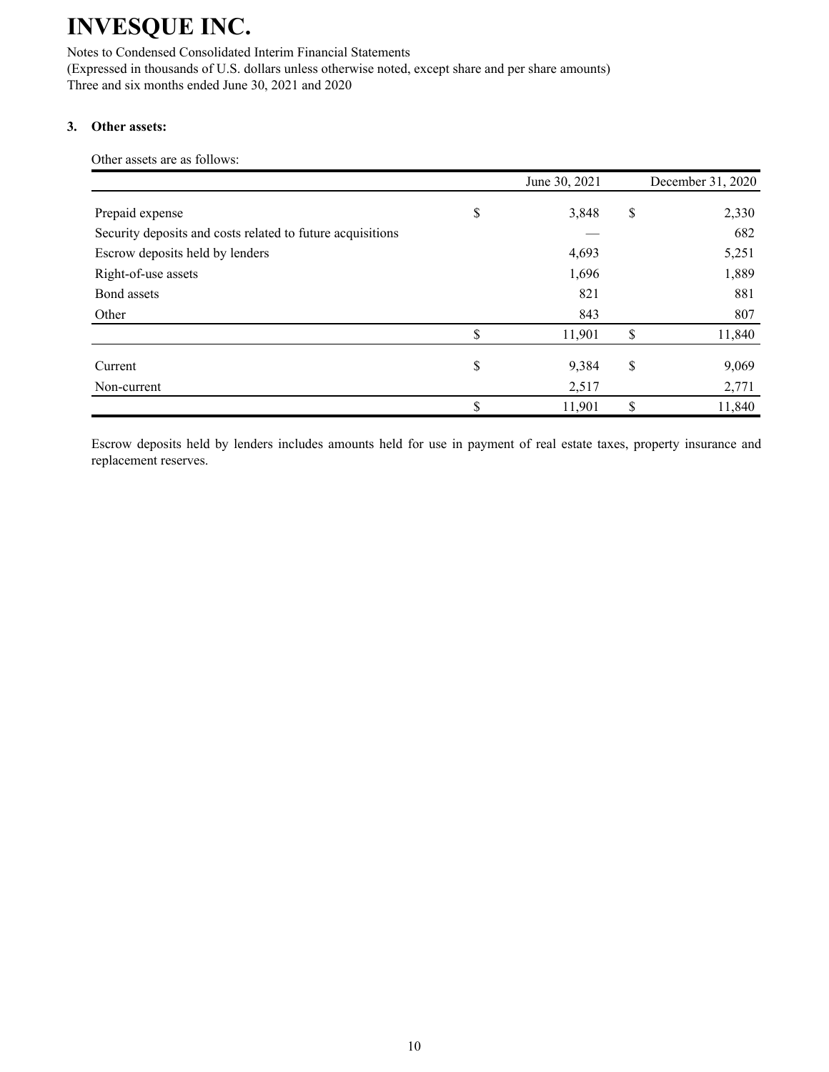# INVESQUE INC.

Notes to Condensed Consolidated Interim Financial Statements
(Expressed in thousands of U.S. dollars unless otherwise noted, except share and per share amounts)
Three and six months ended June 30, 2021 and 2020

## 3. Other assets:

Other assets are as follows:

| | June 30, 2021 | December 31, 2020 |
|---|---|---|
| Prepaid expense | $ 3,848 | $ 2,330 |
| Security deposits and costs related to future acquisitions | — | 682 |
| Escrow deposits held by lenders | 4,693 | 5,251 |
| Right-of-use assets | 1,696 | 1,889 |
| Bond assets | 821 | 881 |
| Other | 843 | 807 |
| | $ 11,901 | $ 11,840 |
| Current | $ 9,384 | $ 9,069 |
| Non-current | 2,517 | 2,771 |
| | $ 11,901 | $ 11,840 |

Escrow deposits held by lenders includes amounts held for use in payment of real estate taxes, property insurance and replacement reserves.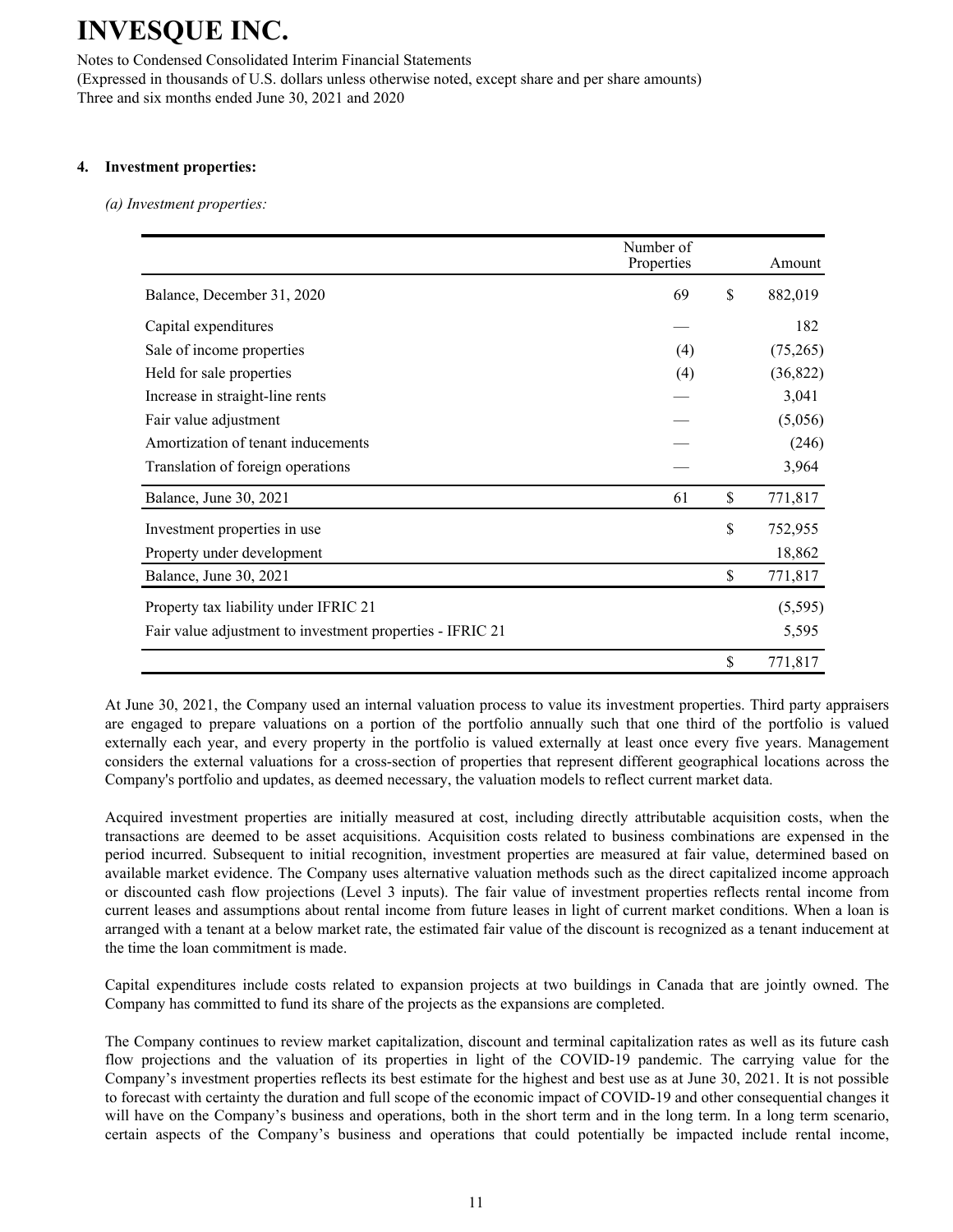# INVESQUE INC.

Notes to Condensed Consolidated Interim Financial Statements
(Expressed in thousands of U.S. dollars unless otherwise noted, except share and per share amounts)
Three and six months ended June 30, 2021 and 2020

**4. Investment properties:**

*(a) Investment properties:*

| | Number of Properties | | Amount |
|---|---|---|---|
| Balance, December 31, 2020 | 69 | $ | 882,019 |
| Capital expenditures | — | | 182 |
| Sale of income properties | (4) | | (75,265) |
| Held for sale properties | (4) | | (36,822) |
| Increase in straight-line rents | — | | 3,041 |
| Fair value adjustment | — | | (5,056) |
| Amortization of tenant inducements | — | | (246) |
| Translation of foreign operations | — | | 3,964 |
| Balance, June 30, 2021 | 61 | $ | 771,817 |
| Investment properties in use | | $ | 752,955 |
| Property under development | | | 18,862 |
| Balance, June 30, 2021 | | $ | 771,817 |
| Property tax liability under IFRIC 21 | | | (5,595) |
| Fair value adjustment to investment properties - IFRIC 21 | | | 5,595 |
| | | $ | 771,817 |

At June 30, 2021, the Company used an internal valuation process to value its investment properties. Third party appraisers are engaged to prepare valuations on a portion of the portfolio annually such that one third of the portfolio is valued externally each year, and every property in the portfolio is valued externally at least once every five years. Management considers the external valuations for a cross-section of properties that represent different geographical locations across the Company's portfolio and updates, as deemed necessary, the valuation models to reflect current market data.

Acquired investment properties are initially measured at cost, including directly attributable acquisition costs, when the transactions are deemed to be asset acquisitions. Acquisition costs related to business combinations are expensed in the period incurred. Subsequent to initial recognition, investment properties are measured at fair value, determined based on available market evidence. The Company uses alternative valuation methods such as the direct capitalized income approach or discounted cash flow projections (Level 3 inputs). The fair value of investment properties reflects rental income from current leases and assumptions about rental income from future leases in light of current market conditions. When a loan is arranged with a tenant at a below market rate, the estimated fair value of the discount is recognized as a tenant inducement at the time the loan commitment is made.

Capital expenditures include costs related to expansion projects at two buildings in Canada that are jointly owned. The Company has committed to fund its share of the projects as the expansions are completed.

The Company continues to review market capitalization, discount and terminal capitalization rates as well as its future cash flow projections and the valuation of its properties in light of the COVID-19 pandemic. The carrying value for the Company's investment properties reflects its best estimate for the highest and best use as at June 30, 2021. It is not possible to forecast with certainty the duration and full scope of the economic impact of COVID-19 and other consequential changes it will have on the Company's business and operations, both in the short term and in the long term. In a long term scenario, certain aspects of the Company's business and operations that could potentially be impacted include rental income,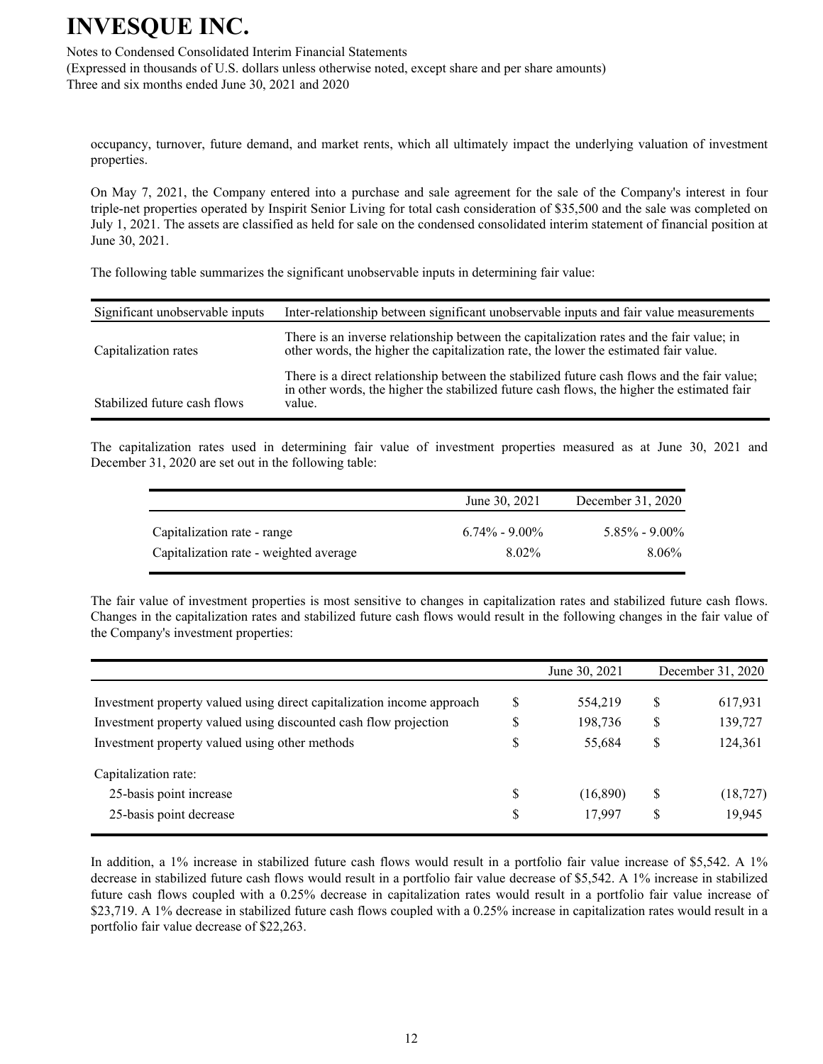occupancy, turnover, future demand, and market rents, which all ultimately impact the underlying valuation of investment properties.

On May 7, 2021, the Company entered into a purchase and sale agreement for the sale of the Company's interest in four triple-net properties operated by Inspirit Senior Living for total cash consideration of $35,500 and the sale was completed on July 1, 2021. The assets are classified as held for sale on the condensed consolidated interim statement of financial position at June 30, 2021.

The following table summarizes the significant unobservable inputs in determining fair value:

| Significant unobservable inputs | Inter-relationship between significant unobservable inputs and fair value measurements |
|---|---|
| Capitalization rates | There is an inverse relationship between the capitalization rates and the fair value; in other words, the higher the capitalization rate, the lower the estimated fair value. |
| Stabilized future cash flows | There is a direct relationship between the stabilized future cash flows and the fair value; in other words, the higher the stabilized future cash flows, the higher the estimated fair value. |

The capitalization rates used in determining fair value of investment properties measured as at June 30, 2021 and December 31, 2020 are set out in the following table:

| | June 30, 2021 | December 31, 2020 |
|---|---|---|
| Capitalization rate - range | 6.74% - 9.00% | 5.85% - 9.00% |
| Capitalization rate - weighted average | 8.02% | 8.06% |

The fair value of investment properties is most sensitive to changes in capitalization rates and stabilized future cash flows. Changes in the capitalization rates and stabilized future cash flows would result in the following changes in the fair value of the Company's investment properties:

| | June 30, 2021 | December 31, 2020 |
|---|---|---|
| Investment property valued using direct capitalization income approach | $ 554,219 | $ 617,931 |
| Investment property valued using discounted cash flow projection | $ 198,736 | $ 139,727 |
| Investment property valued using other methods | $ 55,684 | $ 124,361 |
| Capitalization rate: | | |
| 25-basis point increase | $ (16,890) | $ (18,727) |
| 25-basis point decrease | $ 17,997 | $ 19,945 |

In addition, a 1% increase in stabilized future cash flows would result in a portfolio fair value increase of $5,542. A 1% decrease in stabilized future cash flows would result in a portfolio fair value decrease of $5,542. A 1% increase in stabilized future cash flows coupled with a 0.25% decrease in capitalization rates would result in a portfolio fair value increase of $23,719. A 1% decrease in stabilized future cash flows coupled with a 0.25% increase in capitalization rates would result in a portfolio fair value decrease of $22,263.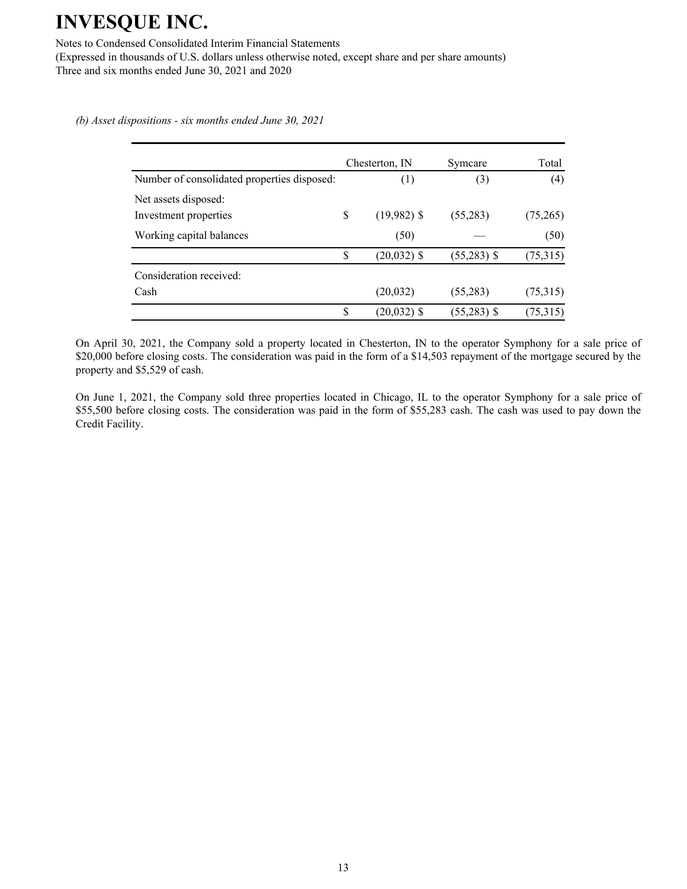*(b) Asset dispositions - six months ended June 30, 2021*

| | Chesterton, IN | Symcare | Total |
|---|---|---|---|
| Number of consolidated properties disposed: | (1) | (3) | (4) |
| Net assets disposed: | | | |
| Investment properties | $ (19,982) | $ (55,283) | (75,265) |
| Working capital balances | (50) | — | (50) |
| | $ (20,032) | $ (55,283) | $ (75,315) |
| Consideration received: | | | |
| Cash | (20,032) | (55,283) | (75,315) |
| | $ (20,032) | $ (55,283) | $ (75,315) |

On April 30, 2021, the Company sold a property located in Chesterton, IN to the operator Symphony for a sale price of $20,000 before closing costs. The consideration was paid in the form of a $14,503 repayment of the mortgage secured by the property and $5,529 of cash.

On June 1, 2021, the Company sold three properties located in Chicago, IL to the operator Symphony for a sale price of $55,500 before closing costs. The consideration was paid in the form of $55,283 cash. The cash was used to pay down the Credit Facility.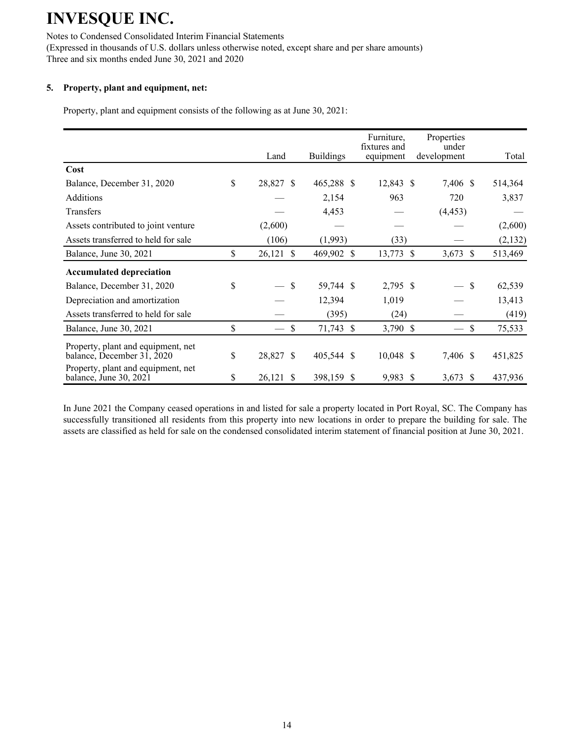# INVESQUE INC.

Notes to Condensed Consolidated Interim Financial Statements
(Expressed in thousands of U.S. dollars unless otherwise noted, except share and per share amounts)
Three and six months ended June 30, 2021 and 2020

## 5. Property, plant and equipment, net:

Property, plant and equipment consists of the following as at June 30, 2021:

| | Land | Buildings | Furniture, fixtures and equipment | Properties under development | Total |
|---|---|---|---|---|---|
| **Cost** | | | | | |
| Balance, December 31, 2020 | $ 28,827 | $ 465,288 | $ 12,843 | $ 7,406 | $ 514,364 |
| Additions | — | 2,154 | 963 | 720 | 3,837 |
| Transfers | — | 4,453 | — | (4,453) | — |
| Assets contributed to joint venture | (2,600) | — | — | — | (2,600) |
| Assets transferred to held for sale | (106) | (1,993) | (33) | — | (2,132) |
| Balance, June 30, 2021 | $ 26,121 | $ 469,902 | $ 13,773 | $ 3,673 | $ 513,469 |
| **Accumulated depreciation** | | | | | |
| Balance, December 31, 2020 | $ — | $ 59,744 | $ 2,795 | $ — | $ 62,539 |
| Depreciation and amortization | — | 12,394 | 1,019 | — | 13,413 |
| Assets transferred to held for sale | — | (395) | (24) | — | (419) |
| Balance, June 30, 2021 | $ — | $ 71,743 | $ 3,790 | $ — | $ 75,533 |
| Property, plant and equipment, net balance, December 31, 2020 | $ 28,827 | $ 405,544 | $ 10,048 | $ 7,406 | $ 451,825 |
| Property, plant and equipment, net balance, June 30, 2021 | $ 26,121 | $ 398,159 | $ 9,983 | $ 3,673 | $ 437,936 |

In June 2021 the Company ceased operations in and listed for sale a property located in Port Royal, SC. The Company has successfully transitioned all residents from this property into new locations in order to prepare the building for sale. The assets are classified as held for sale on the condensed consolidated interim statement of financial position at June 30, 2021.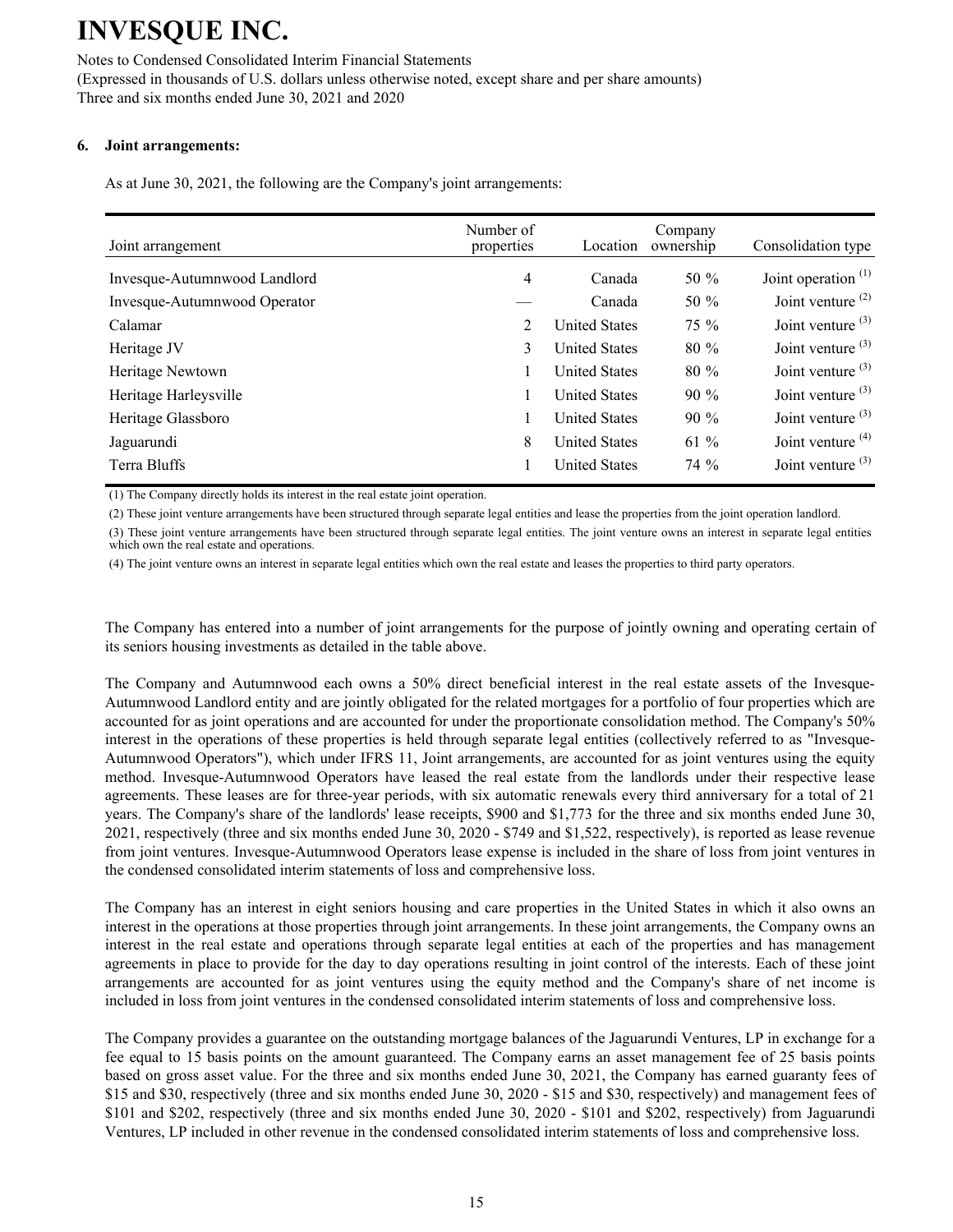### 6. Joint arrangements:

As at June 30, 2021, the following are the Company's joint arrangements:

| Joint arrangement | Number of properties | Location | Company ownership | Consolidation type |
|---|---|---|---|---|
| Invesque-Autumnwood Landlord | 4 | Canada | 50 % | Joint operation [(1)] |
| Invesque-Autumnwood Operator | — | Canada | 50 % | Joint venture [(2)] |
| Calamar | 2 | United States | 75 % | Joint venture [(3)] |
| Heritage JV | 3 | United States | 80 % | Joint venture [(3)] |
| Heritage Newtown | 1 | United States | 80 % | Joint venture [(3)] |
| Heritage Harleysville | 1 | United States | 90 % | Joint venture [(3)] |
| Heritage Glassboro | 1 | United States | 90 % | Joint venture [(3)] |
| Jaguarundi | 8 | United States | 61 % | Joint venture [(4)] |
| Terra Bluffs | 1 | United States | 74 % | Joint venture [(3)] |

(1) The Company directly holds its interest in the real estate joint operation.

(2) These joint venture arrangements have been structured through separate legal entities and lease the properties from the joint operation landlord.

(3) These joint venture arrangements have been structured through separate legal entities. The joint venture owns an interest in separate legal entities which own the real estate and operations.

(4) The joint venture owns an interest in separate legal entities which own the real estate and leases the properties to third party operators.

The Company has entered into a number of joint arrangements for the purpose of jointly owning and operating certain of its seniors housing investments as detailed in the table above.

The Company and Autumnwood each owns a 50% direct beneficial interest in the real estate assets of the Invesque-Autumnwood Landlord entity and are jointly obligated for the related mortgages for a portfolio of four properties which are accounted for as joint operations and are accounted for under the proportionate consolidation method. The Company's 50% interest in the operations of these properties is held through separate legal entities (collectively referred to as "Invesque-Autumnwood Operators"), which under IFRS 11, Joint arrangements, are accounted for as joint ventures using the equity method. Invesque-Autumnwood Operators have leased the real estate from the landlords under their respective lease agreements. These leases are for three-year periods, with six automatic renewals every third anniversary for a total of 21 years. The Company's share of the landlords' lease receipts, $900 and $1,773 for the three and six months ended June 30, 2021, respectively (three and six months ended June 30, 2020 - $749 and $1,522, respectively), is reported as lease revenue from joint ventures. Invesque-Autumnwood Operators lease expense is included in the share of loss from joint ventures in the condensed consolidated interim statements of loss and comprehensive loss.

The Company has an interest in eight seniors housing and care properties in the United States in which it also owns an interest in the operations at those properties through joint arrangements. In these joint arrangements, the Company owns an interest in the real estate and operations through separate legal entities at each of the properties and has management agreements in place to provide for the day to day operations resulting in joint control of the interests. Each of these joint arrangements are accounted for as joint ventures using the equity method and the Company's share of net income is included in loss from joint ventures in the condensed consolidated interim statements of loss and comprehensive loss.

The Company provides a guarantee on the outstanding mortgage balances of the Jaguarundi Ventures, LP in exchange for a fee equal to 15 basis points on the amount guaranteed. The Company earns an asset management fee of 25 basis points based on gross asset value. For the three and six months ended June 30, 2021, the Company has earned guaranty fees of $15 and $30, respectively (three and six months ended June 30, 2020 - $15 and $30, respectively) and management fees of $101 and $202, respectively (three and six months ended June 30, 2020 - $101 and $202, respectively) from Jaguarundi Ventures, LP included in other revenue in the condensed consolidated interim statements of loss and comprehensive loss.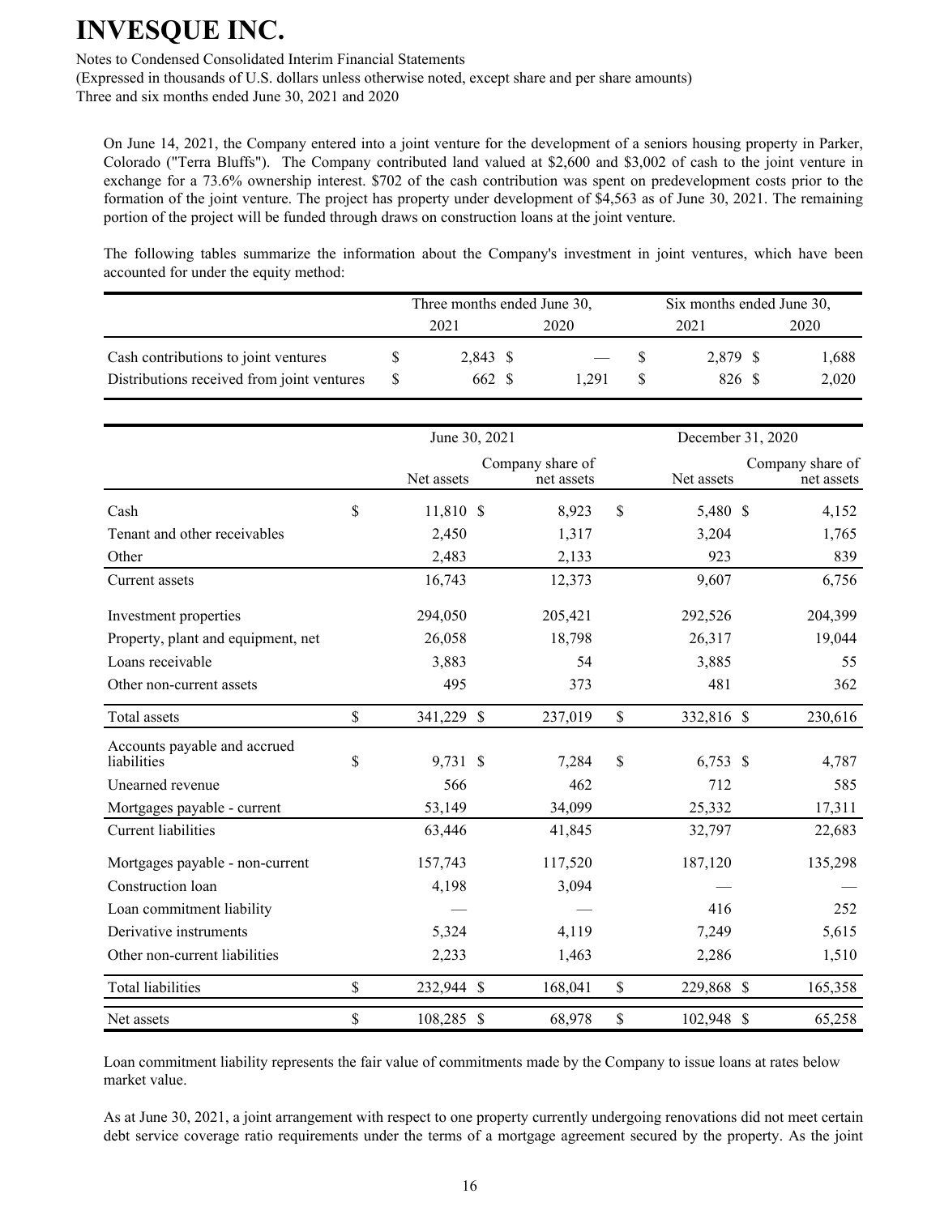On June 14, 2021, the Company entered into a joint venture for the development of a seniors housing property in Parker, Colorado ("Terra Bluffs"). The Company contributed land valued at $2,600 and $3,002 of cash to the joint venture in exchange for a 73.6% ownership interest. $702 of the cash contribution was spent on predevelopment costs prior to the formation of the joint venture. The project has property under development of $4,563 as of June 30, 2021. The remaining portion of the project will be funded through draws on construction loans at the joint venture.

The following tables summarize the information about the Company's investment in joint ventures, which have been accounted for under the equity method:

| | Three months ended June 30, | | Six months ended June 30, | |
|---|---|---|---|---|
| | 2021 | 2020 | 2021 | 2020 |
| Cash contributions to joint ventures | $ 2,843 | $ — | $ 2,879 | $ 1,688 |
| Distributions received from joint ventures | $ 662 | $ 1,291 | $ 826 | $ 2,020 |

| | June 30, 2021 | | December 31, 2020 | |
|---|---|---|---|---|
| | Net assets | Company share of net assets | Net assets | Company share of net assets |
| Cash | $ 11,810 | $ 8,923 | $ 5,480 | $ 4,152 |
| Tenant and other receivables | 2,450 | 1,317 | 3,204 | 1,765 |
| Other | 2,483 | 2,133 | 923 | 839 |
| Current assets | 16,743 | 12,373 | 9,607 | 6,756 |
| Investment properties | 294,050 | 205,421 | 292,526 | 204,399 |
| Property, plant and equipment, net | 26,058 | 18,798 | 26,317 | 19,044 |
| Loans receivable | 3,883 | 54 | 3,885 | 55 |
| Other non-current assets | 495 | 373 | 481 | 362 |
| Total assets | $ 341,229 | $ 237,019 | $ 332,816 | $ 230,616 |
| Accounts payable and accrued liabilities | $ 9,731 | $ 7,284 | $ 6,753 | $ 4,787 |
| Unearned revenue | 566 | 462 | 712 | 585 |
| Mortgages payable - current | 53,149 | 34,099 | 25,332 | 17,311 |
| Current liabilities | 63,446 | 41,845 | 32,797 | 22,683 |
| Mortgages payable - non-current | 157,743 | 117,520 | 187,120 | 135,298 |
| Construction loan | 4,198 | 3,094 | — | — |
| Loan commitment liability | — | — | 416 | 252 |
| Derivative instruments | 5,324 | 4,119 | 7,249 | 5,615 |
| Other non-current liabilities | 2,233 | 1,463 | 2,286 | 1,510 |
| Total liabilities | $ 232,944 | $ 168,041 | $ 229,868 | $ 165,358 |
| Net assets | $ 108,285 | $ 68,978 | $ 102,948 | $ 65,258 |

Loan commitment liability represents the fair value of commitments made by the Company to issue loans at rates below market value.

As at June 30, 2021, a joint arrangement with respect to one property currently undergoing renovations did not meet certain debt service coverage ratio requirements under the terms of a mortgage agreement secured by the property. As the joint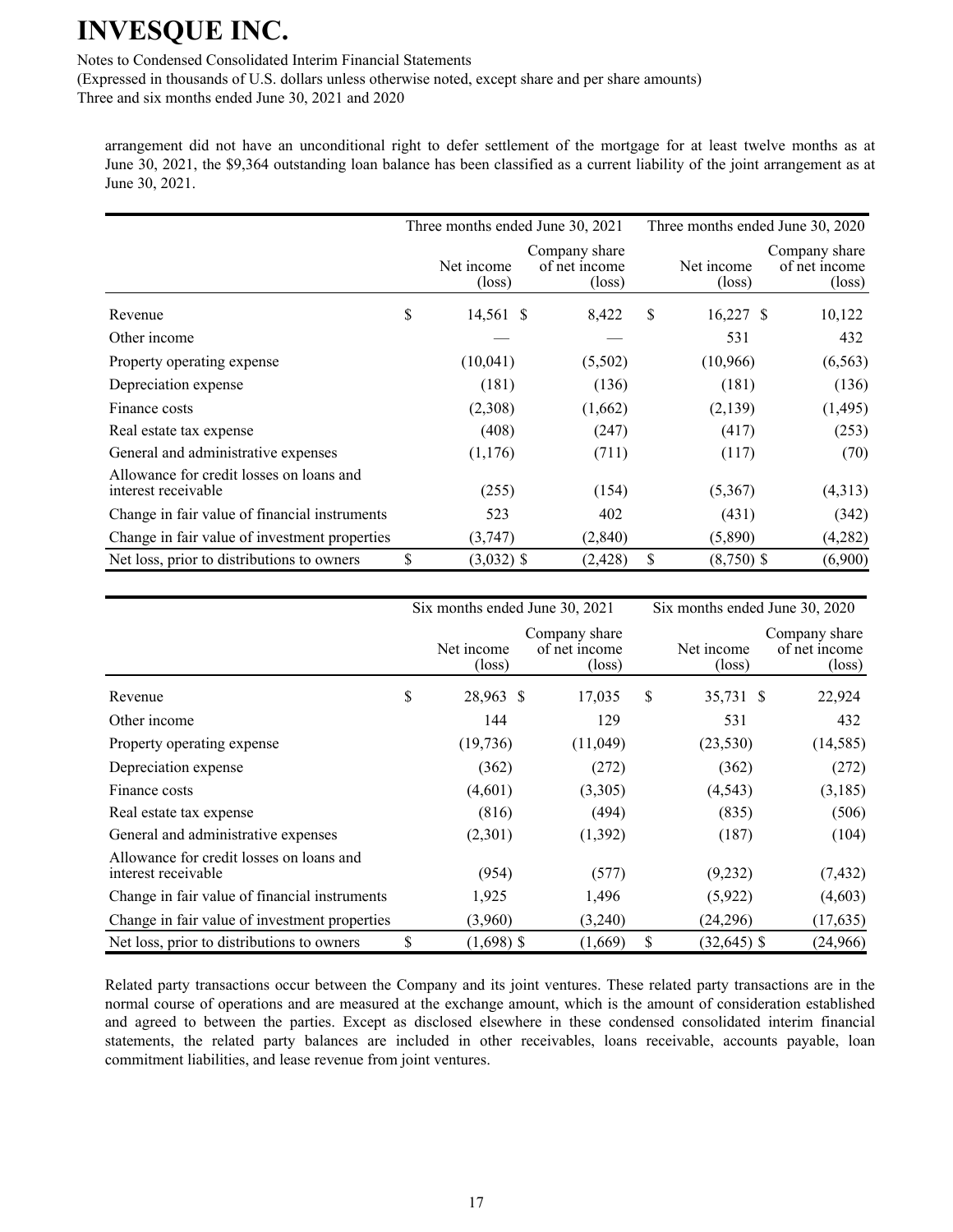arrangement did not have an unconditional right to defer settlement of the mortgage for at least twelve months as at June 30, 2021, the $9,364 outstanding loan balance has been classified as a current liability of the joint arrangement as at June 30, 2021.

| | Three months ended June 30, 2021 | | Three months ended June 30, 2020 | |
|---|---|---|---|---|
| | Net income (loss) | Company share of net income (loss) | Net income (loss) | Company share of net income (loss) |
| Revenue | $ 14,561 | $ 8,422 | $ 16,227 | $ 10,122 |
| Other income | — | — | 531 | 432 |
| Property operating expense | (10,041) | (5,502) | (10,966) | (6,563) |
| Depreciation expense | (181) | (136) | (181) | (136) |
| Finance costs | (2,308) | (1,662) | (2,139) | (1,495) |
| Real estate tax expense | (408) | (247) | (417) | (253) |
| General and administrative expenses | (1,176) | (711) | (117) | (70) |
| Allowance for credit losses on loans and interest receivable | (255) | (154) | (5,367) | (4,313) |
| Change in fair value of financial instruments | 523 | 402 | (431) | (342) |
| Change in fair value of investment properties | (3,747) | (2,840) | (5,890) | (4,282) |
| Net loss, prior to distributions to owners | $ (3,032) | $ (2,428) | $ (8,750) | $ (6,900) |

| | Six months ended June 30, 2021 | | Six months ended June 30, 2020 | |
|---|---|---|---|---|
| | Net income (loss) | Company share of net income (loss) | Net income (loss) | Company share of net income (loss) |
| Revenue | $ 28,963 | $ 17,035 | $ 35,731 | $ 22,924 |
| Other income | 144 | 129 | 531 | 432 |
| Property operating expense | (19,736) | (11,049) | (23,530) | (14,585) |
| Depreciation expense | (362) | (272) | (362) | (272) |
| Finance costs | (4,601) | (3,305) | (4,543) | (3,185) |
| Real estate tax expense | (816) | (494) | (835) | (506) |
| General and administrative expenses | (2,301) | (1,392) | (187) | (104) |
| Allowance for credit losses on loans and interest receivable | (954) | (577) | (9,232) | (7,432) |
| Change in fair value of financial instruments | 1,925 | 1,496 | (5,922) | (4,603) |
| Change in fair value of investment properties | (3,960) | (3,240) | (24,296) | (17,635) |
| Net loss, prior to distributions to owners | $ (1,698) | $ (1,669) | $ (32,645) | $ (24,966) |

Related party transactions occur between the Company and its joint ventures. These related party transactions are in the normal course of operations and are measured at the exchange amount, which is the amount of consideration established and agreed to between the parties. Except as disclosed elsewhere in these condensed consolidated interim financial statements, the related party balances are included in other receivables, loans receivable, accounts payable, loan commitment liabilities, and lease revenue from joint ventures.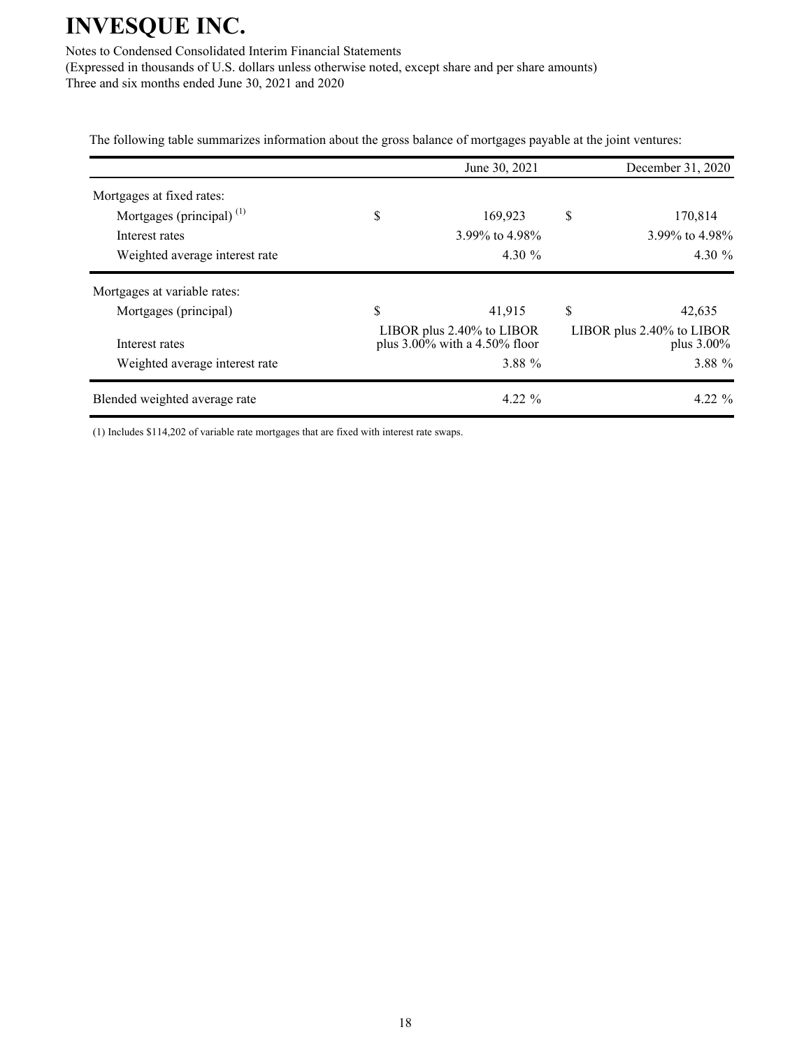The following table summarizes information about the gross balance of mortgages payable at the joint ventures:

| | June 30, 2021 | December 31, 2020 |
|---|---|---|
| Mortgages at fixed rates: | | |
| Mortgages (principal) [(1)] | $ 169,923 | $ 170,814 |
| Interest rates | 3.99% to 4.98% | 3.99% to 4.98% |
| Weighted average interest rate | 4.30 % | 4.30 % |
| Mortgages at variable rates: | | |
| Mortgages (principal) | $ 41,915 | $ 42,635 |
| Interest rates | LIBOR plus 2.40% to LIBOR plus 3.00% with a 4.50% floor | LIBOR plus 2.40% to LIBOR plus 3.00% |
| Weighted average interest rate | 3.88 % | 3.88 % |
| Blended weighted average rate | 4.22 % | 4.22 % |

(1) Includes $114,202 of variable rate mortgages that are fixed with interest rate swaps.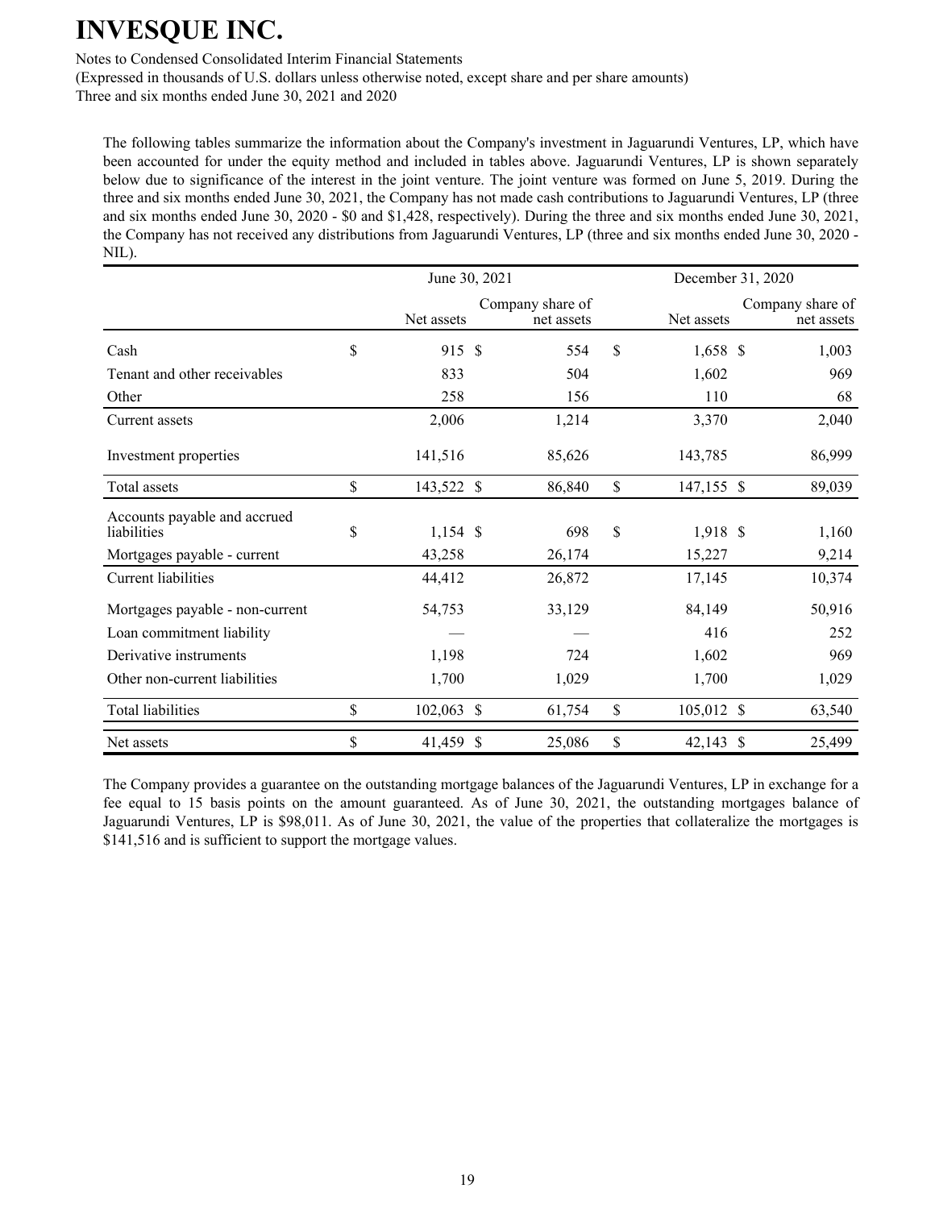The following tables summarize the information about the Company's investment in Jaguarundi Ventures, LP, which have been accounted for under the equity method and included in tables above. Jaguarundi Ventures, LP is shown separately below due to significance of the interest in the joint venture. The joint venture was formed on June 5, 2019. During the three and six months ended June 30, 2021, the Company has not made cash contributions to Jaguarundi Ventures, LP (three and six months ended June 30, 2020 - $0 and $1,428, respectively). During the three and six months ended June 30, 2021, the Company has not received any distributions from Jaguarundi Ventures, LP (three and six months ended June 30, 2020 - NIL).

| | June 30, 2021 | | December 31, 2020 | |
|---|---|---|---|---|
| | Net assets | Company share of net assets | Net assets | Company share of net assets |
| Cash | $ 915 | $ 554 | $ 1,658 | $ 1,003 |
| Tenant and other receivables | 833 | 504 | 1,602 | 969 |
| Other | 258 | 156 | 110 | 68 |
| Current assets | 2,006 | 1,214 | 3,370 | 2,040 |
| Investment properties | 141,516 | 85,626 | 143,785 | 86,999 |
| Total assets | $ 143,522 | $ 86,840 | $ 147,155 | $ 89,039 |
| Accounts payable and accrued liabilities | $ 1,154 | $ 698 | $ 1,918 | $ 1,160 |
| Mortgages payable - current | 43,258 | 26,174 | 15,227 | 9,214 |
| Current liabilities | 44,412 | 26,872 | 17,145 | 10,374 |
| Mortgages payable - non-current | 54,753 | 33,129 | 84,149 | 50,916 |
| Loan commitment liability | — | — | 416 | 252 |
| Derivative instruments | 1,198 | 724 | 1,602 | 969 |
| Other non-current liabilities | 1,700 | 1,029 | 1,700 | 1,029 |
| Total liabilities | $ 102,063 | $ 61,754 | $ 105,012 | $ 63,540 |
| Net assets | $ 41,459 | $ 25,086 | $ 42,143 | $ 25,499 |

The Company provides a guarantee on the outstanding mortgage balances of the Jaguarundi Ventures, LP in exchange for a fee equal to 15 basis points on the amount guaranteed. As of June 30, 2021, the outstanding mortgages balance of Jaguarundi Ventures, LP is $98,011. As of June 30, 2021, the value of the properties that collateralize the mortgages is $141,516 and is sufficient to support the mortgage values.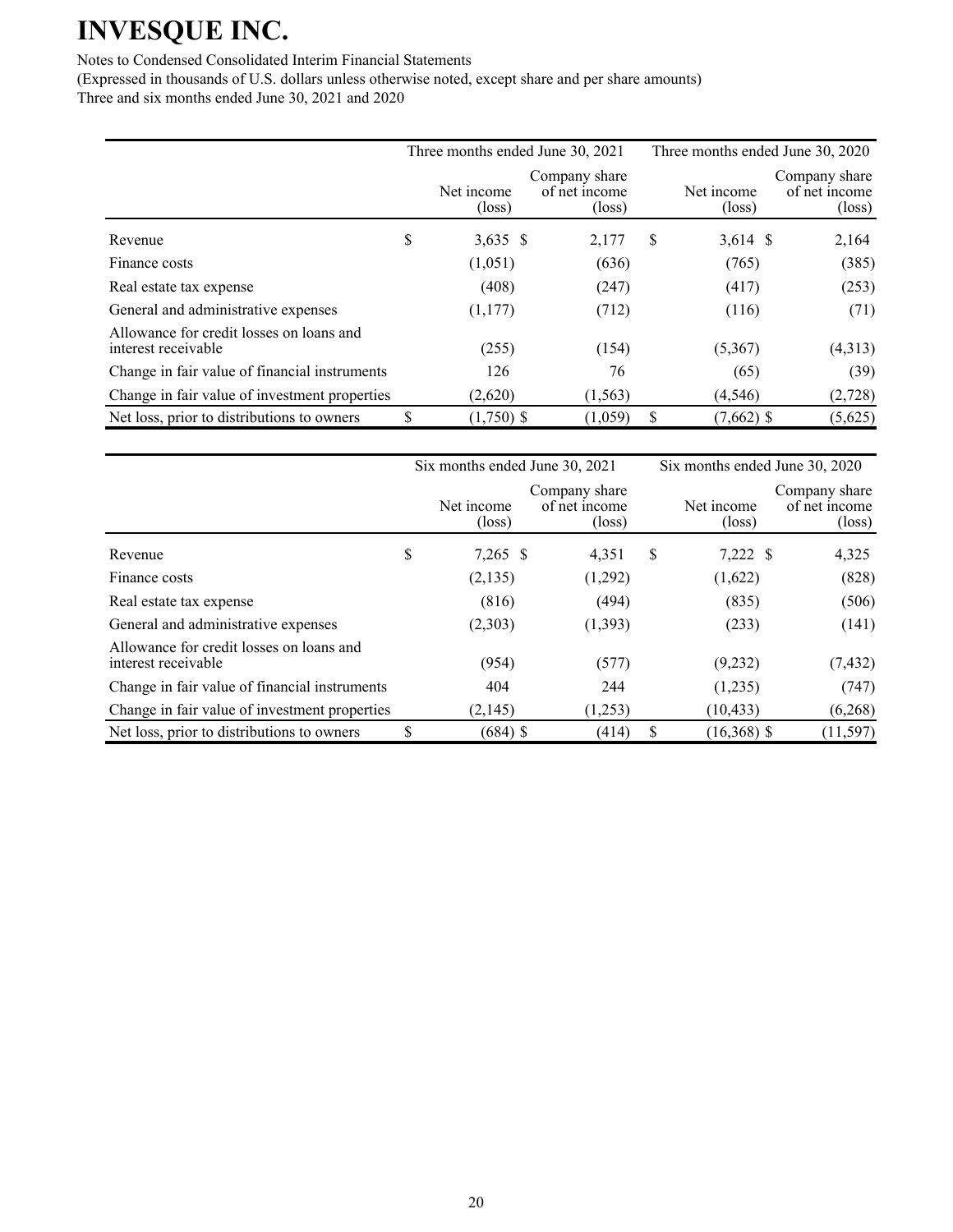# INVESQUE INC.

Notes to Condensed Consolidated Interim Financial Statements

(Expressed in thousands of U.S. dollars unless otherwise noted, except share and per share amounts)

Three and six months ended June 30, 2021 and 2020

| | Three months ended June 30, 2021 | | Three months ended June 30, 2020 | |
|---|---|---|---|---|
| | Net income (loss) | Company share of net income (loss) | Net income (loss) | Company share of net income (loss) |
| Revenue | $ 3,635 | $ 2,177 | $ 3,614 | $ 2,164 |
| Finance costs | (1,051) | (636) | (765) | (385) |
| Real estate tax expense | (408) | (247) | (417) | (253) |
| General and administrative expenses | (1,177) | (712) | (116) | (71) |
| Allowance for credit losses on loans and interest receivable | (255) | (154) | (5,367) | (4,313) |
| Change in fair value of financial instruments | 126 | 76 | (65) | (39) |
| Change in fair value of investment properties | (2,620) | (1,563) | (4,546) | (2,728) |
| Net loss, prior to distributions to owners | $ (1,750) | $ (1,059) | $ (7,662) | $ (5,625) |

| | Six months ended June 30, 2021 | | Six months ended June 30, 2020 | |
|---|---|---|---|---|
| | Net income (loss) | Company share of net income (loss) | Net income (loss) | Company share of net income (loss) |
| Revenue | $ 7,265 | $ 4,351 | $ 7,222 | $ 4,325 |
| Finance costs | (2,135) | (1,292) | (1,622) | (828) |
| Real estate tax expense | (816) | (494) | (835) | (506) |
| General and administrative expenses | (2,303) | (1,393) | (233) | (141) |
| Allowance for credit losses on loans and interest receivable | (954) | (577) | (9,232) | (7,432) |
| Change in fair value of financial instruments | 404 | 244 | (1,235) | (747) |
| Change in fair value of investment properties | (2,145) | (1,253) | (10,433) | (6,268) |
| Net loss, prior to distributions to owners | $ (684) | $ (414) | $ (16,368) | $ (11,597) |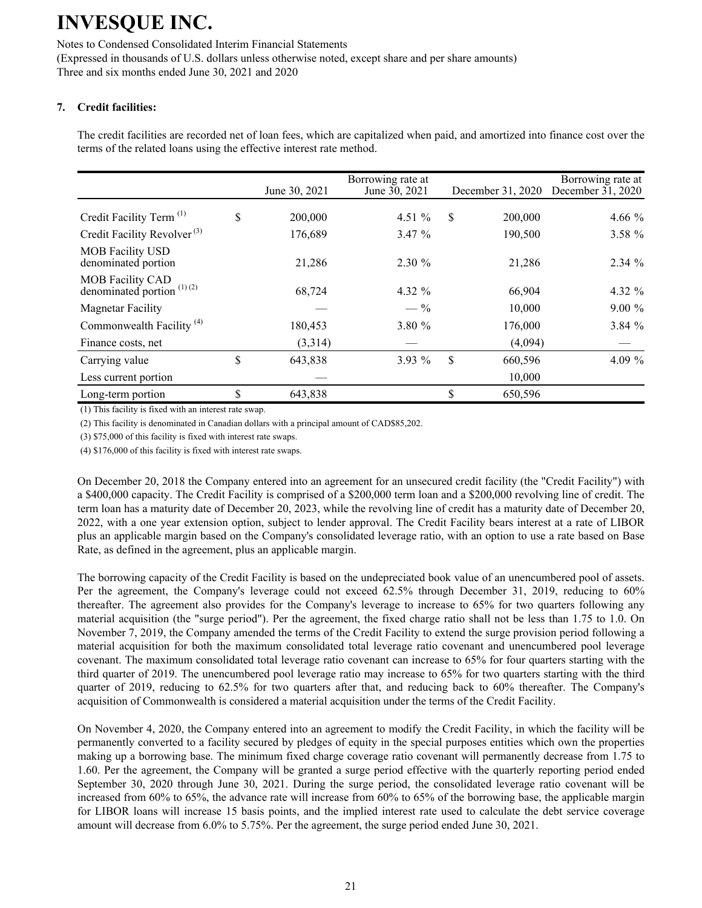# INVESQUE INC.

Notes to Condensed Consolidated Interim Financial Statements

(Expressed in thousands of U.S. dollars unless otherwise noted, except share and per share amounts)

Three and six months ended June 30, 2021 and 2020

## 7. Credit facilities:

The credit facilities are recorded net of loan fees, which are capitalized when paid, and amortized into finance cost over the terms of the related loans using the effective interest rate method.

| | June 30, 2021 | Borrowing rate at June 30, 2021 | December 31, 2020 | Borrowing rate at December 31, 2020 |
|---|---|---|---|---|
| Credit Facility Term (1) | $ 200,000 | 4.51 % | $ 200,000 | 4.66 % |
| Credit Facility Revolver (3) | 176,689 | 3.47 % | 190,500 | 3.58 % |
| MOB Facility USD denominated portion | 21,286 | 2.30 % | 21,286 | 2.34 % |
| MOB Facility CAD denominated portion (1) (2) | 68,724 | 4.32 % | 66,904 | 4.32 % |
| Magnetar Facility | — | — % | 10,000 | 9.00 % |
| Commonwealth Facility (4) | 180,453 | 3.80 % | 176,000 | 3.84 % |
| Finance costs, net | (3,314) | — | (4,094) | — |
| Carrying value | $ 643,838 | 3.93 % | $ 660,596 | 4.09 % |
| Less current portion | — | | 10,000 | |
| Long-term portion | $ 643,838 | | $ 650,596 | |

(1) This facility is fixed with an interest rate swap.

(2) This facility is denominated in Canadian dollars with a principal amount of CAD$85,202.

(3) $75,000 of this facility is fixed with interest rate swaps.

(4) $176,000 of this facility is fixed with interest rate swaps.

On December 20, 2018 the Company entered into an agreement for an unsecured credit facility (the "Credit Facility") with a $400,000 capacity. The Credit Facility is comprised of a $200,000 term loan and a $200,000 revolving line of credit. The term loan has a maturity date of December 20, 2023, while the revolving line of credit has a maturity date of December 20, 2022, with a one year extension option, subject to lender approval. The Credit Facility bears interest at a rate of LIBOR plus an applicable margin based on the Company's consolidated leverage ratio, with an option to use a rate based on Base Rate, as defined in the agreement, plus an applicable margin.

The borrowing capacity of the Credit Facility is based on the undepreciated book value of an unencumbered pool of assets. Per the agreement, the Company's leverage could not exceed 62.5% through December 31, 2019, reducing to 60% thereafter. The agreement also provides for the Company's leverage to increase to 65% for two quarters following any material acquisition (the "surge period"). Per the agreement, the fixed charge ratio shall not be less than 1.75 to 1.0. On November 7, 2019, the Company amended the terms of the Credit Facility to extend the surge provision period following a material acquisition for both the maximum consolidated total leverage ratio covenant and unencumbered pool leverage covenant. The maximum consolidated total leverage ratio covenant can increase to 65% for four quarters starting with the third quarter of 2019. The unencumbered pool leverage ratio may increase to 65% for two quarters starting with the third quarter of 2019, reducing to 62.5% for two quarters after that, and reducing back to 60% thereafter. The Company's acquisition of Commonwealth is considered a material acquisition under the terms of the Credit Facility.

On November 4, 2020, the Company entered into an agreement to modify the Credit Facility, in which the facility will be permanently converted to a facility secured by pledges of equity in the special purposes entities which own the properties making up a borrowing base. The minimum fixed charge coverage ratio covenant will permanently decrease from 1.75 to 1.60. Per the agreement, the Company will be granted a surge period effective with the quarterly reporting period ended September 30, 2020 through June 30, 2021. During the surge period, the consolidated leverage ratio covenant will be increased from 60% to 65%, the advance rate will increase from 60% to 65% of the borrowing base, the applicable margin for LIBOR loans will increase 15 basis points, and the implied interest rate used to calculate the debt service coverage amount will decrease from 6.0% to 5.75%. Per the agreement, the surge period ended June 30, 2021.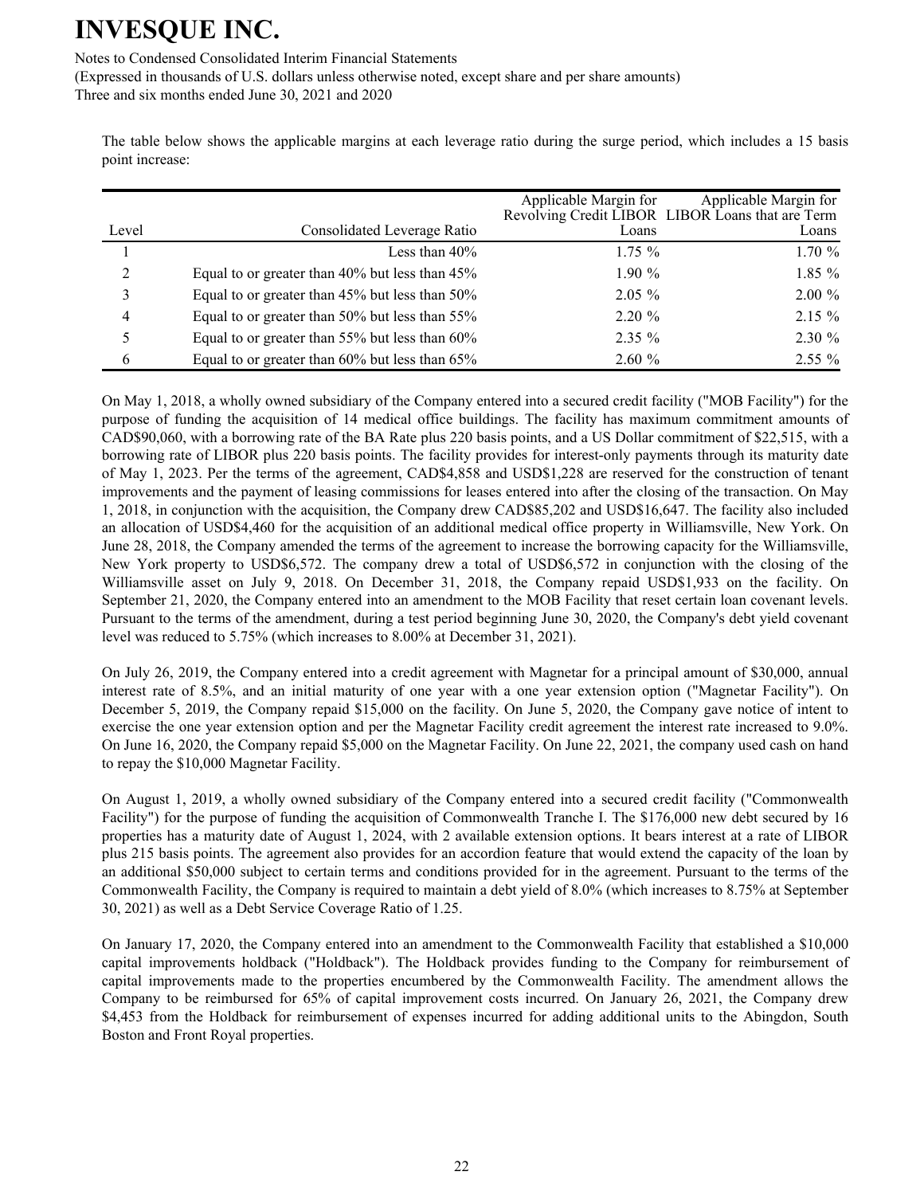The table below shows the applicable margins at each leverage ratio during the surge period, which includes a 15 basis point increase:

| Level | Consolidated Leverage Ratio | Applicable Margin for Revolving Credit LIBOR Loans | Applicable Margin for LIBOR Loans that are Term Loans |
|---|---|---|---|
| 1 | Less than 40% | 1.75 % | 1.70 % |
| 2 | Equal to or greater than 40% but less than 45% | 1.90 % | 1.85 % |
| 3 | Equal to or greater than 45% but less than 50% | 2.05 % | 2.00 % |
| 4 | Equal to or greater than 50% but less than 55% | 2.20 % | 2.15 % |
| 5 | Equal to or greater than 55% but less than 60% | 2.35 % | 2.30 % |
| 6 | Equal to or greater than 60% but less than 65% | 2.60 % | 2.55 % |

On May 1, 2018, a wholly owned subsidiary of the Company entered into a secured credit facility ("MOB Facility") for the purpose of funding the acquisition of 14 medical office buildings. The facility has maximum commitment amounts of CAD$90,060, with a borrowing rate of the BA Rate plus 220 basis points, and a US Dollar commitment of $22,515, with a borrowing rate of LIBOR plus 220 basis points. The facility provides for interest-only payments through its maturity date of May 1, 2023. Per the terms of the agreement, CAD$4,858 and USD$1,228 are reserved for the construction of tenant improvements and the payment of leasing commissions for leases entered into after the closing of the transaction. On May 1, 2018, in conjunction with the acquisition, the Company drew CAD$85,202 and USD$16,647. The facility also included an allocation of USD$4,460 for the acquisition of an additional medical office property in Williamsville, New York. On June 28, 2018, the Company amended the terms of the agreement to increase the borrowing capacity for the Williamsville, New York property to USD$6,572. The company drew a total of USD$6,572 in conjunction with the closing of the Williamsville asset on July 9, 2018. On December 31, 2018, the Company repaid USD$1,933 on the facility. On September 21, 2020, the Company entered into an amendment to the MOB Facility that reset certain loan covenant levels. Pursuant to the terms of the amendment, during a test period beginning June 30, 2020, the Company's debt yield covenant level was reduced to 5.75% (which increases to 8.00% at December 31, 2021).

On July 26, 2019, the Company entered into a credit agreement with Magnetar for a principal amount of $30,000, annual interest rate of 8.5%, and an initial maturity of one year with a one year extension option ("Magnetar Facility"). On December 5, 2019, the Company repaid $15,000 on the facility. On June 5, 2020, the Company gave notice of intent to exercise the one year extension option and per the Magnetar Facility credit agreement the interest rate increased to 9.0%. On June 16, 2020, the Company repaid $5,000 on the Magnetar Facility. On June 22, 2021, the company used cash on hand to repay the $10,000 Magnetar Facility.

On August 1, 2019, a wholly owned subsidiary of the Company entered into a secured credit facility ("Commonwealth Facility") for the purpose of funding the acquisition of Commonwealth Tranche I. The $176,000 new debt secured by 16 properties has a maturity date of August 1, 2024, with 2 available extension options. It bears interest at a rate of LIBOR plus 215 basis points. The agreement also provides for an accordion feature that would extend the capacity of the loan by an additional $50,000 subject to certain terms and conditions provided for in the agreement. Pursuant to the terms of the Commonwealth Facility, the Company is required to maintain a debt yield of 8.0% (which increases to 8.75% at September 30, 2021) as well as a Debt Service Coverage Ratio of 1.25.

On January 17, 2020, the Company entered into an amendment to the Commonwealth Facility that established a $10,000 capital improvements holdback ("Holdback"). The Holdback provides funding to the Company for reimbursement of capital improvements made to the properties encumbered by the Commonwealth Facility. The amendment allows the Company to be reimbursed for 65% of capital improvement costs incurred. On January 26, 2021, the Company drew $4,453 from the Holdback for reimbursement of expenses incurred for adding additional units to the Abingdon, South Boston and Front Royal properties.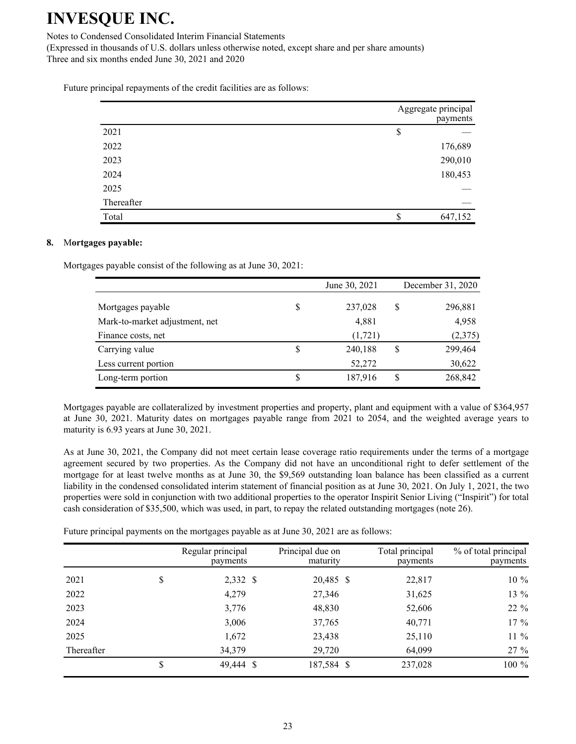Future principal repayments of the credit facilities are as follows:

| | Aggregate principal payments |
|---|---|
| 2021 | $ — |
| 2022 | 176,689 |
| 2023 | 290,010 |
| 2024 | 180,453 |
| 2025 | — |
| Thereafter | — |
| Total | $ 647,152 |

**8. Mortgages payable:**

Mortgages payable consist of the following as at June 30, 2021:

| | June 30, 2021 | December 31, 2020 |
|---|---|---|
| Mortgages payable | $ 237,028 | $ 296,881 |
| Mark-to-market adjustment, net | 4,881 | 4,958 |
| Finance costs, net | (1,721) | (2,375) |
| Carrying value | $ 240,188 | $ 299,464 |
| Less current portion | 52,272 | 30,622 |
| Long-term portion | $ 187,916 | $ 268,842 |

Mortgages payable are collateralized by investment properties and property, plant and equipment with a value of $364,957 at June 30, 2021. Maturity dates on mortgages payable range from 2021 to 2054, and the weighted average years to maturity is 6.93 years at June 30, 2021.

As at June 30, 2021, the Company did not meet certain lease coverage ratio requirements under the terms of a mortgage agreement secured by two properties. As the Company did not have an unconditional right to defer settlement of the mortgage for at least twelve months as at June 30, the $9,569 outstanding loan balance has been classified as a current liability in the condensed consolidated interim statement of financial position as at June 30, 2021. On July 1, 2021, the two properties were sold in conjunction with two additional properties to the operator Inspirit Senior Living ("Inspirit") for total cash consideration of $35,500, which was used, in part, to repay the related outstanding mortgages (note 26).

Future principal payments on the mortgages payable as at June 30, 2021 are as follows:

| | Regular principal payments | Principal due on maturity | Total principal payments | % of total principal payments |
|---|---|---|---|---|
| 2021 | $ 2,332 | $ 20,485 | $ 22,817 | 10 % |
| 2022 | 4,279 | 27,346 | 31,625 | 13 % |
| 2023 | 3,776 | 48,830 | 52,606 | 22 % |
| 2024 | 3,006 | 37,765 | 40,771 | 17 % |
| 2025 | 1,672 | 23,438 | 25,110 | 11 % |
| Thereafter | 34,379 | 29,720 | 64,099 | 27 % |
| | $ 49,444 | $ 187,584 | $ 237,028 | 100 % |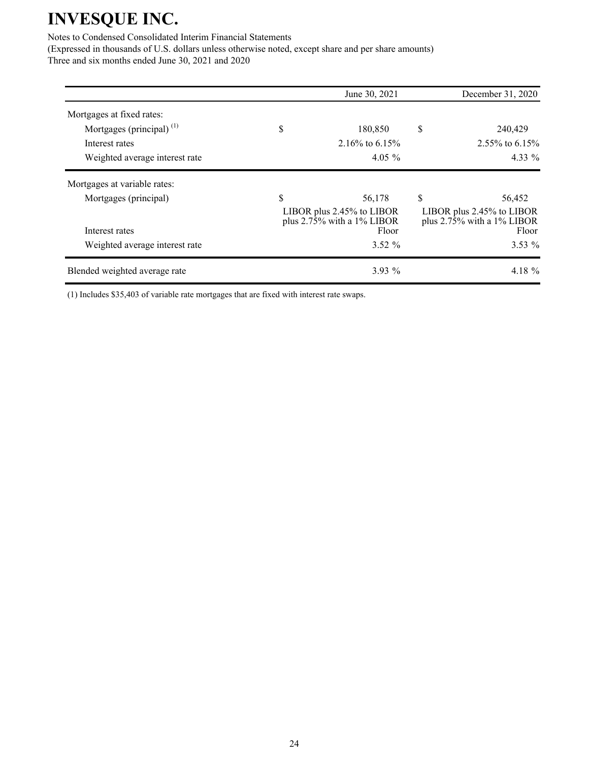| | June 30, 2021 | December 31, 2020 |
|---|---|---|
| Mortgages at fixed rates: | | |
| Mortgages (principal) (1) | $ 180,850 | $ 240,429 |
| Interest rates | 2.16% to 6.15% | 2.55% to 6.15% |
| Weighted average interest rate | 4.05 % | 4.33 % |
| Mortgages at variable rates: | | |
| Mortgages (principal) | $ 56,178 | $ 56,452 |
| Interest rates | LIBOR plus 2.45% to LIBOR plus 2.75% with a 1% LIBOR Floor | LIBOR plus 2.45% to LIBOR plus 2.75% with a 1% LIBOR Floor |
| Weighted average interest rate | 3.52 % | 3.53 % |
| Blended weighted average rate | 3.93 % | 4.18 % |

(1) Includes $35,403 of variable rate mortgages that are fixed with interest rate swaps.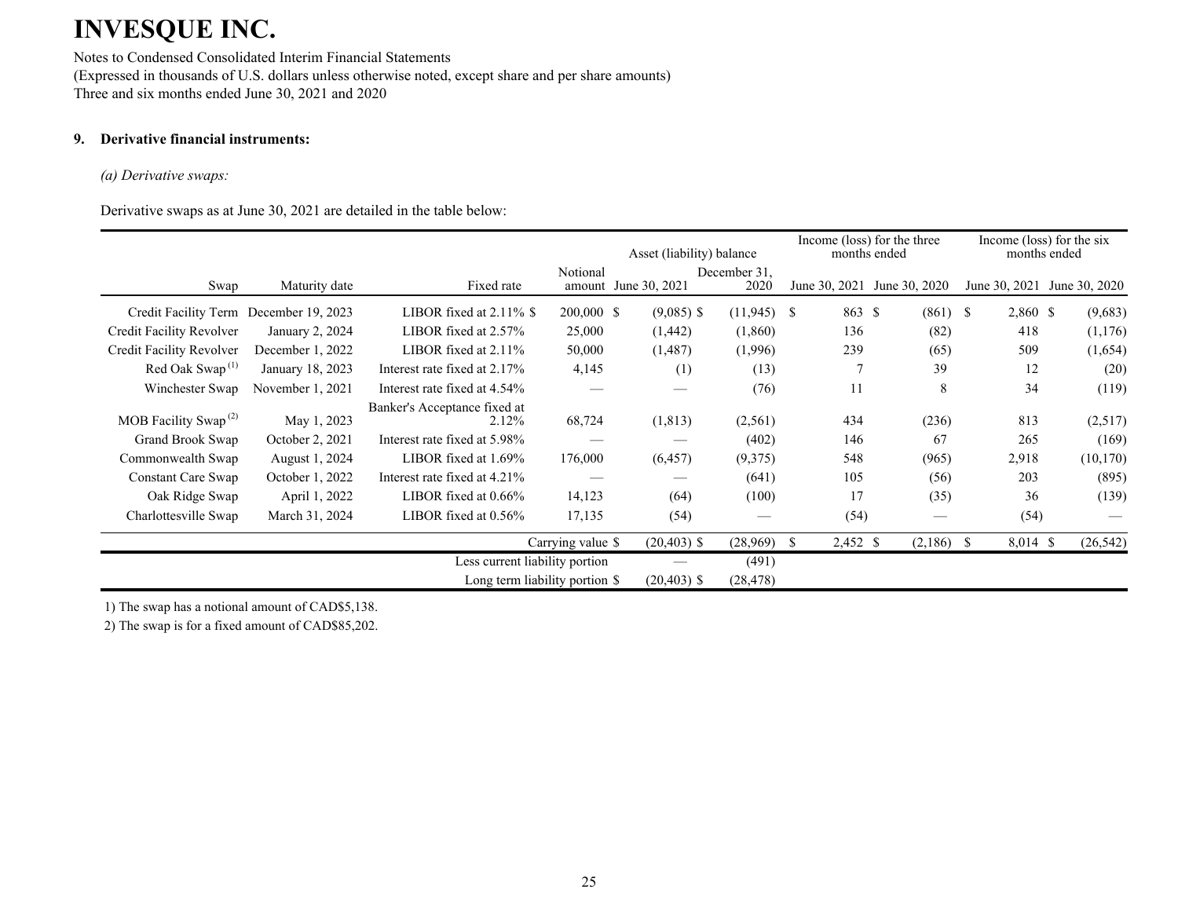# INVESQUE INC.

Notes to Condensed Consolidated Interim Financial Statements
(Expressed in thousands of U.S. dollars unless otherwise noted, except share and per share amounts)
Three and six months ended June 30, 2021 and 2020

## 9. Derivative financial instruments:

*(a) Derivative swaps:*

Derivative swaps as at June 30, 2021 are detailed in the table below:

| Swap | Maturity date | Fixed rate | Notional amount | Asset (liability) balance June 30, 2021 | Asset (liability) balance December 31, 2020 | Income (loss) for the three months ended June 30, 2021 | Income (loss) for the three months ended June 30, 2020 | Income (loss) for the six months ended June 30, 2021 | Income (loss) for the six months ended June 30, 2020 |
|---|---|---|---|---|---|---|---|---|---|
| Credit Facility Term | December 19, 2023 | LIBOR fixed at 2.11% | $ 200,000 | $ (9,085) | $ (11,945) | $ 863 | $ (861) | $ 2,860 | $ (9,683) |
| Credit Facility Revolver | January 2, 2024 | LIBOR fixed at 2.57% | 25,000 | (1,442) | (1,860) | 136 | (82) | 418 | (1,176) |
| Credit Facility Revolver | December 1, 2022 | LIBOR fixed at 2.11% | 50,000 | (1,487) | (1,996) | 239 | (65) | 509 | (1,654) |
| Red Oak Swap [1] | January 18, 2023 | Interest rate fixed at 2.17% | 4,145 | (1) | (13) | 7 | 39 | 12 | (20) |
| Winchester Swap | November 1, 2021 | Interest rate fixed at 4.54% | — | — | (76) | 11 | 8 | 34 | (119) |
| MOB Facility Swap [2] | May 1, 2023 | Banker's Acceptance fixed at 2.12% | 68,724 | (1,813) | (2,561) | 434 | (236) | 813 | (2,517) |
| Grand Brook Swap | October 2, 2021 | Interest rate fixed at 5.98% | — | — | (402) | 146 | 67 | 265 | (169) |
| Commonwealth Swap | August 1, 2024 | LIBOR fixed at 1.69% | 176,000 | (6,457) | (9,375) | 548 | (965) | 2,918 | (10,170) |
| Constant Care Swap | October 1, 2022 | Interest rate fixed at 4.21% | — | — | (641) | 105 | (56) | 203 | (895) |
| Oak Ridge Swap | April 1, 2022 | LIBOR fixed at 0.66% | 14,123 | (64) | (100) | 17 | (35) | 36 | (139) |
| Charlottesville Swap | March 31, 2024 | LIBOR fixed at 0.56% | 17,135 | (54) | — | (54) | — | (54) | — |
| | | | Carrying value | $ (20,403) | $ (28,969) | $ 2,452 | $ (2,186) | $ 8,014 | $ (26,542) |
| | | Less current liability portion | | — | (491) | | | | |
| | | Long term liability portion | | $ (20,403) | $ (28,478) | | | | |

1) The swap has a notional amount of CAD$5,138.

2) The swap is for a fixed amount of CAD$85,202.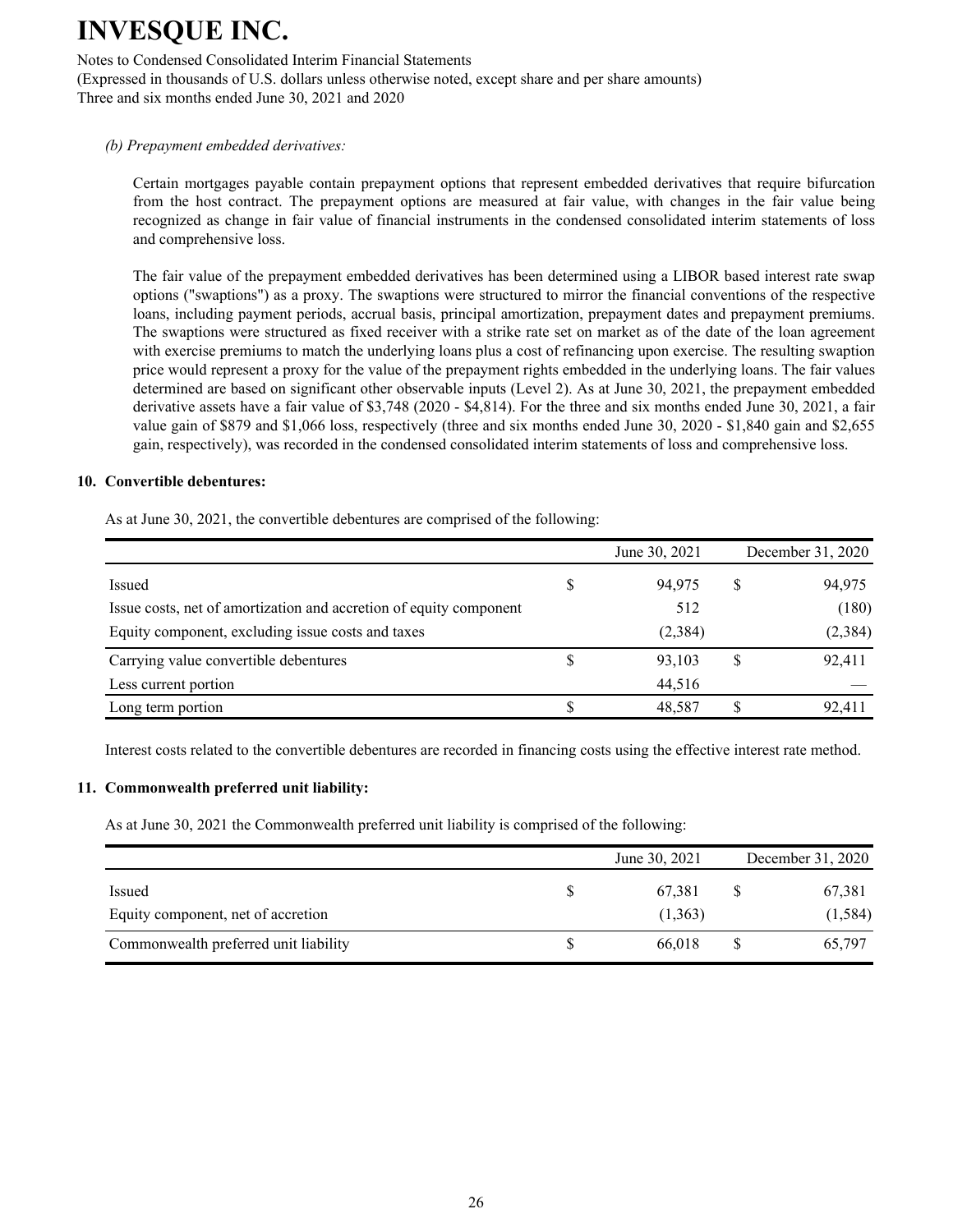*(b) Prepayment embedded derivatives:*

Certain mortgages payable contain prepayment options that represent embedded derivatives that require bifurcation from the host contract. The prepayment options are measured at fair value, with changes in the fair value being recognized as change in fair value of financial instruments in the condensed consolidated interim statements of loss and comprehensive loss.

The fair value of the prepayment embedded derivatives has been determined using a LIBOR based interest rate swap options ("swaptions") as a proxy. The swaptions were structured to mirror the financial conventions of the respective loans, including payment periods, accrual basis, principal amortization, prepayment dates and prepayment premiums. The swaptions were structured as fixed receiver with a strike rate set on market as of the date of the loan agreement with exercise premiums to match the underlying loans plus a cost of refinancing upon exercise. The resulting swaption price would represent a proxy for the value of the prepayment rights embedded in the underlying loans. The fair values determined are based on significant other observable inputs (Level 2). As at June 30, 2021, the prepayment embedded derivative assets have a fair value of $3,748 (2020 - $4,814). For the three and six months ended June 30, 2021, a fair value gain of $879 and $1,066 loss, respectively (three and six months ended June 30, 2020 - $1,840 gain and $2,655 gain, respectively), was recorded in the condensed consolidated interim statements of loss and comprehensive loss.

## 10. Convertible debentures:

As at June 30, 2021, the convertible debentures are comprised of the following:

| | June 30, 2021 | December 31, 2020 |
|---|---|---|
| Issued | $ 94,975 | $ 94,975 |
| Issue costs, net of amortization and accretion of equity component | 512 | (180) |
| Equity component, excluding issue costs and taxes | (2,384) | (2,384) |
| Carrying value convertible debentures | $ 93,103 | $ 92,411 |
| Less current portion | 44,516 | — |
| Long term portion | $ 48,587 | $ 92,411 |

Interest costs related to the convertible debentures are recorded in financing costs using the effective interest rate method.

## 11. Commonwealth preferred unit liability:

As at June 30, 2021 the Commonwealth preferred unit liability is comprised of the following:

| | June 30, 2021 | December 31, 2020 |
|---|---|---|
| Issued | $ 67,381 | $ 67,381 |
| Equity component, net of accretion | (1,363) | (1,584) |
| Commonwealth preferred unit liability | $ 66,018 | $ 65,797 |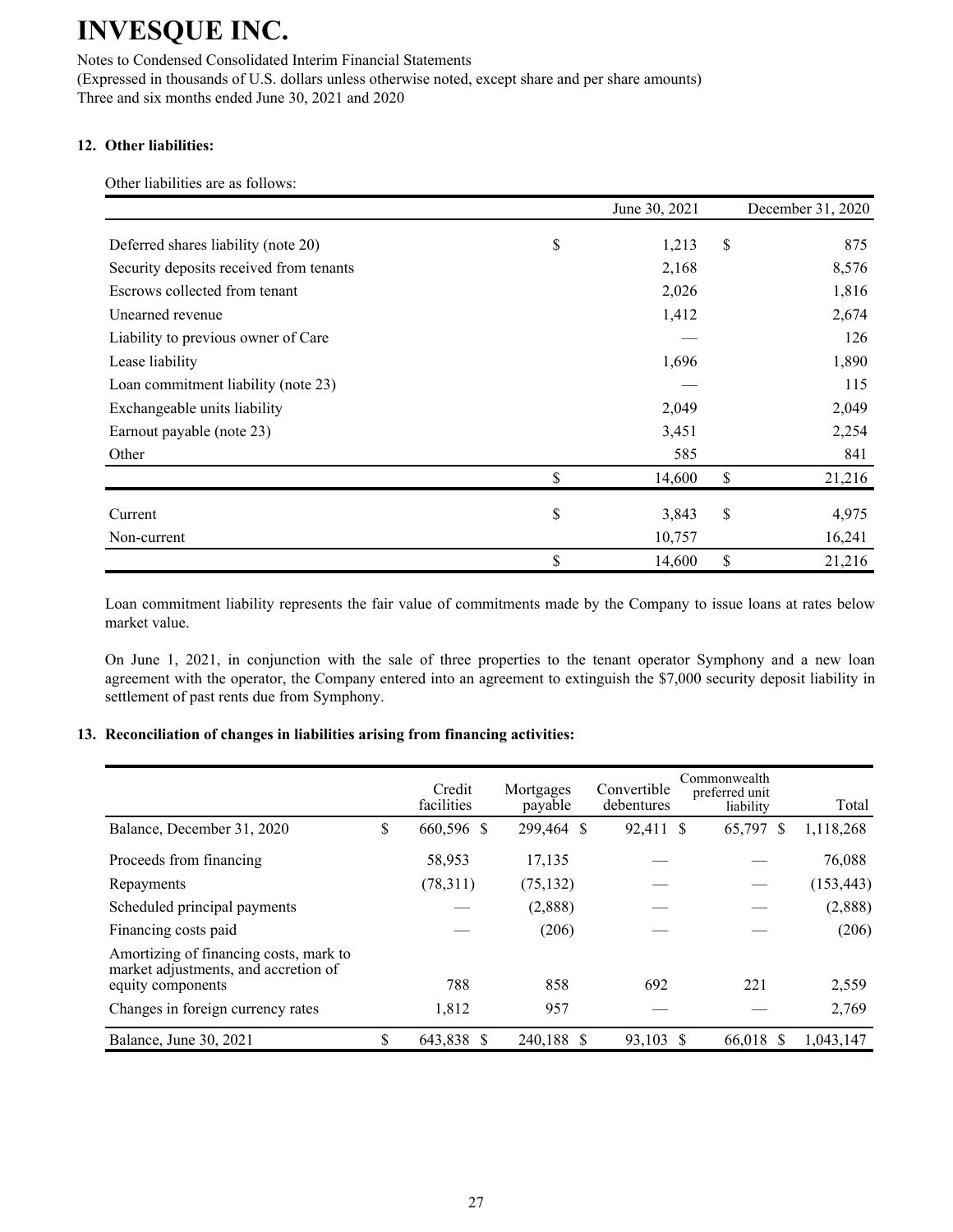# INVESQUE INC.

Notes to Condensed Consolidated Interim Financial Statements
(Expressed in thousands of U.S. dollars unless otherwise noted, except share and per share amounts)
Three and six months ended June 30, 2021 and 2020

### 12. Other liabilities:

Other liabilities are as follows:

| | June 30, 2021 | December 31, 2020 |
|---|---|---|
| Deferred shares liability (note 20) | $ 1,213 | $ 875 |
| Security deposits received from tenants | 2,168 | 8,576 |
| Escrows collected from tenant | 2,026 | 1,816 |
| Unearned revenue | 1,412 | 2,674 |
| Liability to previous owner of Care | — | 126 |
| Lease liability | 1,696 | 1,890 |
| Loan commitment liability (note 23) | — | 115 |
| Exchangeable units liability | 2,049 | 2,049 |
| Earnout payable (note 23) | 3,451 | 2,254 |
| Other | 585 | 841 |
| | $ 14,600 | $ 21,216 |
| Current | $ 3,843 | $ 4,975 |
| Non-current | 10,757 | 16,241 |
| | $ 14,600 | $ 21,216 |

Loan commitment liability represents the fair value of commitments made by the Company to issue loans at rates below market value.

On June 1, 2021, in conjunction with the sale of three properties to the tenant operator Symphony and a new loan agreement with the operator, the Company entered into an agreement to extinguish the $7,000 security deposit liability in settlement of past rents due from Symphony.

### 13. Reconciliation of changes in liabilities arising from financing activities:

| | Credit facilities | Mortgages payable | Convertible debentures | Commonwealth preferred unit liability | Total |
|---|---|---|---|---|---|
| Balance, December 31, 2020 | $ 660,596 | $ 299,464 | $ 92,411 | $ 65,797 | $ 1,118,268 |
| Proceeds from financing | 58,953 | 17,135 | — | — | 76,088 |
| Repayments | (78,311) | (75,132) | — | — | (153,443) |
| Scheduled principal payments | — | (2,888) | — | — | (2,888) |
| Financing costs paid | — | (206) | — | — | (206) |
| Amortizing of financing costs, mark to market adjustments, and accretion of equity components | 788 | 858 | 692 | 221 | 2,559 |
| Changes in foreign currency rates | 1,812 | 957 | — | — | 2,769 |
| Balance, June 30, 2021 | $ 643,838 | $ 240,188 | $ 93,103 | $ 66,018 | $ 1,043,147 |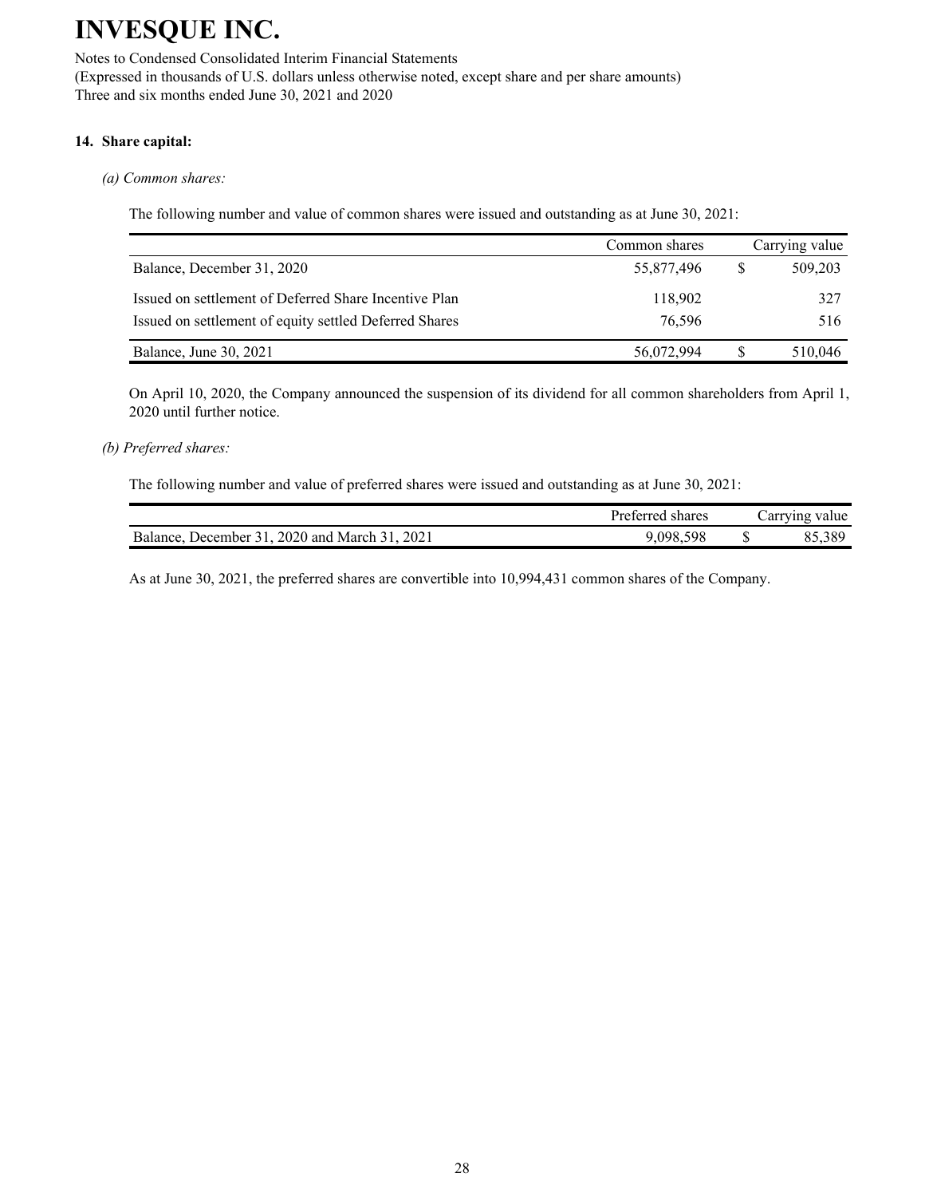# INVESQUE INC.

Notes to Condensed Consolidated Interim Financial Statements
(Expressed in thousands of U.S. dollars unless otherwise noted, except share and per share amounts)
Three and six months ended June 30, 2021 and 2020

## 14. Share capital:

*(a) Common shares:*

The following number and value of common shares were issued and outstanding as at June 30, 2021:

| | Common shares | | Carrying value |
|---|---|---|---|
| Balance, December 31, 2020 | 55,877,496 | $ | 509,203 |
| Issued on settlement of Deferred Share Incentive Plan | 118,902 | | 327 |
| Issued on settlement of equity settled Deferred Shares | 76,596 | | 516 |
| Balance, June 30, 2021 | 56,072,994 | $ | 510,046 |

On April 10, 2020, the Company announced the suspension of its dividend for all common shareholders from April 1, 2020 until further notice.

*(b) Preferred shares:*

The following number and value of preferred shares were issued and outstanding as at June 30, 2021:

| | Preferred shares | | Carrying value |
|---|---|---|---|
| Balance, December 31, 2020 and March 31, 2021 | 9,098,598 | $ | 85,389 |

As at June 30, 2021, the preferred shares are convertible into 10,994,431 common shares of the Company.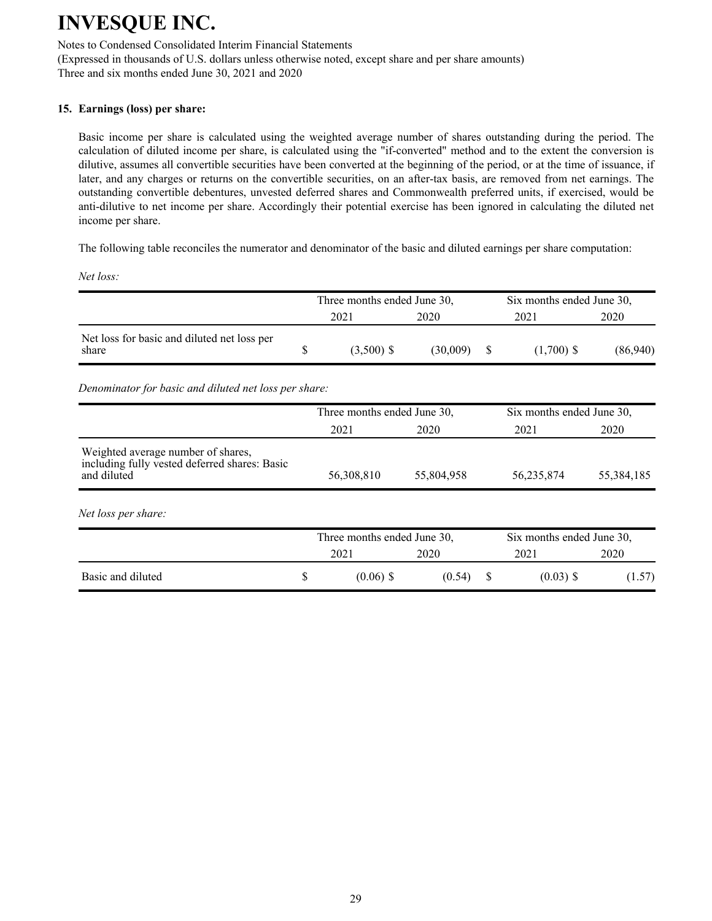# INVESQUE INC.

Notes to Condensed Consolidated Interim Financial Statements
(Expressed in thousands of U.S. dollars unless otherwise noted, except share and per share amounts)
Three and six months ended June 30, 2021 and 2020

### 15. Earnings (loss) per share:

Basic income per share is calculated using the weighted average number of shares outstanding during the period. The calculation of diluted income per share, is calculated using the "if-converted" method and to the extent the conversion is dilutive, assumes all convertible securities have been converted at the beginning of the period, or at the time of issuance, if later, and any charges or returns on the convertible securities, on an after-tax basis, are removed from net earnings. The outstanding convertible debentures, unvested deferred shares and Commonwealth preferred units, if exercised, would be anti-dilutive to net income per share. Accordingly their potential exercise has been ignored in calculating the diluted net income per share.

The following table reconciles the numerator and denominator of the basic and diluted earnings per share computation:

*Net loss:*

| | Three months ended June 30, | | Six months ended June 30, | |
|---|---|---|---|---|
| | 2021 | 2020 | 2021 | 2020 |
| Net loss for basic and diluted net loss per share | $ (3,500) | $ (30,009) | $ (1,700) | $ (86,940) |

*Denominator for basic and diluted net loss per share:*

| | Three months ended June 30, | | Six months ended June 30, | |
|---|---|---|---|---|
| | 2021 | 2020 | 2021 | 2020 |
| Weighted average number of shares, including fully vested deferred shares: Basic and diluted | 56,308,810 | 55,804,958 | 56,235,874 | 55,384,185 |

*Net loss per share:*

| | Three months ended June 30, | | Six months ended June 30, | |
|---|---|---|---|---|
| | 2021 | 2020 | 2021 | 2020 |
| Basic and diluted | $ (0.06) | $ (0.54) | $ (0.03) | $ (1.57) |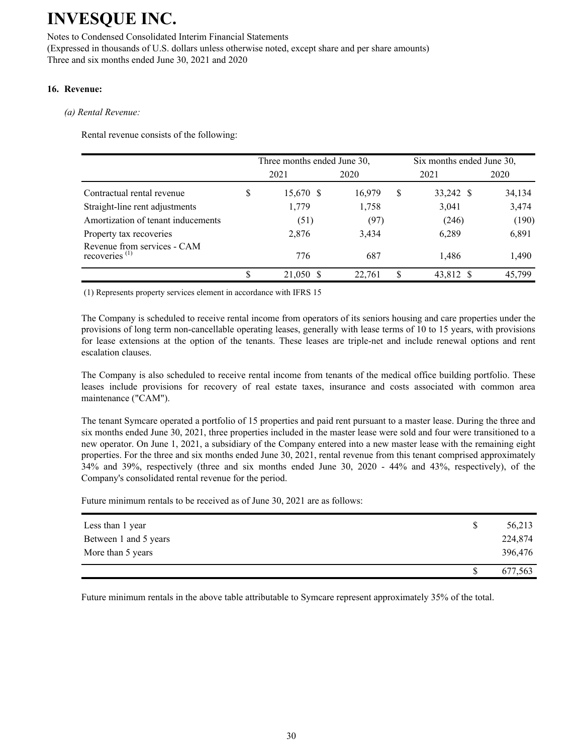# INVESQUE INC.

Notes to Condensed Consolidated Interim Financial Statements
(Expressed in thousands of U.S. dollars unless otherwise noted, except share and per share amounts)
Three and six months ended June 30, 2021 and 2020

## 16. Revenue:

### *(a) Rental Revenue:*

Rental revenue consists of the following:

| | Three months ended June 30, | | Six months ended June 30, | |
|---|---|---|---|---|
| | 2021 | 2020 | 2021 | 2020 |
| Contractual rental revenue | $ 15,670 | $ 16,979 | $ 33,242 | $ 34,134 |
| Straight-line rent adjustments | 1,779 | 1,758 | 3,041 | 3,474 |
| Amortization of tenant inducements | (51) | (97) | (246) | (190) |
| Property tax recoveries | 2,876 | 3,434 | 6,289 | 6,891 |
| Revenue from services - CAM recoveries [(1)] | 776 | 687 | 1,486 | 1,490 |
| | $ 21,050 | $ 22,761 | $ 43,812 | $ 45,799 |

(1) Represents property services element in accordance with IFRS 15

The Company is scheduled to receive rental income from operators of its seniors housing and care properties under the provisions of long term non-cancellable operating leases, generally with lease terms of 10 to 15 years, with provisions for lease extensions at the option of the tenants. These leases are triple-net and include renewal options and rent escalation clauses.

The Company is also scheduled to receive rental income from tenants of the medical office building portfolio. These leases include provisions for recovery of real estate taxes, insurance and costs associated with common area maintenance ("CAM").

The tenant Symcare operated a portfolio of 15 properties and paid rent pursuant to a master lease. During the three and six months ended June 30, 2021, three properties included in the master lease were sold and four were transitioned to a new operator. On June 1, 2021, a subsidiary of the Company entered into a new master lease with the remaining eight properties. For the three and six months ended June 30, 2021, rental revenue from this tenant comprised approximately 34% and 39%, respectively (three and six months ended June 30, 2020 - 44% and 43%, respectively), of the Company's consolidated rental revenue for the period.

Future minimum rentals to be received as of June 30, 2021 are as follows:

| | |
|---|---|
| Less than 1 year | $ 56,213 |
| Between 1 and 5 years | 224,874 |
| More than 5 years | 396,476 |
| | $ 677,563 |

Future minimum rentals in the above table attributable to Symcare represent approximately 35% of the total.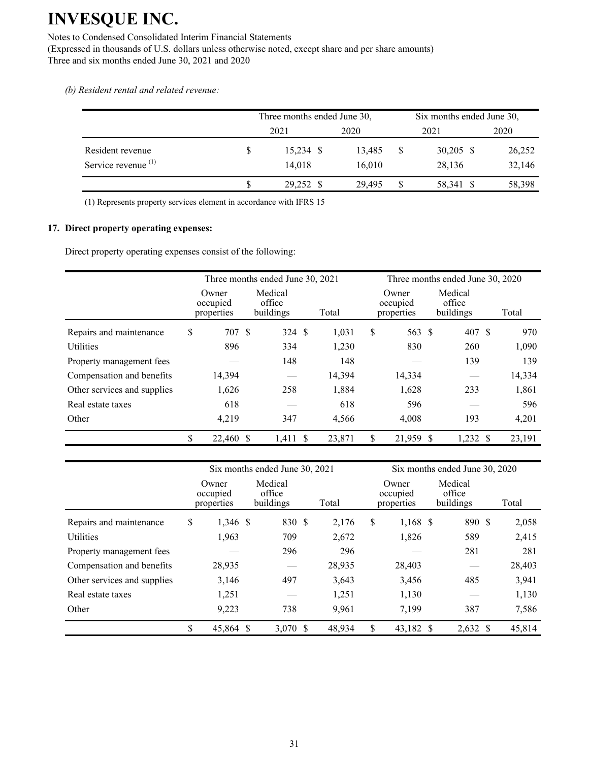# INVESQUE INC.

Notes to Condensed Consolidated Interim Financial Statements
(Expressed in thousands of U.S. dollars unless otherwise noted, except share and per share amounts)
Three and six months ended June 30, 2021 and 2020

*(b) Resident rental and related revenue:*

| | Three months ended June 30, | | Six months ended June 30, | |
|---|---|---|---|---|
| | 2021 | 2020 | 2021 | 2020 |
| Resident revenue | $ 15,234 | $ 13,485 | $ 30,205 | $ 26,252 |
| Service revenue [(1)] | 14,018 | 16,010 | 28,136 | 32,146 |
| | $ 29,252 | $ 29,495 | $ 58,341 | $ 58,398 |

(1) Represents property services element in accordance with IFRS 15

## 17. Direct property operating expenses:

Direct property operating expenses consist of the following:

| | Three months ended June 30, 2021 | | | Three months ended June 30, 2020 | | |
|---|---|---|---|---|---|---|
| | Owner occupied properties | Medical office buildings | Total | Owner occupied properties | Medical office buildings | Total |
| Repairs and maintenance | $ 707 | $ 324 | $ 1,031 | $ 563 | $ 407 | $ 970 |
| Utilities | 896 | 334 | 1,230 | 830 | 260 | 1,090 |
| Property management fees | — | 148 | 148 | — | 139 | 139 |
| Compensation and benefits | 14,394 | — | 14,394 | 14,334 | — | 14,334 |
| Other services and supplies | 1,626 | 258 | 1,884 | 1,628 | 233 | 1,861 |
| Real estate taxes | 618 | — | 618 | 596 | — | 596 |
| Other | 4,219 | 347 | 4,566 | 4,008 | 193 | 4,201 |
| | $ 22,460 | $ 1,411 | $ 23,871 | $ 21,959 | $ 1,232 | $ 23,191 |

| | Six months ended June 30, 2021 | | | Six months ended June 30, 2020 | | |
|---|---|---|---|---|---|---|
| | Owner occupied properties | Medical office buildings | Total | Owner occupied properties | Medical office buildings | Total |
| Repairs and maintenance | $ 1,346 | $ 830 | $ 2,176 | $ 1,168 | $ 890 | $ 2,058 |
| Utilities | 1,963 | 709 | 2,672 | 1,826 | 589 | 2,415 |
| Property management fees | — | 296 | 296 | — | 281 | 281 |
| Compensation and benefits | 28,935 | — | 28,935 | 28,403 | — | 28,403 |
| Other services and supplies | 3,146 | 497 | 3,643 | 3,456 | 485 | 3,941 |
| Real estate taxes | 1,251 | — | 1,251 | 1,130 | — | 1,130 |
| Other | 9,223 | 738 | 9,961 | 7,199 | 387 | 7,586 |
| | $ 45,864 | $ 3,070 | $ 48,934 | $ 43,182 | $ 2,632 | $ 45,814 |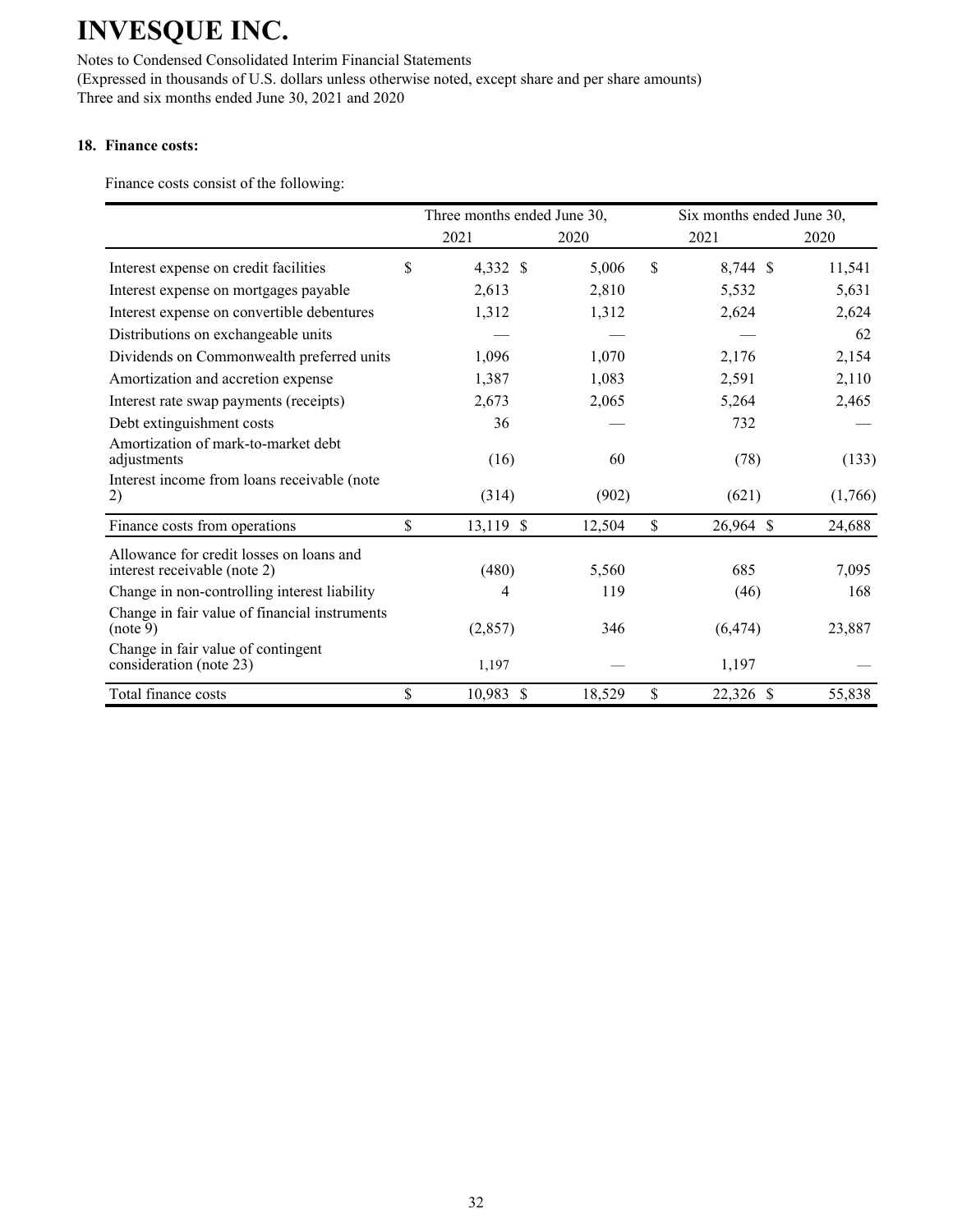# INVESQUE INC.

Notes to Condensed Consolidated Interim Financial Statements
(Expressed in thousands of U.S. dollars unless otherwise noted, except share and per share amounts)
Three and six months ended June 30, 2021 and 2020

### 18. Finance costs:

Finance costs consist of the following:

| | Three months ended June 30, | | Six months ended June 30, | |
|---|---|---|---|---|
| | 2021 | 2020 | 2021 | 2020 |
| Interest expense on credit facilities | $ 4,332 | $ 5,006 | $ 8,744 | $ 11,541 |
| Interest expense on mortgages payable | 2,613 | 2,810 | 5,532 | 5,631 |
| Interest expense on convertible debentures | 1,312 | 1,312 | 2,624 | 2,624 |
| Distributions on exchangeable units | — | — | — | 62 |
| Dividends on Commonwealth preferred units | 1,096 | 1,070 | 2,176 | 2,154 |
| Amortization and accretion expense | 1,387 | 1,083 | 2,591 | 2,110 |
| Interest rate swap payments (receipts) | 2,673 | 2,065 | 5,264 | 2,465 |
| Debt extinguishment costs | 36 | — | 732 | — |
| Amortization of mark-to-market debt adjustments | (16) | 60 | (78) | (133) |
| Interest income from loans receivable (note 2) | (314) | (902) | (621) | (1,766) |
| Finance costs from operations | $ 13,119 | $ 12,504 | $ 26,964 | $ 24,688 |
| Allowance for credit losses on loans and interest receivable (note 2) | (480) | 5,560 | 685 | 7,095 |
| Change in non-controlling interest liability | 4 | 119 | (46) | 168 |
| Change in fair value of financial instruments (note 9) | (2,857) | 346 | (6,474) | 23,887 |
| Change in fair value of contingent consideration (note 23) | 1,197 | — | 1,197 | — |
| Total finance costs | $ 10,983 | $ 18,529 | $ 22,326 | $ 55,838 |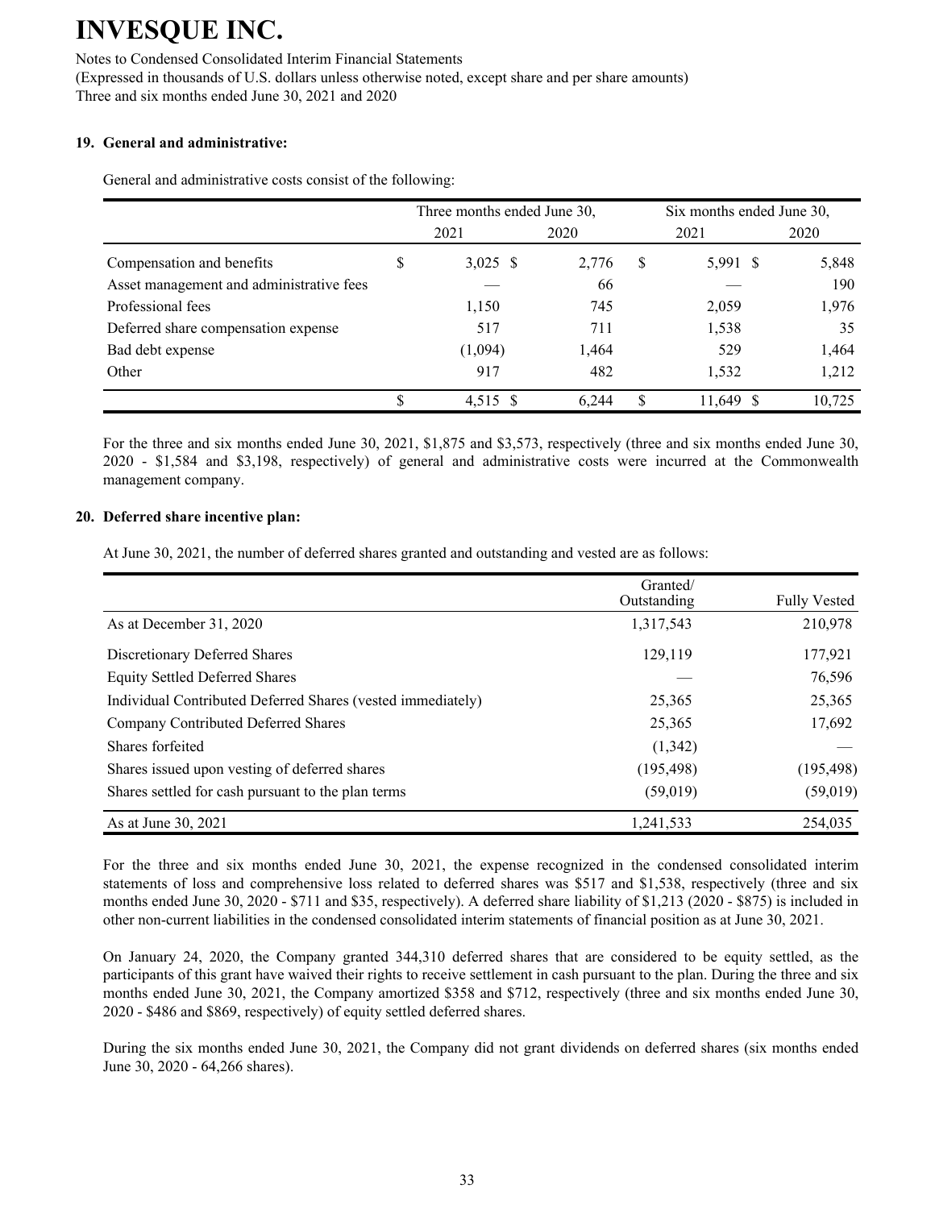# INVESQUE INC.

Notes to Condensed Consolidated Interim Financial Statements

(Expressed in thousands of U.S. dollars unless otherwise noted, except share and per share amounts)

Three and six months ended June 30, 2021 and 2020

## 19. General and administrative:

General and administrative costs consist of the following:

| | Three months ended June 30, | | Six months ended June 30, | |
|---|---|---|---|---|
| | 2021 | 2020 | 2021 | 2020 |
| Compensation and benefits | $ 3,025 | $ 2,776 | $ 5,991 | $ 5,848 |
| Asset management and administrative fees | — | 66 | — | 190 |
| Professional fees | 1,150 | 745 | 2,059 | 1,976 |
| Deferred share compensation expense | 517 | 711 | 1,538 | 35 |
| Bad debt expense | (1,094) | 1,464 | 529 | 1,464 |
| Other | 917 | 482 | 1,532 | 1,212 |
| | $ 4,515 | $ 6,244 | $ 11,649 | $ 10,725 |

For the three and six months ended June 30, 2021, $1,875 and $3,573, respectively (three and six months ended June 30, 2020 - $1,584 and $3,198, respectively) of general and administrative costs were incurred at the Commonwealth management company.

## 20. Deferred share incentive plan:

At June 30, 2021, the number of deferred shares granted and outstanding and vested are as follows:

| | Granted/ Outstanding | Fully Vested |
|---|---|---|
| As at December 31, 2020 | 1,317,543 | 210,978 |
| Discretionary Deferred Shares | 129,119 | 177,921 |
| Equity Settled Deferred Shares | — | 76,596 |
| Individual Contributed Deferred Shares (vested immediately) | 25,365 | 25,365 |
| Company Contributed Deferred Shares | 25,365 | 17,692 |
| Shares forfeited | (1,342) | — |
| Shares issued upon vesting of deferred shares | (195,498) | (195,498) |
| Shares settled for cash pursuant to the plan terms | (59,019) | (59,019) |
| As at June 30, 2021 | 1,241,533 | 254,035 |

For the three and six months ended June 30, 2021, the expense recognized in the condensed consolidated interim statements of loss and comprehensive loss related to deferred shares was $517 and $1,538, respectively (three and six months ended June 30, 2020 - $711 and $35, respectively). A deferred share liability of $1,213 (2020 - $875) is included in other non-current liabilities in the condensed consolidated interim statements of financial position as at June 30, 2021.

On January 24, 2020, the Company granted 344,310 deferred shares that are considered to be equity settled, as the participants of this grant have waived their rights to receive settlement in cash pursuant to the plan. During the three and six months ended June 30, 2021, the Company amortized $358 and $712, respectively (three and six months ended June 30, 2020 - $486 and $869, respectively) of equity settled deferred shares.

During the six months ended June 30, 2021, the Company did not grant dividends on deferred shares (six months ended June 30, 2020 - 64,266 shares).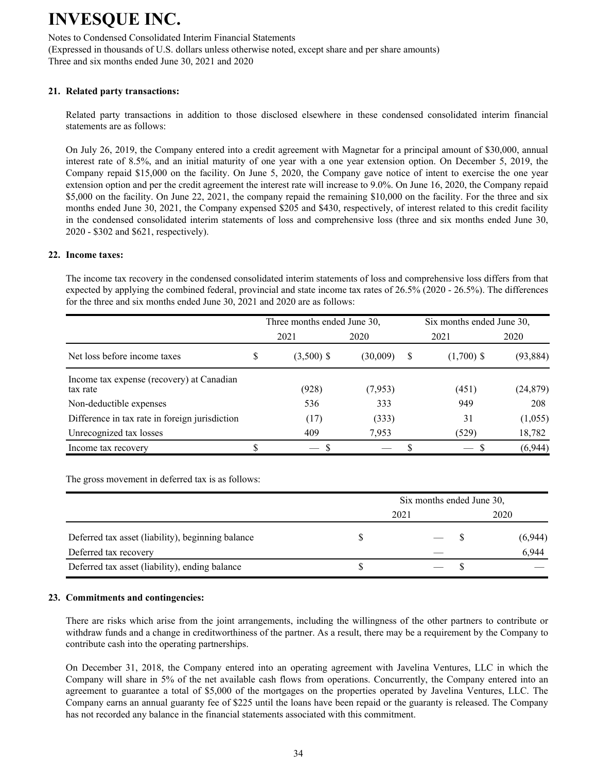# INVESQUE INC.

Notes to Condensed Consolidated Interim Financial Statements
(Expressed in thousands of U.S. dollars unless otherwise noted, except share and per share amounts)
Three and six months ended June 30, 2021 and 2020

### 21. Related party transactions:

Related party transactions in addition to those disclosed elsewhere in these condensed consolidated interim financial statements are as follows:

On July 26, 2019, the Company entered into a credit agreement with Magnetar for a principal amount of $30,000, annual interest rate of 8.5%, and an initial maturity of one year with a one year extension option. On December 5, 2019, the Company repaid $15,000 on the facility. On June 5, 2020, the Company gave notice of intent to exercise the one year extension option and per the credit agreement the interest rate will increase to 9.0%. On June 16, 2020, the Company repaid $5,000 on the facility. On June 22, 2021, the company repaid the remaining $10,000 on the facility. For the three and six months ended June 30, 2021, the Company expensed $205 and $430, respectively, of interest related to this credit facility in the condensed consolidated interim statements of loss and comprehensive loss (three and six months ended June 30, 2020 - $302 and $621, respectively).

### 22. Income taxes:

The income tax recovery in the condensed consolidated interim statements of loss and comprehensive loss differs from that expected by applying the combined federal, provincial and state income tax rates of 26.5% (2020 - 26.5%). The differences for the three and six months ended June 30, 2021 and 2020 are as follows:

| | Three months ended June 30, | | Six months ended June 30, | |
|---|---|---|---|---|
| | 2021 | 2020 | 2021 | 2020 |
| Net loss before income taxes | $ (3,500) | $ (30,009) | $ (1,700) | $ (93,884) |
| Income tax expense (recovery) at Canadian tax rate | (928) | (7,953) | (451) | (24,879) |
| Non-deductible expenses | 536 | 333 | 949 | 208 |
| Difference in tax rate in foreign jurisdiction | (17) | (333) | 31 | (1,055) |
| Unrecognized tax losses | 409 | 7,953 | (529) | 18,782 |
| Income tax recovery | $ — | $ — | $ — | $ (6,944) |

The gross movement in deferred tax is as follows:

| | Six months ended June 30, | |
|---|---|---|
| | 2021 | 2020 |
| Deferred tax asset (liability), beginning balance | $ — | $ (6,944) |
| Deferred tax recovery | — | 6,944 |
| Deferred tax asset (liability), ending balance | $ — | $ — |

### 23. Commitments and contingencies:

There are risks which arise from the joint arrangements, including the willingness of the other partners to contribute or withdraw funds and a change in creditworthiness of the partner. As a result, there may be a requirement by the Company to contribute cash into the operating partnerships.

On December 31, 2018, the Company entered into an operating agreement with Javelina Ventures, LLC in which the Company will share in 5% of the net available cash flows from operations. Concurrently, the Company entered into an agreement to guarantee a total of $5,000 of the mortgages on the properties operated by Javelina Ventures, LLC. The Company earns an annual guaranty fee of $225 until the loans have been repaid or the guaranty is released. The Company has not recorded any balance in the financial statements associated with this commitment.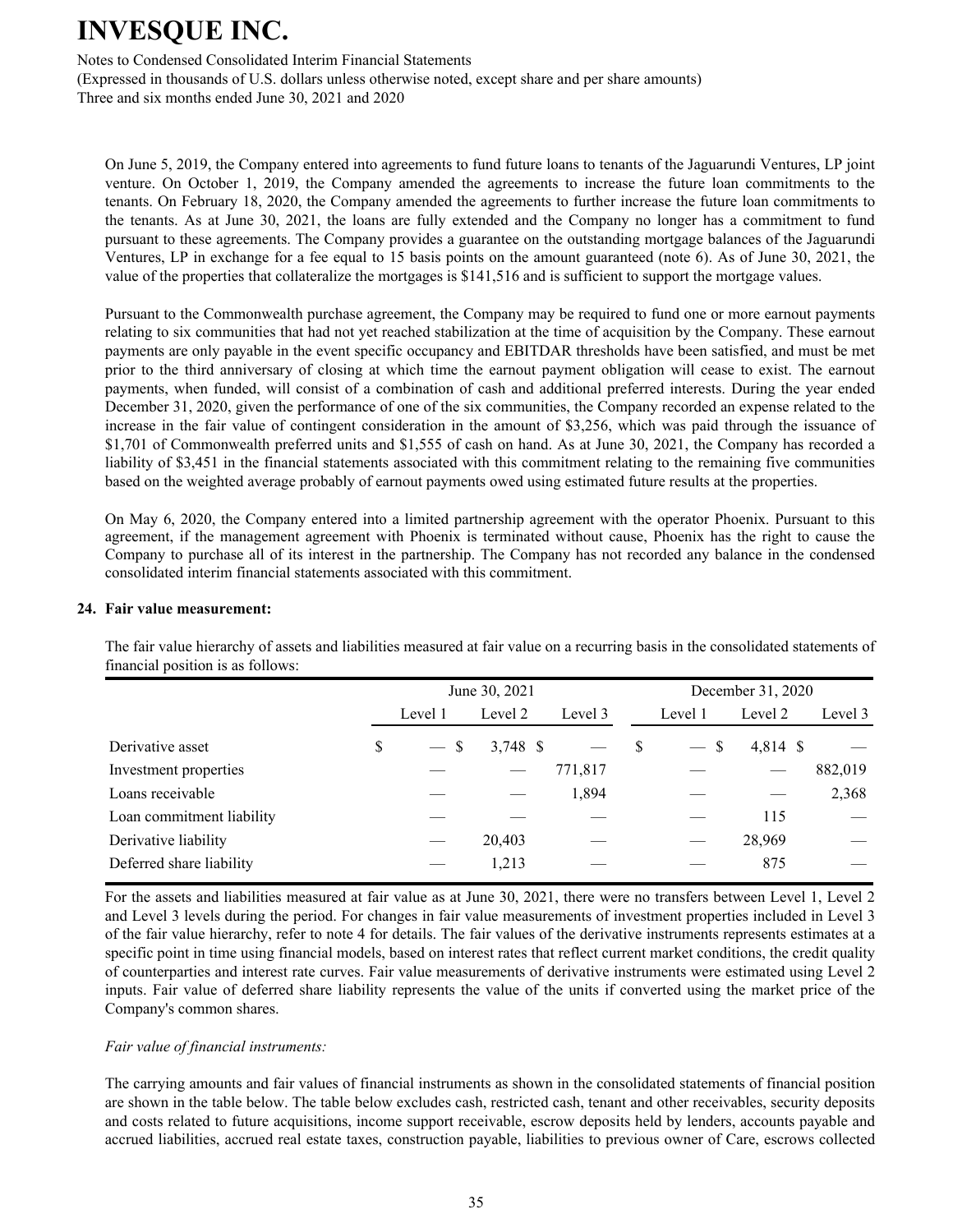On June 5, 2019, the Company entered into agreements to fund future loans to tenants of the Jaguarundi Ventures, LP joint venture. On October 1, 2019, the Company amended the agreements to increase the future loan commitments to the tenants. On February 18, 2020, the Company amended the agreements to further increase the future loan commitments to the tenants. As at June 30, 2021, the loans are fully extended and the Company no longer has a commitment to fund pursuant to these agreements. The Company provides a guarantee on the outstanding mortgage balances of the Jaguarundi Ventures, LP in exchange for a fee equal to 15 basis points on the amount guaranteed (note 6). As of June 30, 2021, the value of the properties that collateralize the mortgages is $141,516 and is sufficient to support the mortgage values.

Pursuant to the Commonwealth purchase agreement, the Company may be required to fund one or more earnout payments relating to six communities that had not yet reached stabilization at the time of acquisition by the Company. These earnout payments are only payable in the event specific occupancy and EBITDAR thresholds have been satisfied, and must be met prior to the third anniversary of closing at which time the earnout payment obligation will cease to exist. The earnout payments, when funded, will consist of a combination of cash and additional preferred interests. During the year ended December 31, 2020, given the performance of one of the six communities, the Company recorded an expense related to the increase in the fair value of contingent consideration in the amount of $3,256, which was paid through the issuance of $1,701 of Commonwealth preferred units and $1,555 of cash on hand. As at June 30, 2021, the Company has recorded a liability of $3,451 in the financial statements associated with this commitment relating to the remaining five communities based on the weighted average probably of earnout payments owed using estimated future results at the properties.

On May 6, 2020, the Company entered into a limited partnership agreement with the operator Phoenix. Pursuant to this agreement, if the management agreement with Phoenix is terminated without cause, Phoenix has the right to cause the Company to purchase all of its interest in the partnership. The Company has not recorded any balance in the condensed consolidated interim financial statements associated with this commitment.

## 24. Fair value measurement:

The fair value hierarchy of assets and liabilities measured at fair value on a recurring basis in the consolidated statements of financial position is as follows:

| | June 30, 2021 | | | December 31, 2020 | | |
|---|---|---|---|---|---|---|
| | Level 1 | Level 2 | Level 3 | Level 1 | Level 2 | Level 3 |
| Derivative asset | $ — | $ 3,748 | $ — | $ — | $ 4,814 | $ — |
| Investment properties | — | — | 771,817 | — | — | 882,019 |
| Loans receivable | — | — | 1,894 | — | — | 2,368 |
| Loan commitment liability | — | — | — | — | 115 | — |
| Derivative liability | — | 20,403 | — | — | 28,969 | — |
| Deferred share liability | — | 1,213 | — | — | 875 | — |

For the assets and liabilities measured at fair value as at June 30, 2021, there were no transfers between Level 1, Level 2 and Level 3 levels during the period. For changes in fair value measurements of investment properties included in Level 3 of the fair value hierarchy, refer to note 4 for details. The fair values of the derivative instruments represents estimates at a specific point in time using financial models, based on interest rates that reflect current market conditions, the credit quality of counterparties and interest rate curves. Fair value measurements of derivative instruments were estimated using Level 2 inputs. Fair value of deferred share liability represents the value of the units if converted using the market price of the Company's common shares.

*Fair value of financial instruments:*

The carrying amounts and fair values of financial instruments as shown in the consolidated statements of financial position are shown in the table below. The table below excludes cash, restricted cash, tenant and other receivables, security deposits and costs related to future acquisitions, income support receivable, escrow deposits held by lenders, accounts payable and accrued liabilities, accrued real estate taxes, construction payable, liabilities to previous owner of Care, escrows collected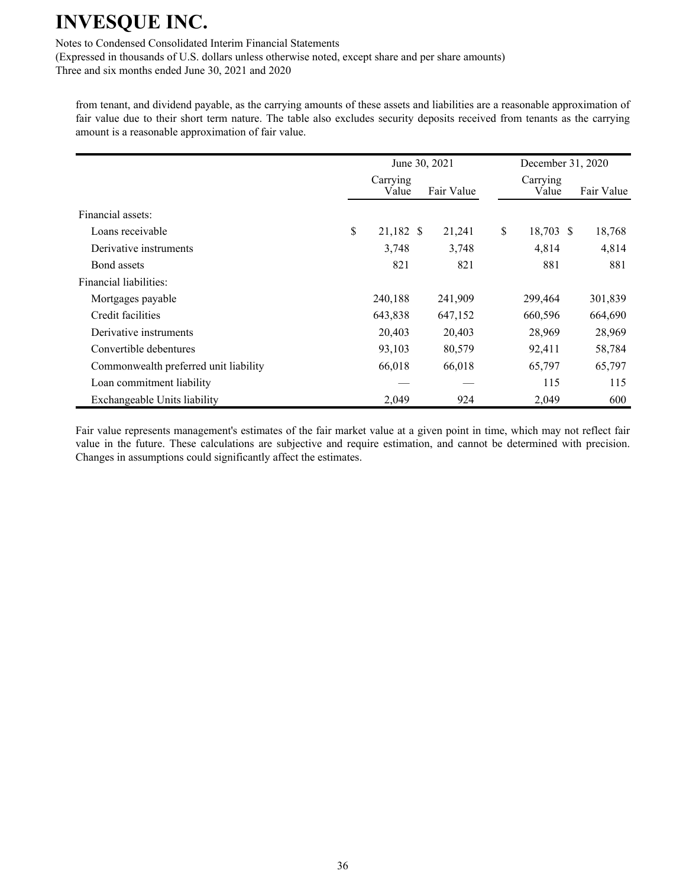from tenant, and dividend payable, as the carrying amounts of these assets and liabilities are a reasonable approximation of fair value due to their short term nature. The table also excludes security deposits received from tenants as the carrying amount is a reasonable approximation of fair value.

| | June 30, 2021 | | December 31, 2020 | |
|---|---|---|---|---|
| | Carrying Value | Fair Value | Carrying Value | Fair Value |
| Financial assets: | | | | |
| Loans receivable | $ 21,182 | $ 21,241 | $ 18,703 | $ 18,768 |
| Derivative instruments | 3,748 | 3,748 | 4,814 | 4,814 |
| Bond assets | 821 | 821 | 881 | 881 |
| Financial liabilities: | | | | |
| Mortgages payable | 240,188 | 241,909 | 299,464 | 301,839 |
| Credit facilities | 643,838 | 647,152 | 660,596 | 664,690 |
| Derivative instruments | 20,403 | 20,403 | 28,969 | 28,969 |
| Convertible debentures | 93,103 | 80,579 | 92,411 | 58,784 |
| Commonwealth preferred unit liability | 66,018 | 66,018 | 65,797 | 65,797 |
| Loan commitment liability | — | — | 115 | 115 |
| Exchangeable Units liability | 2,049 | 924 | 2,049 | 600 |

Fair value represents management's estimates of the fair market value at a given point in time, which may not reflect fair value in the future. These calculations are subjective and require estimation, and cannot be determined with precision. Changes in assumptions could significantly affect the estimates.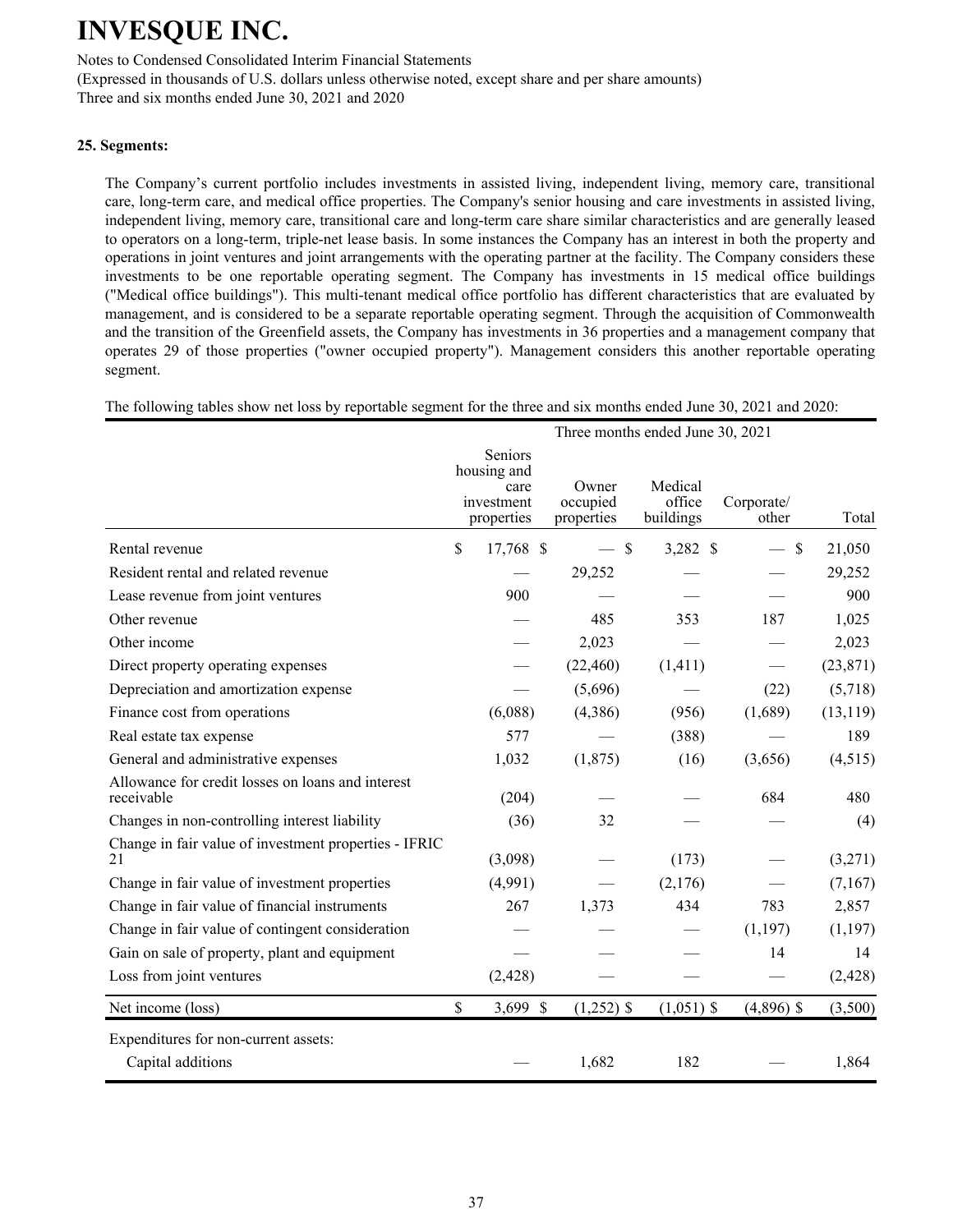# INVESQUE INC.

Notes to Condensed Consolidated Interim Financial Statements
(Expressed in thousands of U.S. dollars unless otherwise noted, except share and per share amounts)
Three and six months ended June 30, 2021 and 2020

**25. Segments:**

The Company's current portfolio includes investments in assisted living, independent living, memory care, transitional care, long-term care, and medical office properties. The Company's senior housing and care investments in assisted living, independent living, memory care, transitional care and long-term care share similar characteristics and are generally leased to operators on a long-term, triple-net lease basis. In some instances the Company has an interest in both the property and operations in joint ventures and joint arrangements with the operating partner at the facility. The Company considers these investments to be one reportable operating segment. The Company has investments in 15 medical office buildings ("Medical office buildings"). This multi-tenant medical office portfolio has different characteristics that are evaluated by management, and is considered to be a separate reportable operating segment. Through the acquisition of Commonwealth and the transition of the Greenfield assets, the Company has investments in 36 properties and a management company that operates 29 of those properties ("owner occupied property"). Management considers this another reportable operating segment.

The following tables show net loss by reportable segment for the three and six months ended June 30, 2021 and 2020:

| | Three months ended June 30, 2021 | | | | |
|---|---|---|---|---|---|
| | Seniors housing and care investment properties | Owner occupied properties | Medical office buildings | Corporate/ other | Total |
| Rental revenue | $ 17,768 | $ — | $ 3,282 | $ — | $ 21,050 |
| Resident rental and related revenue | — | 29,252 | — | — | 29,252 |
| Lease revenue from joint ventures | 900 | — | — | — | 900 |
| Other revenue | — | 485 | 353 | 187 | 1,025 |
| Other income | — | 2,023 | — | — | 2,023 |
| Direct property operating expenses | — | (22,460) | (1,411) | — | (23,871) |
| Depreciation and amortization expense | — | (5,696) | — | (22) | (5,718) |
| Finance cost from operations | (6,088) | (4,386) | (956) | (1,689) | (13,119) |
| Real estate tax expense | 577 | — | (388) | — | 189 |
| General and administrative expenses | 1,032 | (1,875) | (16) | (3,656) | (4,515) |
| Allowance for credit losses on loans and interest receivable | (204) | — | — | 684 | 480 |
| Changes in non-controlling interest liability | (36) | 32 | — | — | (4) |
| Change in fair value of investment properties - IFRIC 21 | (3,098) | — | (173) | — | (3,271) |
| Change in fair value of investment properties | (4,991) | — | (2,176) | — | (7,167) |
| Change in fair value of financial instruments | 267 | 1,373 | 434 | 783 | 2,857 |
| Change in fair value of contingent consideration | — | — | — | (1,197) | (1,197) |
| Gain on sale of property, plant and equipment | — | — | — | 14 | 14 |
| Loss from joint ventures | (2,428) | — | — | — | (2,428) |
| Net income (loss) | $ 3,699 | $ (1,252) | $ (1,051) | $ (4,896) | $ (3,500) |
| Expenditures for non-current assets: | | | | | |
| Capital additions | — | 1,682 | 182 | — | 1,864 |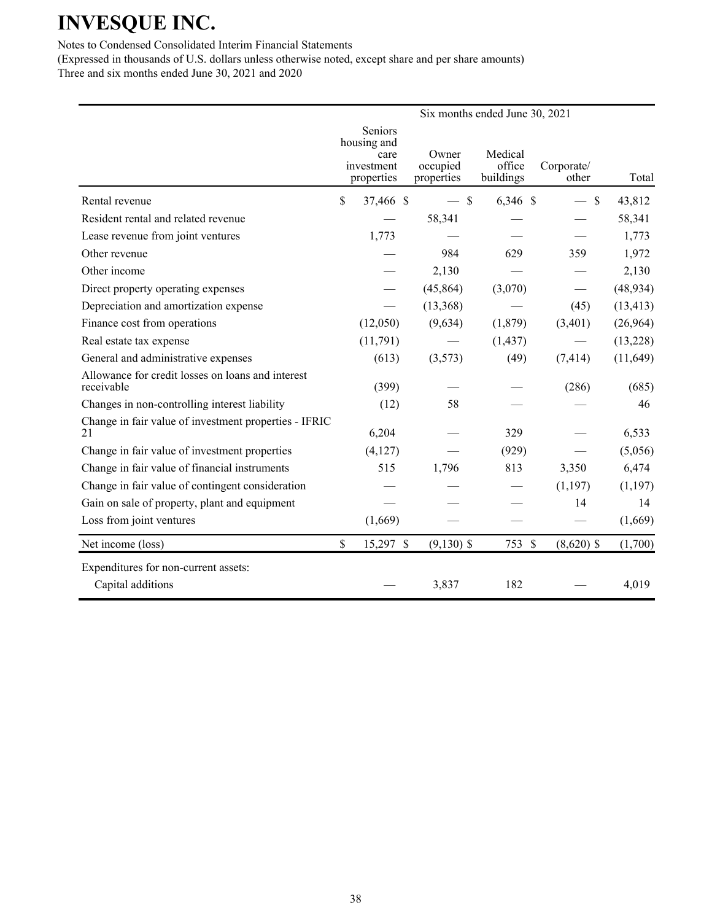# INVESQUE INC.

Notes to Condensed Consolidated Interim Financial Statements

(Expressed in thousands of U.S. dollars unless otherwise noted, except share and per share amounts)

Three and six months ended June 30, 2021 and 2020

| | Six months ended June 30, 2021 | | | | |
|---|---|---|---|---|---|
| | Seniors housing and care investment properties | Owner occupied properties | Medical office buildings | Corporate/ other | Total |
| Rental revenue | $ 37,466 | $ — | $ 6,346 | $ — | $ 43,812 |
| Resident rental and related revenue | — | 58,341 | — | — | 58,341 |
| Lease revenue from joint ventures | 1,773 | — | — | — | 1,773 |
| Other revenue | — | 984 | 629 | 359 | 1,972 |
| Other income | — | 2,130 | — | — | 2,130 |
| Direct property operating expenses | — | (45,864) | (3,070) | — | (48,934) |
| Depreciation and amortization expense | — | (13,368) | — | (45) | (13,413) |
| Finance cost from operations | (12,050) | (9,634) | (1,879) | (3,401) | (26,964) |
| Real estate tax expense | (11,791) | — | (1,437) | — | (13,228) |
| General and administrative expenses | (613) | (3,573) | (49) | (7,414) | (11,649) |
| Allowance for credit losses on loans and interest receivable | (399) | — | — | (286) | (685) |
| Changes in non-controlling interest liability | (12) | 58 | — | — | 46 |
| Change in fair value of investment properties - IFRIC 21 | 6,204 | — | 329 | — | 6,533 |
| Change in fair value of investment properties | (4,127) | — | (929) | — | (5,056) |
| Change in fair value of financial instruments | 515 | 1,796 | 813 | 3,350 | 6,474 |
| Change in fair value of contingent consideration | — | — | — | (1,197) | (1,197) |
| Gain on sale of property, plant and equipment | — | — | — | 14 | 14 |
| Loss from joint ventures | (1,669) | — | — | — | (1,669) |
| Net income (loss) | $ 15,297 | $ (9,130) | $ 753 | $ (8,620) | $ (1,700) |
| Expenditures for non-current assets: | | | | | |
| Capital additions | — | 3,837 | 182 | — | 4,019 |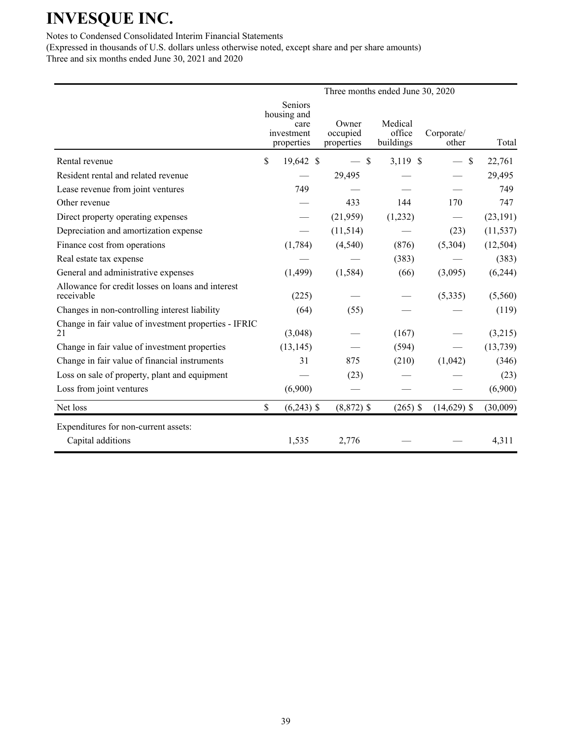# INVESQUE INC.

Notes to Condensed Consolidated Interim Financial Statements

(Expressed in thousands of U.S. dollars unless otherwise noted, except share and per share amounts)

Three and six months ended June 30, 2021 and 2020

| | Three months ended June 30, 2020 | | | | |
|---|---|---|---|---|---|
| | Seniors housing and care investment properties | Owner occupied properties | Medical office buildings | Corporate/ other | Total |
| Rental revenue | $ 19,642 | $ — | $ 3,119 | $ — | $ 22,761 |
| Resident rental and related revenue | — | 29,495 | — | — | 29,495 |
| Lease revenue from joint ventures | 749 | — | — | — | 749 |
| Other revenue | — | 433 | 144 | 170 | 747 |
| Direct property operating expenses | — | (21,959) | (1,232) | — | (23,191) |
| Depreciation and amortization expense | — | (11,514) | — | (23) | (11,537) |
| Finance cost from operations | (1,784) | (4,540) | (876) | (5,304) | (12,504) |
| Real estate tax expense | — | — | (383) | — | (383) |
| General and administrative expenses | (1,499) | (1,584) | (66) | (3,095) | (6,244) |
| Allowance for credit losses on loans and interest receivable | (225) | — | — | (5,335) | (5,560) |
| Changes in non-controlling interest liability | (64) | (55) | — | — | (119) |
| Change in fair value of investment properties - IFRIC 21 | (3,048) | — | (167) | — | (3,215) |
| Change in fair value of investment properties | (13,145) | — | (594) | — | (13,739) |
| Change in fair value of financial instruments | 31 | 875 | (210) | (1,042) | (346) |
| Loss on sale of property, plant and equipment | — | (23) | — | — | (23) |
| Loss from joint ventures | (6,900) | — | — | — | (6,900) |
| Net loss | $ (6,243) | $ (8,872) | $ (265) | $ (14,629) | $ (30,009) |
| Expenditures for non-current assets: | | | | | |
| Capital additions | 1,535 | 2,776 | — | — | 4,311 |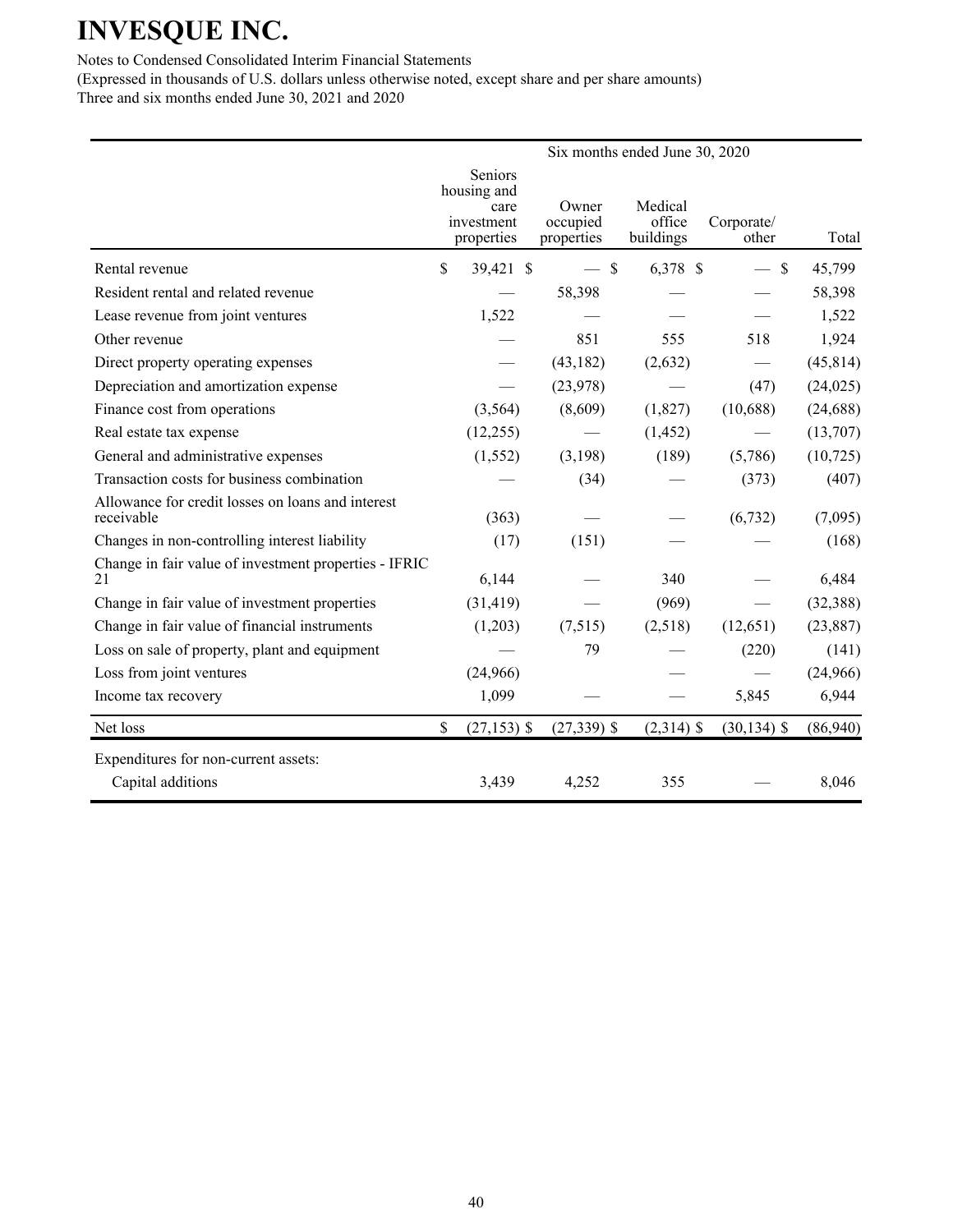| | Six months ended June 30, 2020 | | | | |
|---|---|---|---|---|---|
| | Seniors housing and care investment properties | Owner occupied properties | Medical office buildings | Corporate/ other | Total |
| Rental revenue | $ 39,421 | $ — | $ 6,378 | $ — | $ 45,799 |
| Resident rental and related revenue | — | 58,398 | — | — | 58,398 |
| Lease revenue from joint ventures | 1,522 | — | — | — | 1,522 |
| Other revenue | — | 851 | 555 | 518 | 1,924 |
| Direct property operating expenses | — | (43,182) | (2,632) | — | (45,814) |
| Depreciation and amortization expense | — | (23,978) | — | (47) | (24,025) |
| Finance cost from operations | (3,564) | (8,609) | (1,827) | (10,688) | (24,688) |
| Real estate tax expense | (12,255) | — | (1,452) | — | (13,707) |
| General and administrative expenses | (1,552) | (3,198) | (189) | (5,786) | (10,725) |
| Transaction costs for business combination | — | (34) | — | (373) | (407) |
| Allowance for credit losses on loans and interest receivable | (363) | — | — | (6,732) | (7,095) |
| Changes in non-controlling interest liability | (17) | (151) | — | — | (168) |
| Change in fair value of investment properties - IFRIC 21 | 6,144 | — | 340 | — | 6,484 |
| Change in fair value of investment properties | (31,419) | — | (969) | — | (32,388) |
| Change in fair value of financial instruments | (1,203) | (7,515) | (2,518) | (12,651) | (23,887) |
| Loss on sale of property, plant and equipment | — | 79 | — | (220) | (141) |
| Loss from joint ventures | (24,966) | | — | — | (24,966) |
| Income tax recovery | 1,099 | — | — | 5,845 | 6,944 |
| Net loss | $ (27,153) | $ (27,339) | $ (2,314) | $ (30,134) | $ (86,940) |
| Expenditures for non-current assets: | | | | | |
| Capital additions | 3,439 | 4,252 | 355 | — | 8,046 |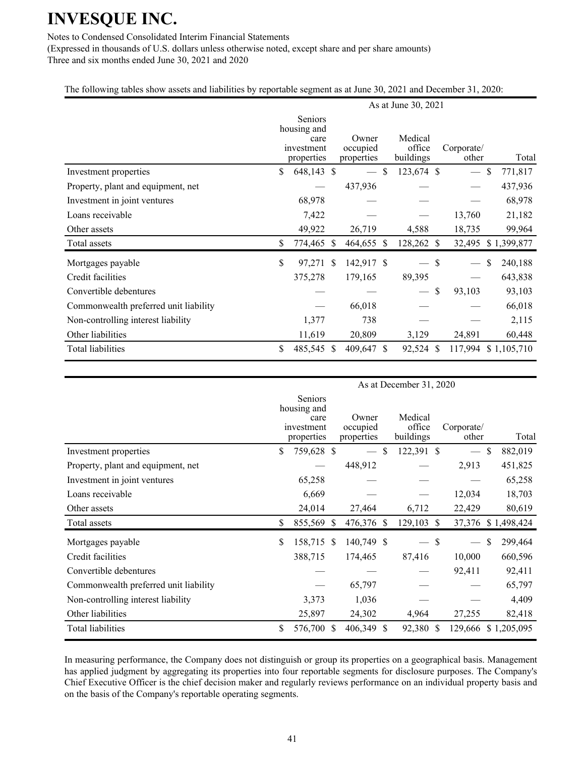# INVESQUE INC.

Notes to Condensed Consolidated Interim Financial Statements
(Expressed in thousands of U.S. dollars unless otherwise noted, except share and per share amounts)
Three and six months ended June 30, 2021 and 2020

The following tables show assets and liabilities by reportable segment as at June 30, 2021 and December 31, 2020:

| | As at June 30, 2021 | | | | |
|---|---|---|---|---|---|
| | Seniors housing and care investment properties | Owner occupied properties | Medical office buildings | Corporate/ other | Total |
| Investment properties | $ 648,143 | $ — | $ 123,674 | $ — | $ 771,817 |
| Property, plant and equipment, net | — | 437,936 | — | — | 437,936 |
| Investment in joint ventures | 68,978 | — | — | — | 68,978 |
| Loans receivable | 7,422 | — | — | 13,760 | 21,182 |
| Other assets | 49,922 | 26,719 | 4,588 | 18,735 | 99,964 |
| Total assets | $ 774,465 | $ 464,655 | $ 128,262 | $ 32,495 | $ 1,399,877 |
| Mortgages payable | $ 97,271 | $ 142,917 | $ — | $ — | $ 240,188 |
| Credit facilities | 375,278 | 179,165 | 89,395 | — | 643,838 |
| Convertible debentures | — | — | — | $ 93,103 | 93,103 |
| Commonwealth preferred unit liability | — | 66,018 | — | — | 66,018 |
| Non-controlling interest liability | 1,377 | 738 | — | — | 2,115 |
| Other liabilities | 11,619 | 20,809 | 3,129 | 24,891 | 60,448 |
| Total liabilities | $ 485,545 | $ 409,647 | $ 92,524 | $ 117,994 | $ 1,105,710 |

| | As at December 31, 2020 | | | | |
|---|---|---|---|---|---|
| | Seniors housing and care investment properties | Owner occupied properties | Medical office buildings | Corporate/ other | Total |
| Investment properties | $ 759,628 | $ — | $ 122,391 | $ — | $ 882,019 |
| Property, plant and equipment, net | — | 448,912 | — | 2,913 | 451,825 |
| Investment in joint ventures | 65,258 | — | — | — | 65,258 |
| Loans receivable | 6,669 | — | — | 12,034 | 18,703 |
| Other assets | 24,014 | 27,464 | 6,712 | 22,429 | 80,619 |
| Total assets | $ 855,569 | $ 476,376 | $ 129,103 | $ 37,376 | $ 1,498,424 |
| Mortgages payable | $ 158,715 | $ 140,749 | $ — | $ — | $ 299,464 |
| Credit facilities | 388,715 | 174,465 | 87,416 | 10,000 | 660,596 |
| Convertible debentures | — | — | — | 92,411 | 92,411 |
| Commonwealth preferred unit liability | — | 65,797 | — | — | 65,797 |
| Non-controlling interest liability | 3,373 | 1,036 | — | — | 4,409 |
| Other liabilities | 25,897 | 24,302 | 4,964 | 27,255 | 82,418 |
| Total liabilities | $ 576,700 | $ 406,349 | $ 92,380 | $ 129,666 | $ 1,205,095 |

In measuring performance, the Company does not distinguish or group its properties on a geographical basis. Management has applied judgment by aggregating its properties into four reportable segments for disclosure purposes. The Company's Chief Executive Officer is the chief decision maker and regularly reviews performance on an individual property basis and on the basis of the Company's reportable operating segments.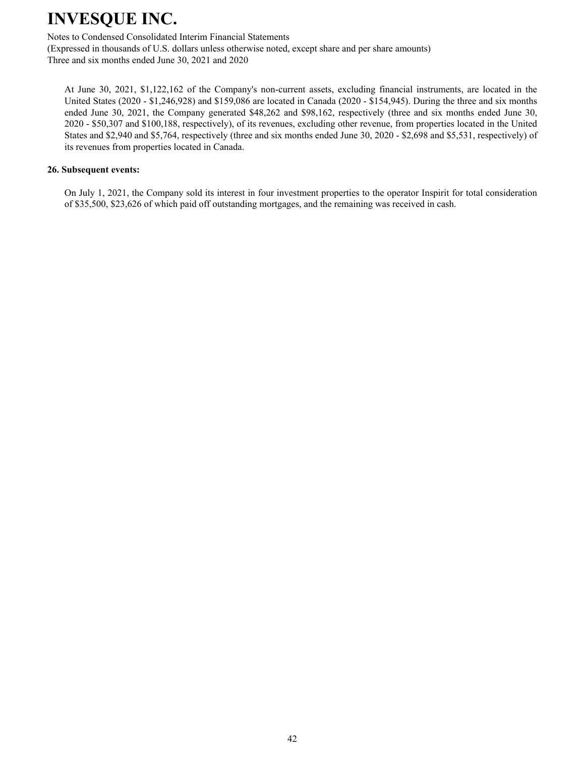At June 30, 2021, $1,122,162 of the Company's non-current assets, excluding financial instruments, are located in the United States (2020 - $1,246,928) and $159,086 are located in Canada (2020 - $154,945). During the three and six months ended June 30, 2021, the Company generated $48,262 and $98,162, respectively (three and six months ended June 30, 2020 - $50,307 and $100,188, respectively), of its revenues, excluding other revenue, from properties located in the United States and $2,940 and $5,764, respectively (three and six months ended June 30, 2020 - $2,698 and $5,531, respectively) of its revenues from properties located in Canada.

**26. Subsequent events:**

On July 1, 2021, the Company sold its interest in four investment properties to the operator Inspirit for total consideration of $35,500, $23,626 of which paid off outstanding mortgages, and the remaining was received in cash.